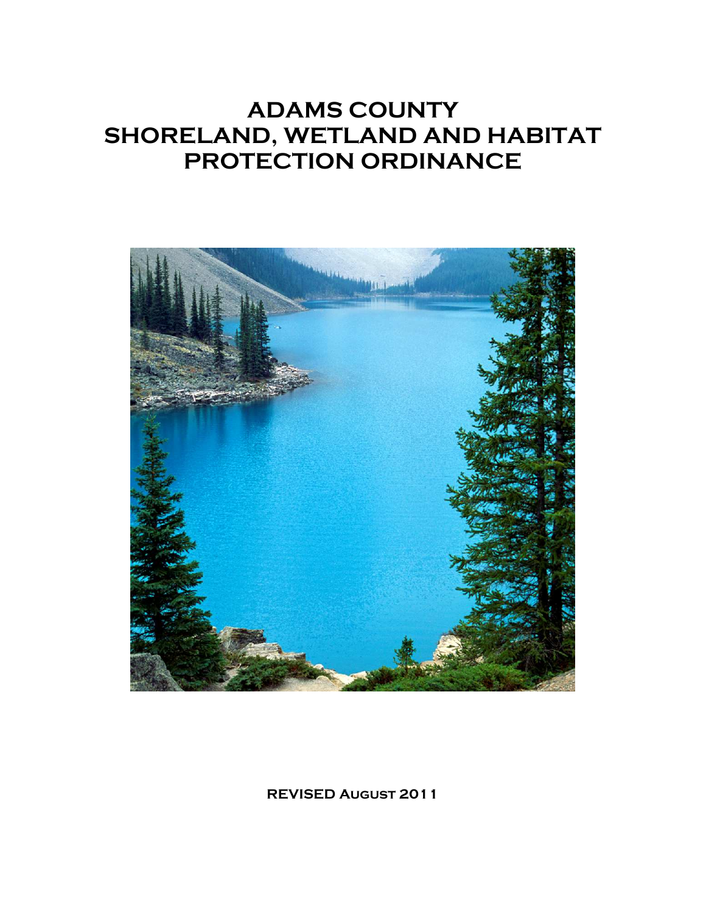# ADAMS COUNTY SHORELAND, WETLAND AND HABITAT PROTECTION ORDINANCE

**REVISED AUGUST 2011**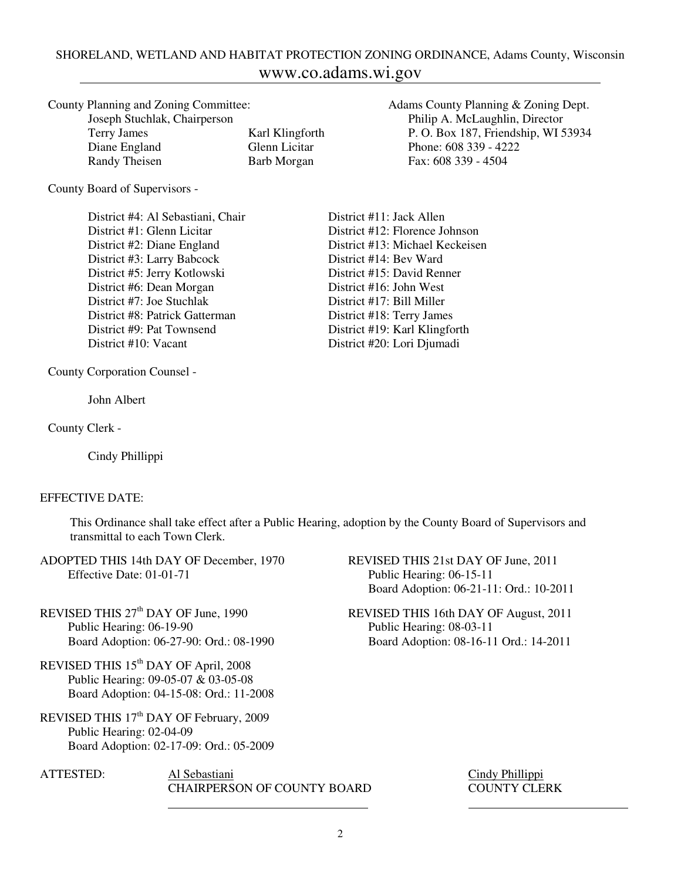SHORELAND, WETLAND AND HABITAT PROTECTION ZONING ORDINANCE, Adams County, Wisconsin
www.co.adams.wi.gov

County Planning and Zoning Committee:
Joseph Stuchlak, Chairperson
Terry James — Karl Klingforth
Diane England — Glenn Licitar
Randy Theisen — Barb Morgan

Adams County Planning & Zoning Dept.
Philip A. McLaughlin, Director
P. O. Box 187, Friendship, WI 53934
Phone: 608 339 - 4222
Fax: 608 339 - 4504

County Board of Supervisors -

District #4: Al Sebastiani, Chair
District #1: Glenn Licitar
District #2: Diane England
District #3: Larry Babcock
District #5: Jerry Kotlowski
District #6: Dean Morgan
District #7: Joe Stuchlak
District #8: Patrick Gatterman
District #9: Pat Townsend
District #10: Vacant
District #11: Jack Allen
District #12: Florence Johnson
District #13: Michael Keckeisen
District #14: Bev Ward
District #15: David Renner
District #16: John West
District #17: Bill Miller
District #18: Terry James
District #19: Karl Klingforth
District #20: Lori Djumadi

County Corporation Counsel -

John Albert

County Clerk -

Cindy Phillippi

EFFECTIVE DATE:

This Ordinance shall take effect after a Public Hearing, adoption by the County Board of Supervisors and transmittal to each Town Clerk.

ADOPTED THIS 14th DAY OF December, 1970
Effective Date: 01-01-71

REVISED THIS 27th DAY OF June, 1990
Public Hearing: 06-19-90
Board Adoption: 06-27-90: Ord.: 08-1990

REVISED THIS 15th DAY OF April, 2008
Public Hearing: 09-05-07 & 03-05-08
Board Adoption: 04-15-08: Ord.: 11-2008

REVISED THIS 17th DAY OF February, 2009
Public Hearing: 02-04-09
Board Adoption: 02-17-09: Ord.: 05-2009

REVISED THIS 21st DAY OF June, 2011
Public Hearing: 06-15-11
Board Adoption: 06-21-11: Ord.: 10-2011

REVISED THIS 16th DAY OF August, 2011
Public Hearing: 08-03-11
Board Adoption: 08-16-11 Ord.: 14-2011

ATTESTED:

Al Sebastiani
CHAIRPERSON OF COUNTY BOARD
\_\_\_\_\_\_\_\_\_\_\_\_\_\_\_\_\_\_\_\_\_\_\_\_\_\_\_\_\_\_

Cindy Phillippi
COUNTY CLERK
\_\_\_\_\_\_\_\_\_\_\_\_\_\_\_\_\_\_\_\_\_\_\_\_\_\_\_\_\_\_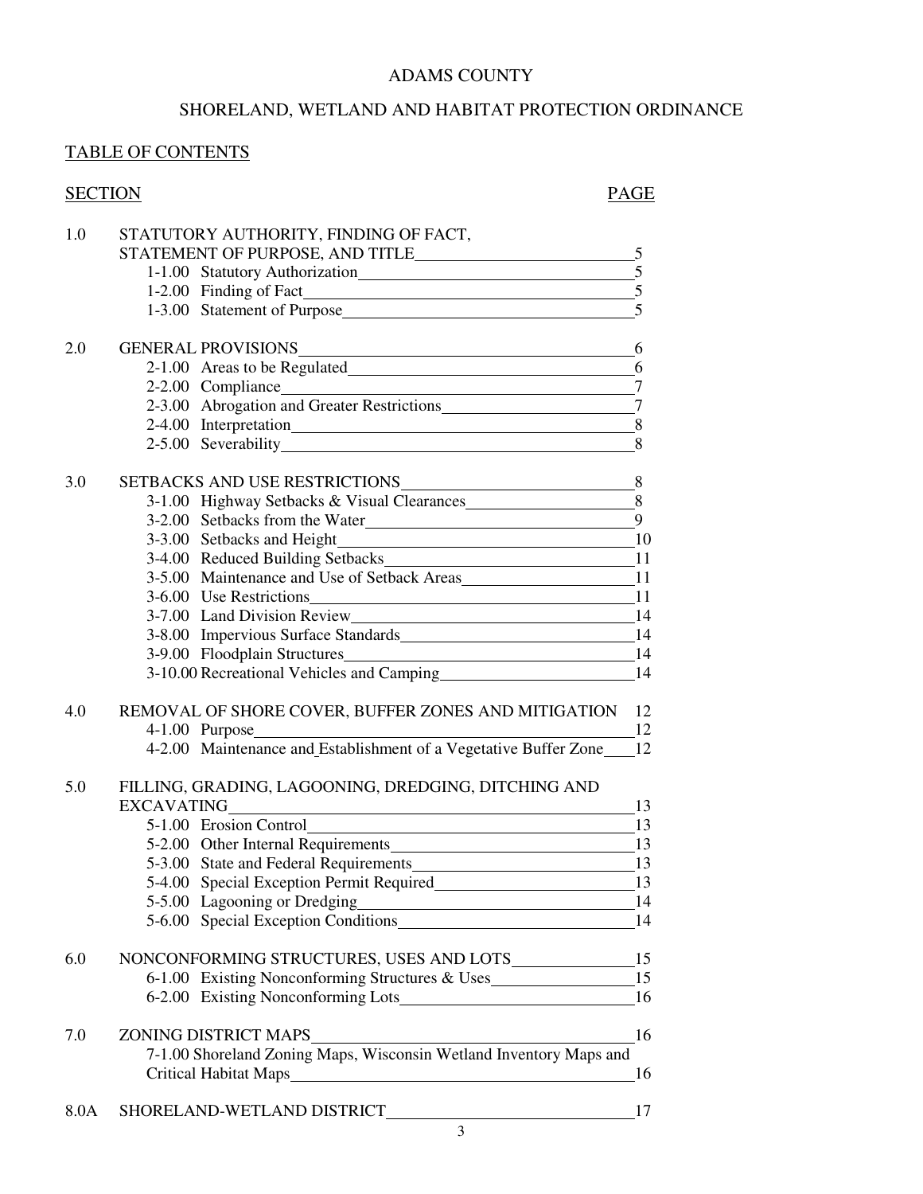ADAMS COUNTY

SHORELAND, WETLAND AND HABITAT PROTECTION ORDINANCE

TABLE OF CONTENTS

| SECTION | | PAGE |
|---|---|---|
| 1.0 | STATUTORY AUTHORITY, FINDING OF FACT, STATEMENT OF PURPOSE, AND TITLE | 5 |
| | 1-1.00 Statutory Authorization | 5 |
| | 1-2.00 Finding of Fact | 5 |
| | 1-3.00 Statement of Purpose | 5 |
| 2.0 | GENERAL PROVISIONS | 6 |
| | 2-1.00 Areas to be Regulated | 6 |
| | 2-2.00 Compliance | 7 |
| | 2-3.00 Abrogation and Greater Restrictions | 7 |
| | 2-4.00 Interpretation | 8 |
| | 2-5.00 Severability | 8 |
| 3.0 | SETBACKS AND USE RESTRICTIONS | 8 |
| | 3-1.00 Highway Setbacks & Visual Clearances | 8 |
| | 3-2.00 Setbacks from the Water | 9 |
| | 3-3.00 Setbacks and Height | 10 |
| | 3-4.00 Reduced Building Setbacks | 11 |
| | 3-5.00 Maintenance and Use of Setback Areas | 11 |
| | 3-6.00 Use Restrictions | 11 |
| | 3-7.00 Land Division Review | 14 |
| | 3-8.00 Impervious Surface Standards | 14 |
| | 3-9.00 Floodplain Structures | 14 |
| | 3-10.00 Recreational Vehicles and Camping | 14 |
| 4.0 | REMOVAL OF SHORE COVER, BUFFER ZONES AND MITIGATION | 12 |
| | 4-1.00 Purpose | 12 |
| | 4-2.00 Maintenance and Establishment of a Vegetative Buffer Zone | 12 |
| 5.0 | FILLING, GRADING, LAGOONING, DREDGING, DITCHING AND EXCAVATING | 13 |
| | 5-1.00 Erosion Control | 13 |
| | 5-2.00 Other Internal Requirements | 13 |
| | 5-3.00 State and Federal Requirements | 13 |
| | 5-4.00 Special Exception Permit Required | 13 |
| | 5-5.00 Lagooning or Dredging | 14 |
| | 5-6.00 Special Exception Conditions | 14 |
| 6.0 | NONCONFORMING STRUCTURES, USES AND LOTS | 15 |
| | 6-1.00 Existing Nonconforming Structures & Uses | 15 |
| | 6-2.00 Existing Nonconforming Lots | 16 |
| 7.0 | ZONING DISTRICT MAPS | 16 |
| | 7-1.00 Shoreland Zoning Maps, Wisconsin Wetland Inventory Maps and Critical Habitat Maps | 16 |
| 8.0A | SHORELAND-WETLAND DISTRICT | 17 |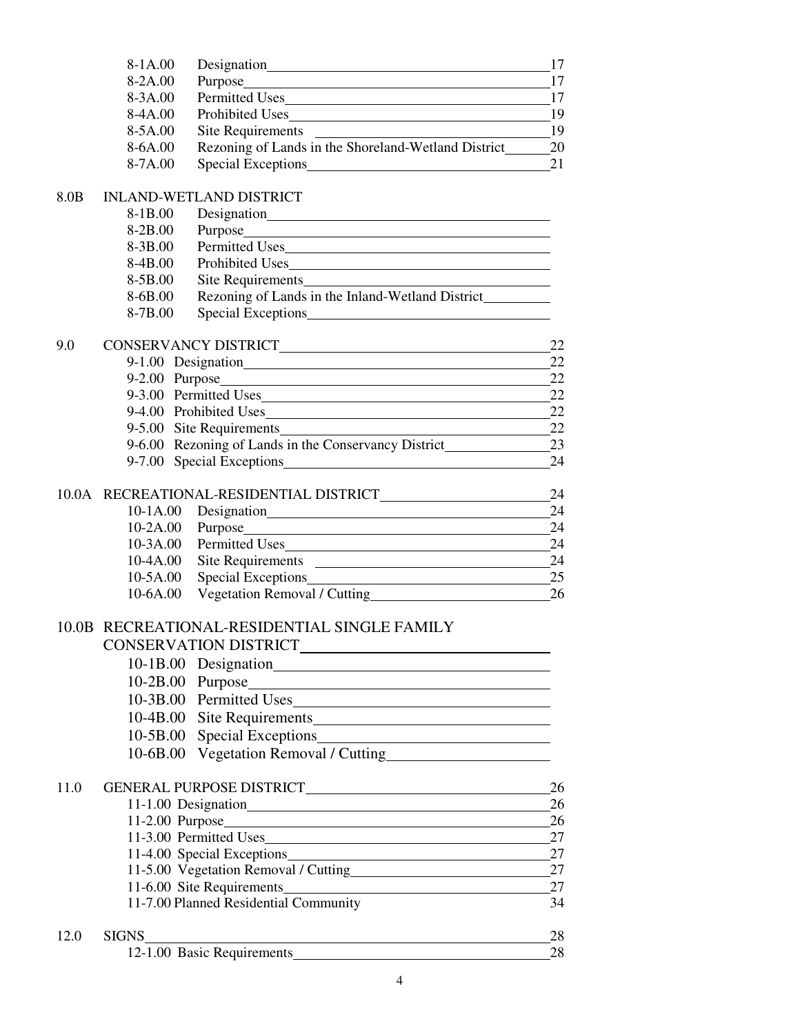| | | |
|---|---|---|
| 8-1A.00 | Designation | 17 |
| 8-2A.00 | Purpose | 17 |
| 8-3A.00 | Permitted Uses | 17 |
| 8-4A.00 | Prohibited Uses | 19 |
| 8-5A.00 | Site Requirements | 19 |
| 8-6A.00 | Rezoning of Lands in the Shoreland-Wetland District | 20 |
| 8-7A.00 | Special Exceptions | 21 |

**8.0B INLAND-WETLAND DISTRICT**

| | | |
|---|---|---|
| 8-1B.00 | Designation | |
| 8-2B.00 | Purpose | |
| 8-3B.00 | Permitted Uses | |
| 8-4B.00 | Prohibited Uses | |
| 8-5B.00 | Site Requirements | |
| 8-6B.00 | Rezoning of Lands in the Inland-Wetland District | |
| 8-7B.00 | Special Exceptions | |

**9.0 CONSERVANCY DISTRICT** 22

| | | |
|---|---|---|
| 9-1.00 | Designation | 22 |
| 9-2.00 | Purpose | 22 |
| 9-3.00 | Permitted Uses | 22 |
| 9-4.00 | Prohibited Uses | 22 |
| 9-5.00 | Site Requirements | 22 |
| 9-6.00 | Rezoning of Lands in the Conservancy District | 23 |
| 9-7.00 | Special Exceptions | 24 |

**10.0A RECREATIONAL-RESIDENTIAL DISTRICT** 24

| | | |
|---|---|---|
| 10-1A.00 | Designation | 24 |
| 10-2A.00 | Purpose | 24 |
| 10-3A.00 | Permitted Uses | 24 |
| 10-4A.00 | Site Requirements | 24 |
| 10-5A.00 | Special Exceptions | 25 |
| 10-6A.00 | Vegetation Removal / Cutting | 26 |

**10.0B RECREATIONAL-RESIDENTIAL SINGLE FAMILY CONSERVATION DISTRICT**

| | | |
|---|---|---|
| 10-1B.00 | Designation | |
| 10-2B.00 | Purpose | |
| 10-3B.00 | Permitted Uses | |
| 10-4B.00 | Site Requirements | |
| 10-5B.00 | Special Exceptions | |
| 10-6B.00 | Vegetation Removal / Cutting | |

**11.0 GENERAL PURPOSE DISTRICT** 26

| | | |
|---|---|---|
| 11-1.00 | Designation | 26 |
| 11-2.00 | Purpose | 26 |
| 11-3.00 | Permitted Uses | 27 |
| 11-4.00 | Special Exceptions | 27 |
| 11-5.00 | Vegetation Removal / Cutting | 27 |
| 11-6.00 | Site Requirements | 27 |
| 11-7.00 | Planned Residential Community | 34 |

**12.0 SIGNS** 28

| | | |
|---|---|---|
| 12-1.00 | Basic Requirements | 28 |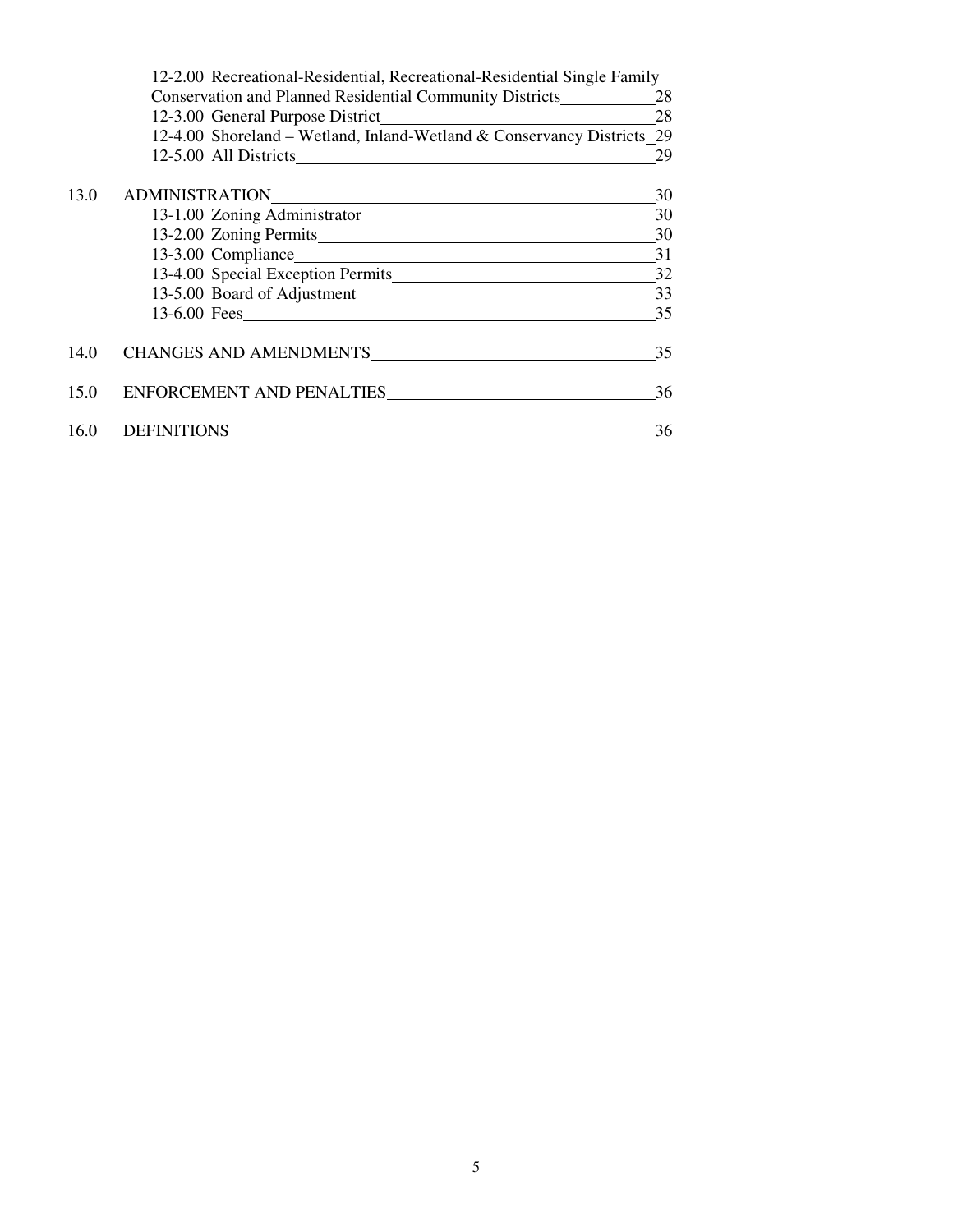12-2.00 Recreational-Residential, Recreational-Residential Single Family Conservation and Planned Residential Community Districts 28
12-3.00 General Purpose District 28
12-4.00 Shoreland – Wetland, Inland-Wetland & Conservancy Districts 29
12-5.00 All Districts 29

13.0 ADMINISTRATION 30
13-1.00 Zoning Administrator 30
13-2.00 Zoning Permits 30
13-3.00 Compliance 31
13-4.00 Special Exception Permits 32
13-5.00 Board of Adjustment 33
13-6.00 Fees 35

14.0 CHANGES AND AMENDMENTS 35

15.0 ENFORCEMENT AND PENALTIES 36

16.0 DEFINITIONS 36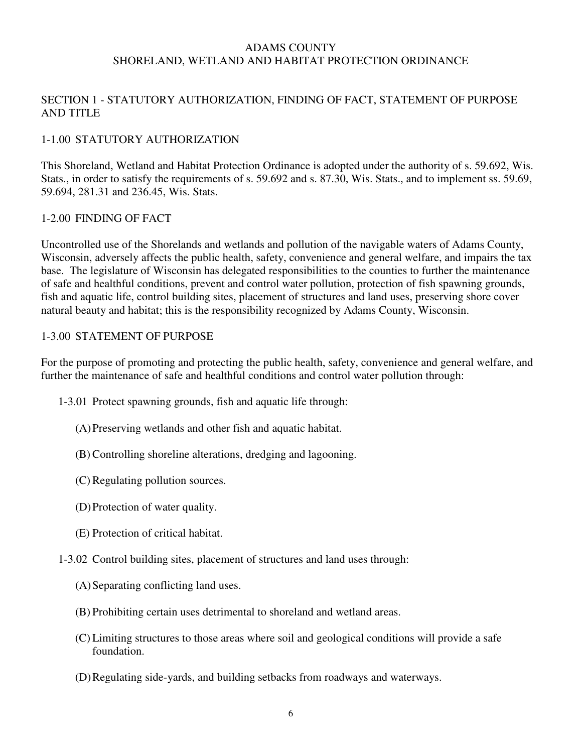# ADAMS COUNTY
# SHORELAND, WETLAND AND HABITAT PROTECTION ORDINANCE

## SECTION 1 - STATUTORY AUTHORIZATION, FINDING OF FACT, STATEMENT OF PURPOSE AND TITLE

### 1-1.00 STATUTORY AUTHORIZATION

This Shoreland, Wetland and Habitat Protection Ordinance is adopted under the authority of s. 59.692, Wis. Stats., in order to satisfy the requirements of s. 59.692 and s. 87.30, Wis. Stats., and to implement ss. 59.69, 59.694, 281.31 and 236.45, Wis. Stats.

### 1-2.00 FINDING OF FACT

Uncontrolled use of the Shorelands and wetlands and pollution of the navigable waters of Adams County, Wisconsin, adversely affects the public health, safety, convenience and general welfare, and impairs the tax base. The legislature of Wisconsin has delegated responsibilities to the counties to further the maintenance of safe and healthful conditions, prevent and control water pollution, protection of fish spawning grounds, fish and aquatic life, control building sites, placement of structures and land uses, preserving shore cover natural beauty and habitat; this is the responsibility recognized by Adams County, Wisconsin.

### 1-3.00 STATEMENT OF PURPOSE

For the purpose of promoting and protecting the public health, safety, convenience and general welfare, and further the maintenance of safe and healthful conditions and control water pollution through:

1-3.01 Protect spawning grounds, fish and aquatic life through:

- (A) Preserving wetlands and other fish and aquatic habitat.
- (B) Controlling shoreline alterations, dredging and lagooning.
- (C) Regulating pollution sources.
- (D) Protection of water quality.
- (E) Protection of critical habitat.

1-3.02 Control building sites, placement of structures and land uses through:

- (A) Separating conflicting land uses.
- (B) Prohibiting certain uses detrimental to shoreland and wetland areas.
- (C) Limiting structures to those areas where soil and geological conditions will provide a safe foundation.
- (D) Regulating side-yards, and building setbacks from roadways and waterways.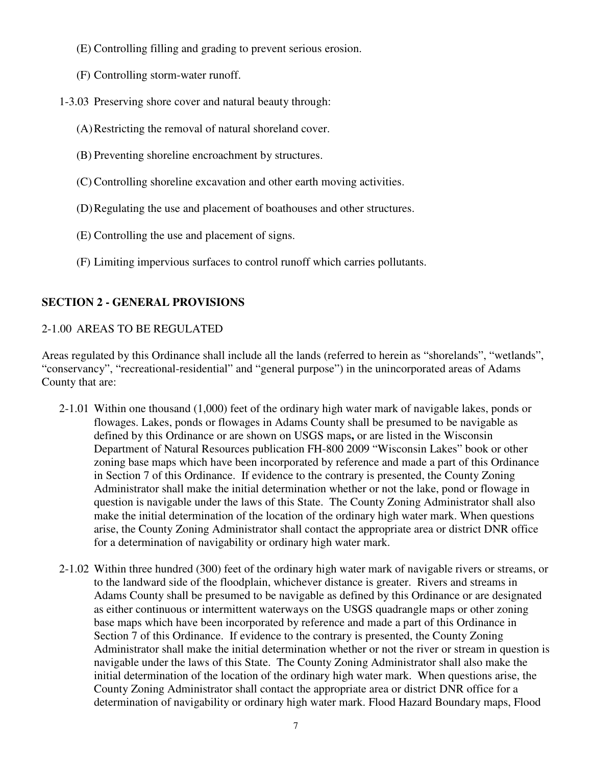(E) Controlling filling and grading to prevent serious erosion.

(F) Controlling storm-water runoff.

1-3.03 Preserving shore cover and natural beauty through:

(A) Restricting the removal of natural shoreland cover.

(B) Preventing shoreline encroachment by structures.

(C) Controlling shoreline excavation and other earth moving activities.

(D) Regulating the use and placement of boathouses and other structures.

(E) Controlling the use and placement of signs.

(F) Limiting impervious surfaces to control runoff which carries pollutants.

## SECTION 2 - GENERAL PROVISIONS

### 2-1.00 AREAS TO BE REGULATED

Areas regulated by this Ordinance shall include all the lands (referred to herein as "shorelands", "wetlands", "conservancy", "recreational-residential" and "general purpose") in the unincorporated areas of Adams County that are:

2-1.01 Within one thousand (1,000) feet of the ordinary high water mark of navigable lakes, ponds or flowages. Lakes, ponds or flowages in Adams County shall be presumed to be navigable as defined by this Ordinance or are shown on USGS maps**,** or are listed in the Wisconsin Department of Natural Resources publication FH-800 2009 "Wisconsin Lakes" book or other zoning base maps which have been incorporated by reference and made a part of this Ordinance in Section 7 of this Ordinance. If evidence to the contrary is presented, the County Zoning Administrator shall make the initial determination whether or not the lake, pond or flowage in question is navigable under the laws of this State. The County Zoning Administrator shall also make the initial determination of the location of the ordinary high water mark. When questions arise, the County Zoning Administrator shall contact the appropriate area or district DNR office for a determination of navigability or ordinary high water mark.

2-1.02 Within three hundred (300) feet of the ordinary high water mark of navigable rivers or streams, or to the landward side of the floodplain, whichever distance is greater. Rivers and streams in Adams County shall be presumed to be navigable as defined by this Ordinance or are designated as either continuous or intermittent waterways on the USGS quadrangle maps or other zoning base maps which have been incorporated by reference and made a part of this Ordinance in Section 7 of this Ordinance. If evidence to the contrary is presented, the County Zoning Administrator shall make the initial determination whether or not the river or stream in question is navigable under the laws of this State. The County Zoning Administrator shall also make the initial determination of the location of the ordinary high water mark. When questions arise, the County Zoning Administrator shall contact the appropriate area or district DNR office for a determination of navigability or ordinary high water mark. Flood Hazard Boundary maps, Flood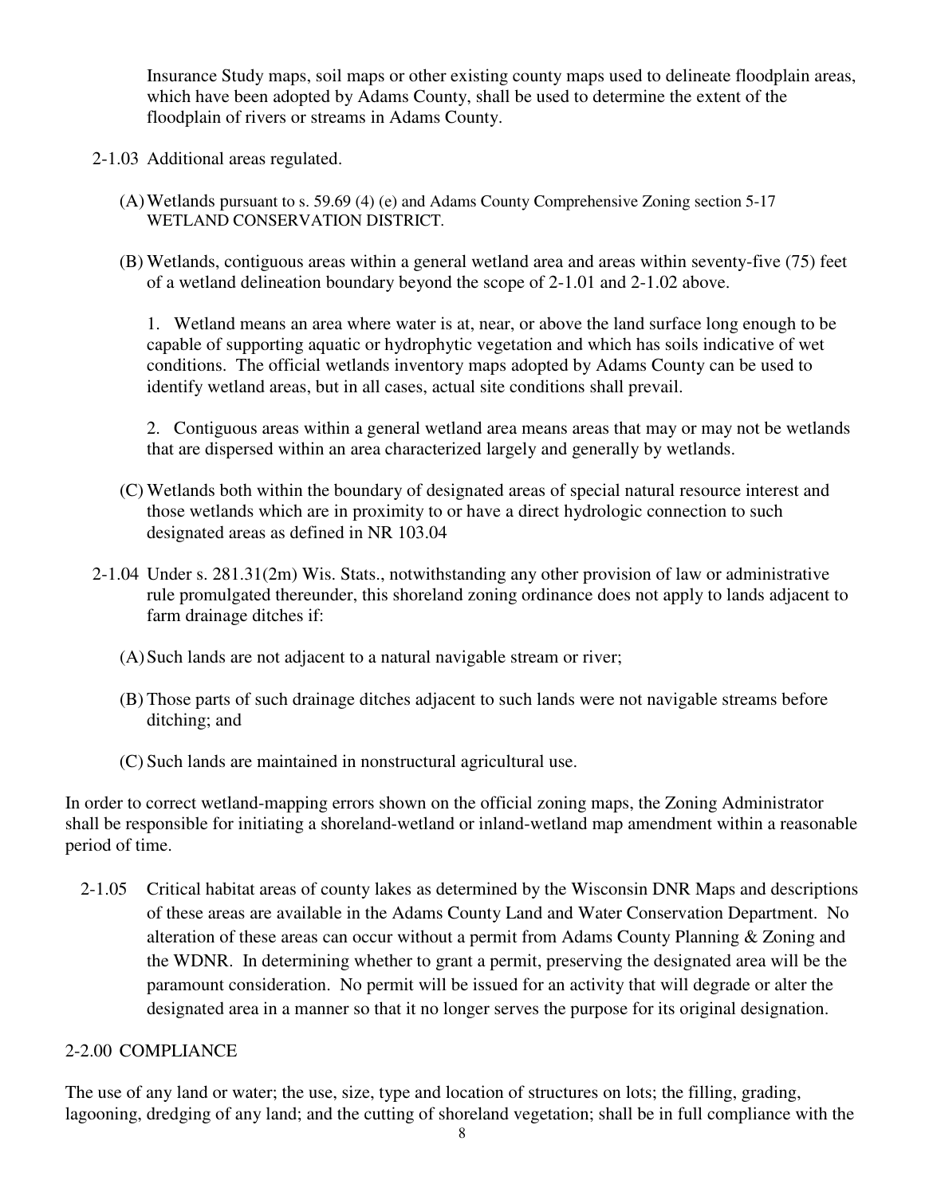Insurance Study maps, soil maps or other existing county maps used to delineate floodplain areas, which have been adopted by Adams County, shall be used to determine the extent of the floodplain of rivers or streams in Adams County.

2-1.03 Additional areas regulated.

(A) Wetlands pursuant to s. 59.69 (4) (e) and Adams County Comprehensive Zoning section 5-17 WETLAND CONSERVATION DISTRICT.

(B) Wetlands, contiguous areas within a general wetland area and areas within seventy-five (75) feet of a wetland delineation boundary beyond the scope of 2-1.01 and 2-1.02 above.

1. Wetland means an area where water is at, near, or above the land surface long enough to be capable of supporting aquatic or hydrophytic vegetation and which has soils indicative of wet conditions. The official wetlands inventory maps adopted by Adams County can be used to identify wetland areas, but in all cases, actual site conditions shall prevail.

2. Contiguous areas within a general wetland area means areas that may or may not be wetlands that are dispersed within an area characterized largely and generally by wetlands.

(C) Wetlands both within the boundary of designated areas of special natural resource interest and those wetlands which are in proximity to or have a direct hydrologic connection to such designated areas as defined in NR 103.04

2-1.04 Under s. 281.31(2m) Wis. Stats., notwithstanding any other provision of law or administrative rule promulgated thereunder, this shoreland zoning ordinance does not apply to lands adjacent to farm drainage ditches if:

(A) Such lands are not adjacent to a natural navigable stream or river;

(B) Those parts of such drainage ditches adjacent to such lands were not navigable streams before ditching; and

(C) Such lands are maintained in nonstructural agricultural use.

In order to correct wetland-mapping errors shown on the official zoning maps, the Zoning Administrator shall be responsible for initiating a shoreland-wetland or inland-wetland map amendment within a reasonable period of time.

2-1.05 Critical habitat areas of county lakes as determined by the Wisconsin DNR Maps and descriptions of these areas are available in the Adams County Land and Water Conservation Department. No alteration of these areas can occur without a permit from Adams County Planning & Zoning and the WDNR. In determining whether to grant a permit, preserving the designated area will be the paramount consideration. No permit will be issued for an activity that will degrade or alter the designated area in a manner so that it no longer serves the purpose for its original designation.

2-2.00 COMPLIANCE

The use of any land or water; the use, size, type and location of structures on lots; the filling, grading, lagooning, dredging of any land; and the cutting of shoreland vegetation; shall be in full compliance with the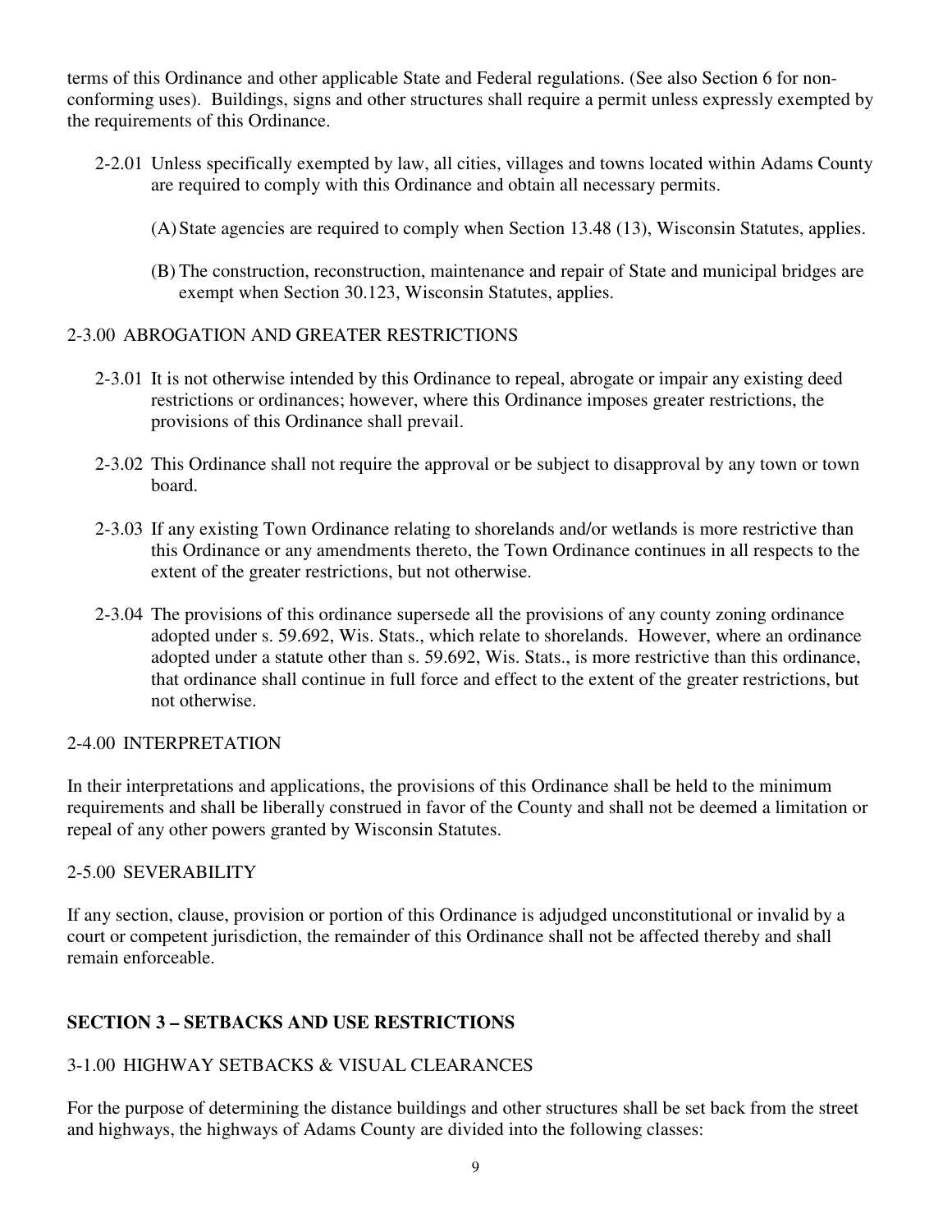terms of this Ordinance and other applicable State and Federal regulations. (See also Section 6 for non-conforming uses). Buildings, signs and other structures shall require a permit unless expressly exempted by the requirements of this Ordinance.

2-2.01 Unless specifically exempted by law, all cities, villages and towns located within Adams County are required to comply with this Ordinance and obtain all necessary permits.

(A) State agencies are required to comply when Section 13.48 (13), Wisconsin Statutes, applies.

(B) The construction, reconstruction, maintenance and repair of State and municipal bridges are exempt when Section 30.123, Wisconsin Statutes, applies.

2-3.00 ABROGATION AND GREATER RESTRICTIONS

2-3.01 It is not otherwise intended by this Ordinance to repeal, abrogate or impair any existing deed restrictions or ordinances; however, where this Ordinance imposes greater restrictions, the provisions of this Ordinance shall prevail.

2-3.02 This Ordinance shall not require the approval or be subject to disapproval by any town or town board.

2-3.03 If any existing Town Ordinance relating to shorelands and/or wetlands is more restrictive than this Ordinance or any amendments thereto, the Town Ordinance continues in all respects to the extent of the greater restrictions, but not otherwise.

2-3.04 The provisions of this ordinance supersede all the provisions of any county zoning ordinance adopted under s. 59.692, Wis. Stats., which relate to shorelands. However, where an ordinance adopted under a statute other than s. 59.692, Wis. Stats., is more restrictive than this ordinance, that ordinance shall continue in full force and effect to the extent of the greater restrictions, but not otherwise.

2-4.00 INTERPRETATION

In their interpretations and applications, the provisions of this Ordinance shall be held to the minimum requirements and shall be liberally construed in favor of the County and shall not be deemed a limitation or repeal of any other powers granted by Wisconsin Statutes.

2-5.00 SEVERABILITY

If any section, clause, provision or portion of this Ordinance is adjudged unconstitutional or invalid by a court or competent jurisdiction, the remainder of this Ordinance shall not be affected thereby and shall remain enforceable.

## SECTION 3 – SETBACKS AND USE RESTRICTIONS

3-1.00 HIGHWAY SETBACKS & VISUAL CLEARANCES

For the purpose of determining the distance buildings and other structures shall be set back from the street and highways, the highways of Adams County are divided into the following classes: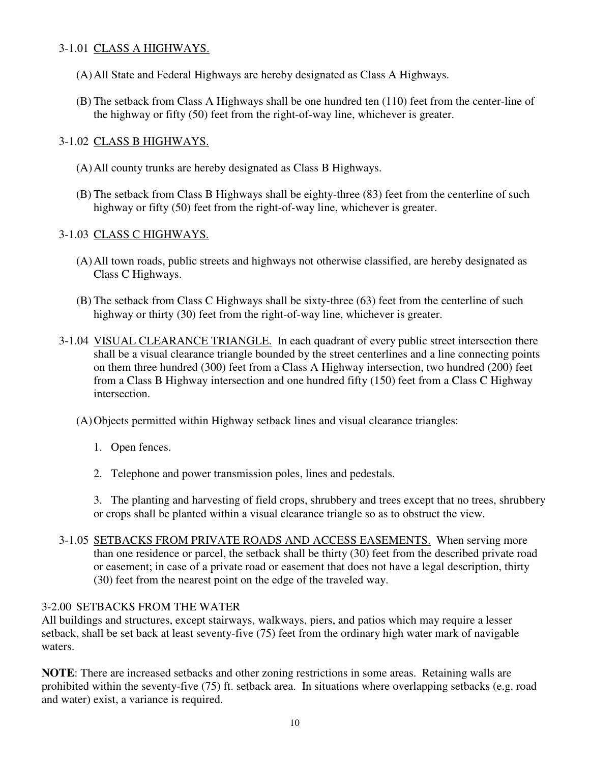### 3-1.01 CLASS A HIGHWAYS.

(A) All State and Federal Highways are hereby designated as Class A Highways.

(B) The setback from Class A Highways shall be one hundred ten (110) feet from the center-line of the highway or fifty (50) feet from the right-of-way line, whichever is greater.

### 3-1.02 CLASS B HIGHWAYS.

(A) All county trunks are hereby designated as Class B Highways.

(B) The setback from Class B Highways shall be eighty-three (83) feet from the centerline of such highway or fifty (50) feet from the right-of-way line, whichever is greater.

### 3-1.03 CLASS C HIGHWAYS.

(A) All town roads, public streets and highways not otherwise classified, are hereby designated as Class C Highways.

(B) The setback from Class C Highways shall be sixty-three (63) feet from the centerline of such highway or thirty (30) feet from the right-of-way line, whichever is greater.

### 3-1.04 VISUAL CLEARANCE TRIANGLE.

In each quadrant of every public street intersection there shall be a visual clearance triangle bounded by the street centerlines and a line connecting points on them three hundred (300) feet from a Class A Highway intersection, two hundred (200) feet from a Class B Highway intersection and one hundred fifty (150) feet from a Class C Highway intersection.

(A) Objects permitted within Highway setback lines and visual clearance triangles:

1. Open fences.

2. Telephone and power transmission poles, lines and pedestals.

3. The planting and harvesting of field crops, shrubbery and trees except that no trees, shrubbery or crops shall be planted within a visual clearance triangle so as to obstruct the view.

### 3-1.05 SETBACKS FROM PRIVATE ROADS AND ACCESS EASEMENTS.

When serving more than one residence or parcel, the setback shall be thirty (30) feet from the described private road or easement; in case of a private road or easement that does not have a legal description, thirty (30) feet from the nearest point on the edge of the traveled way.

## 3-2.00 SETBACKS FROM THE WATER

All buildings and structures, except stairways, walkways, piers, and patios which may require a lesser setback, shall be set back at least seventy-five (75) feet from the ordinary high water mark of navigable waters.

**NOTE**: There are increased setbacks and other zoning restrictions in some areas. Retaining walls are prohibited within the seventy-five (75) ft. setback area. In situations where overlapping setbacks (e.g. road and water) exist, a variance is required.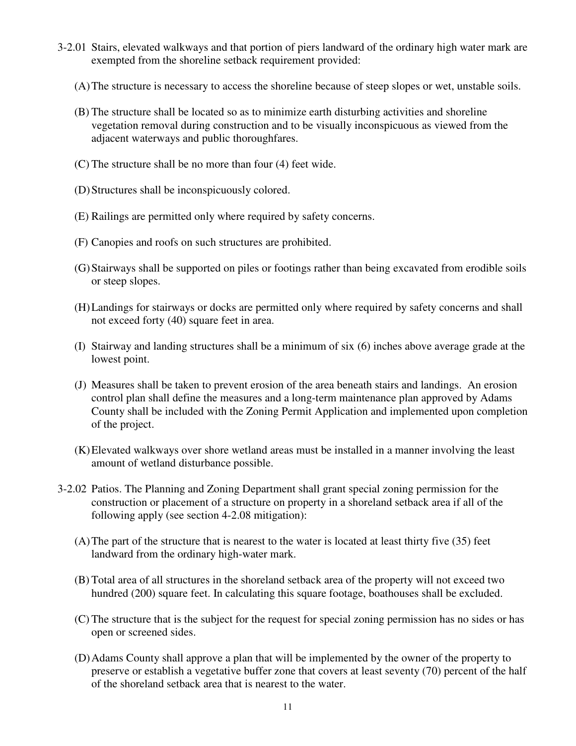3-2.01 Stairs, elevated walkways and that portion of piers landward of the ordinary high water mark are exempted from the shoreline setback requirement provided:

(A) The structure is necessary to access the shoreline because of steep slopes or wet, unstable soils.

(B) The structure shall be located so as to minimize earth disturbing activities and shoreline vegetation removal during construction and to be visually inconspicuous as viewed from the adjacent waterways and public thoroughfares.

(C) The structure shall be no more than four (4) feet wide.

(D) Structures shall be inconspicuously colored.

(E) Railings are permitted only where required by safety concerns.

(F) Canopies and roofs on such structures are prohibited.

(G) Stairways shall be supported on piles or footings rather than being excavated from erodible soils or steep slopes.

(H) Landings for stairways or docks are permitted only where required by safety concerns and shall not exceed forty (40) square feet in area.

(I) Stairway and landing structures shall be a minimum of six (6) inches above average grade at the lowest point.

(J) Measures shall be taken to prevent erosion of the area beneath stairs and landings. An erosion control plan shall define the measures and a long-term maintenance plan approved by Adams County shall be included with the Zoning Permit Application and implemented upon completion of the project.

(K) Elevated walkways over shore wetland areas must be installed in a manner involving the least amount of wetland disturbance possible.

3-2.02 Patios. The Planning and Zoning Department shall grant special zoning permission for the construction or placement of a structure on property in a shoreland setback area if all of the following apply (see section 4-2.08 mitigation):

(A) The part of the structure that is nearest to the water is located at least thirty five (35) feet landward from the ordinary high-water mark.

(B) Total area of all structures in the shoreland setback area of the property will not exceed two hundred (200) square feet. In calculating this square footage, boathouses shall be excluded.

(C) The structure that is the subject for the request for special zoning permission has no sides or has open or screened sides.

(D) Adams County shall approve a plan that will be implemented by the owner of the property to preserve or establish a vegetative buffer zone that covers at least seventy (70) percent of the half of the shoreland setback area that is nearest to the water.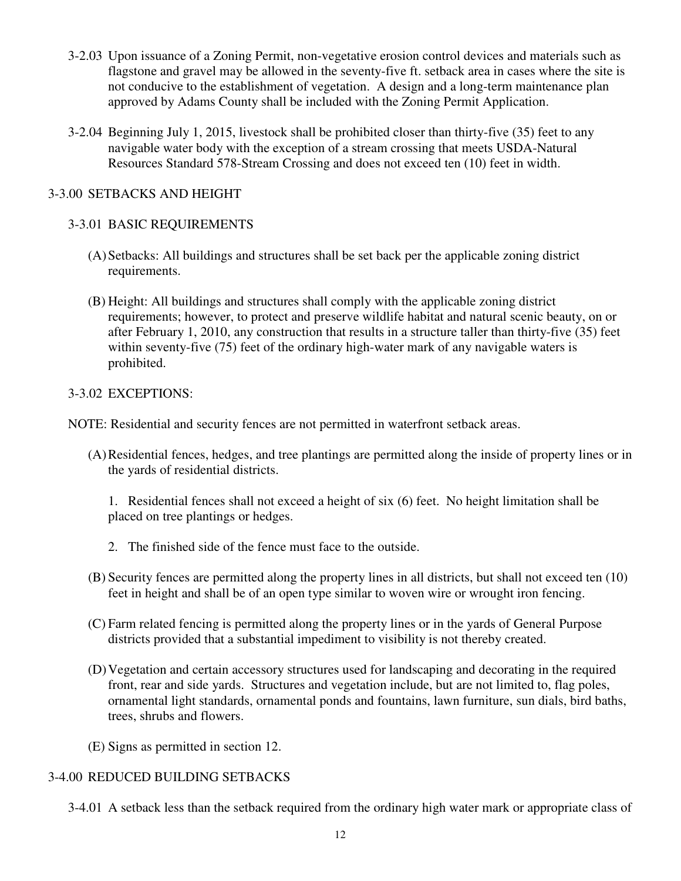3-2.03 Upon issuance of a Zoning Permit, non-vegetative erosion control devices and materials such as flagstone and gravel may be allowed in the seventy-five ft. setback area in cases where the site is not conducive to the establishment of vegetation. A design and a long-term maintenance plan approved by Adams County shall be included with the Zoning Permit Application.

3-2.04 Beginning July 1, 2015, livestock shall be prohibited closer than thirty-five (35) feet to any navigable water body with the exception of a stream crossing that meets USDA-Natural Resources Standard 578-Stream Crossing and does not exceed ten (10) feet in width.

## 3-3.00 SETBACKS AND HEIGHT

### 3-3.01 BASIC REQUIREMENTS

(A) Setbacks: All buildings and structures shall be set back per the applicable zoning district requirements.

(B) Height: All buildings and structures shall comply with the applicable zoning district requirements; however, to protect and preserve wildlife habitat and natural scenic beauty, on or after February 1, 2010, any construction that results in a structure taller than thirty-five (35) feet within seventy-five (75) feet of the ordinary high-water mark of any navigable waters is prohibited.

### 3-3.02 EXCEPTIONS:

NOTE: Residential and security fences are not permitted in waterfront setback areas.

(A) Residential fences, hedges, and tree plantings are permitted along the inside of property lines or in the yards of residential districts.

1. Residential fences shall not exceed a height of six (6) feet. No height limitation shall be placed on tree plantings or hedges.

2. The finished side of the fence must face to the outside.

(B) Security fences are permitted along the property lines in all districts, but shall not exceed ten (10) feet in height and shall be of an open type similar to woven wire or wrought iron fencing.

(C) Farm related fencing is permitted along the property lines or in the yards of General Purpose districts provided that a substantial impediment to visibility is not thereby created.

(D) Vegetation and certain accessory structures used for landscaping and decorating in the required front, rear and side yards. Structures and vegetation include, but are not limited to, flag poles, ornamental light standards, ornamental ponds and fountains, lawn furniture, sun dials, bird baths, trees, shrubs and flowers.

(E) Signs as permitted in section 12.

## 3-4.00 REDUCED BUILDING SETBACKS

3-4.01 A setback less than the setback required from the ordinary high water mark or appropriate class of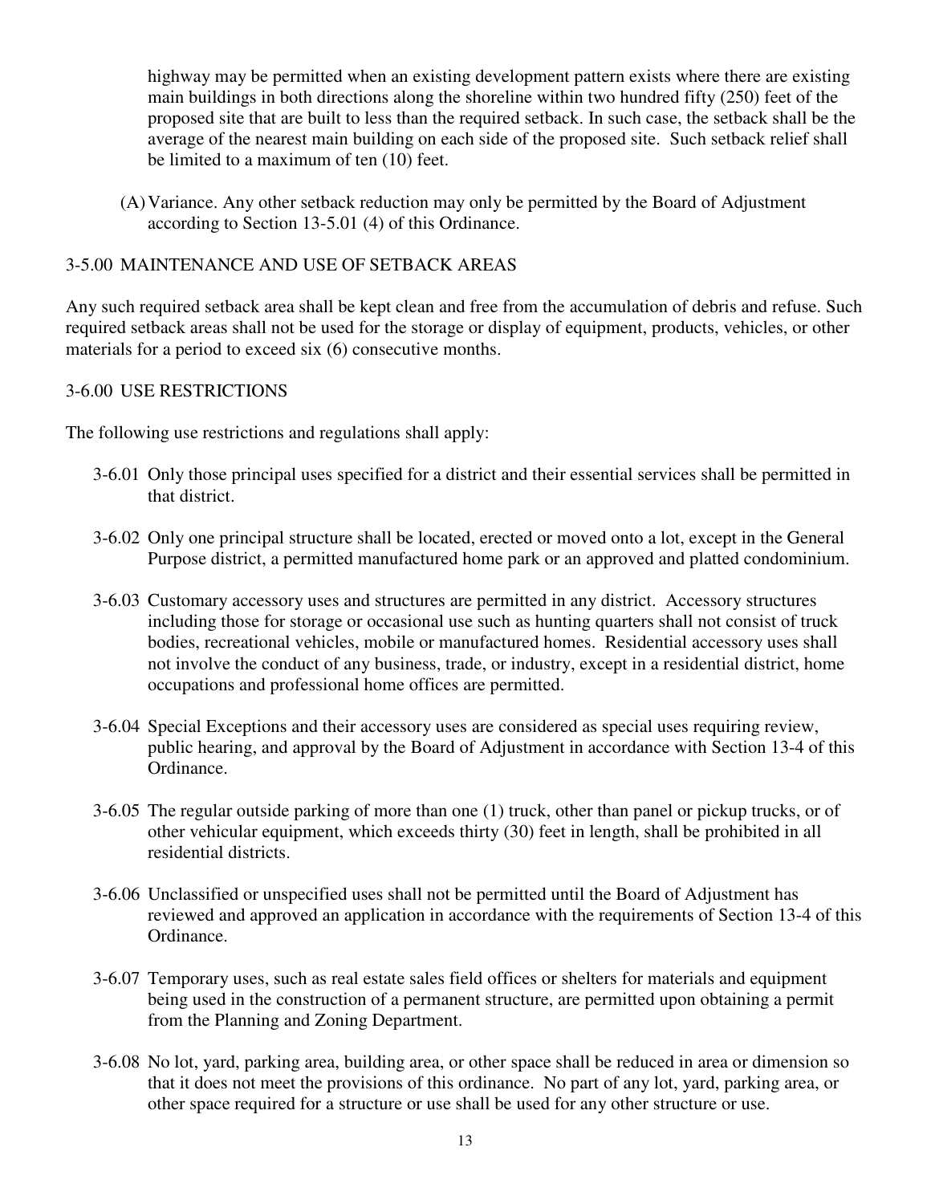highway may be permitted when an existing development pattern exists where there are existing main buildings in both directions along the shoreline within two hundred fifty (250) feet of the proposed site that are built to less than the required setback. In such case, the setback shall be the average of the nearest main building on each side of the proposed site. Such setback relief shall be limited to a maximum of ten (10) feet.

(A) Variance. Any other setback reduction may only be permitted by the Board of Adjustment according to Section 13-5.01 (4) of this Ordinance.

## 3-5.00 MAINTENANCE AND USE OF SETBACK AREAS

Any such required setback area shall be kept clean and free from the accumulation of debris and refuse. Such required setback areas shall not be used for the storage or display of equipment, products, vehicles, or other materials for a period to exceed six (6) consecutive months.

## 3-6.00 USE RESTRICTIONS

The following use restrictions and regulations shall apply:

3-6.01 Only those principal uses specified for a district and their essential services shall be permitted in that district.

3-6.02 Only one principal structure shall be located, erected or moved onto a lot, except in the General Purpose district, a permitted manufactured home park or an approved and platted condominium.

3-6.03 Customary accessory uses and structures are permitted in any district. Accessory structures including those for storage or occasional use such as hunting quarters shall not consist of truck bodies, recreational vehicles, mobile or manufactured homes. Residential accessory uses shall not involve the conduct of any business, trade, or industry, except in a residential district, home occupations and professional home offices are permitted.

3-6.04 Special Exceptions and their accessory uses are considered as special uses requiring review, public hearing, and approval by the Board of Adjustment in accordance with Section 13-4 of this Ordinance.

3-6.05 The regular outside parking of more than one (1) truck, other than panel or pickup trucks, or of other vehicular equipment, which exceeds thirty (30) feet in length, shall be prohibited in all residential districts.

3-6.06 Unclassified or unspecified uses shall not be permitted until the Board of Adjustment has reviewed and approved an application in accordance with the requirements of Section 13-4 of this Ordinance.

3-6.07 Temporary uses, such as real estate sales field offices or shelters for materials and equipment being used in the construction of a permanent structure, are permitted upon obtaining a permit from the Planning and Zoning Department.

3-6.08 No lot, yard, parking area, building area, or other space shall be reduced in area or dimension so that it does not meet the provisions of this ordinance. No part of any lot, yard, parking area, or other space required for a structure or use shall be used for any other structure or use.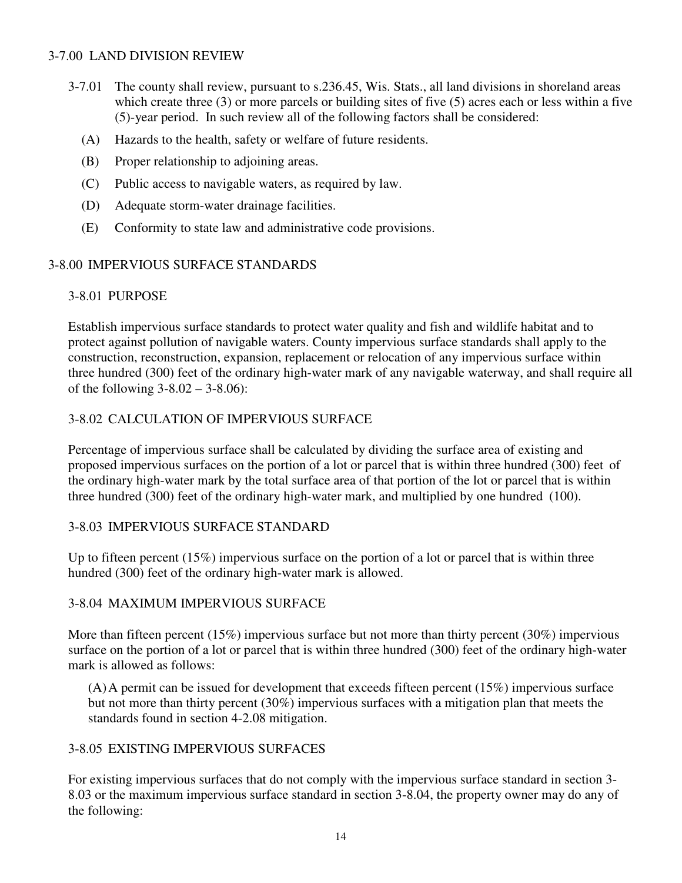## 3-7.00 LAND DIVISION REVIEW

3-7.01 The county shall review, pursuant to s.236.45, Wis. Stats., all land divisions in shoreland areas which create three (3) or more parcels or building sites of five (5) acres each or less within a five (5)-year period. In such review all of the following factors shall be considered:

(A) Hazards to the health, safety or welfare of future residents.

(B) Proper relationship to adjoining areas.

(C) Public access to navigable waters, as required by law.

(D) Adequate storm-water drainage facilities.

(E) Conformity to state law and administrative code provisions.

## 3-8.00 IMPERVIOUS SURFACE STANDARDS

### 3-8.01 PURPOSE

Establish impervious surface standards to protect water quality and fish and wildlife habitat and to protect against pollution of navigable waters. County impervious surface standards shall apply to the construction, reconstruction, expansion, replacement or relocation of any impervious surface within three hundred (300) feet of the ordinary high-water mark of any navigable waterway, and shall require all of the following 3-8.02 – 3-8.06):

### 3-8.02 CALCULATION OF IMPERVIOUS SURFACE

Percentage of impervious surface shall be calculated by dividing the surface area of existing and proposed impervious surfaces on the portion of a lot or parcel that is within three hundred (300) feet of the ordinary high-water mark by the total surface area of that portion of the lot or parcel that is within three hundred (300) feet of the ordinary high-water mark, and multiplied by one hundred (100).

### 3-8.03 IMPERVIOUS SURFACE STANDARD

Up to fifteen percent (15%) impervious surface on the portion of a lot or parcel that is within three hundred (300) feet of the ordinary high-water mark is allowed.

### 3-8.04 MAXIMUM IMPERVIOUS SURFACE

More than fifteen percent (15%) impervious surface but not more than thirty percent (30%) impervious surface on the portion of a lot or parcel that is within three hundred (300) feet of the ordinary high-water mark is allowed as follows:

(A) A permit can be issued for development that exceeds fifteen percent (15%) impervious surface but not more than thirty percent (30%) impervious surfaces with a mitigation plan that meets the standards found in section 4-2.08 mitigation.

### 3-8.05 EXISTING IMPERVIOUS SURFACES

For existing impervious surfaces that do not comply with the impervious surface standard in section 3-8.03 or the maximum impervious surface standard in section 3-8.04, the property owner may do any of the following: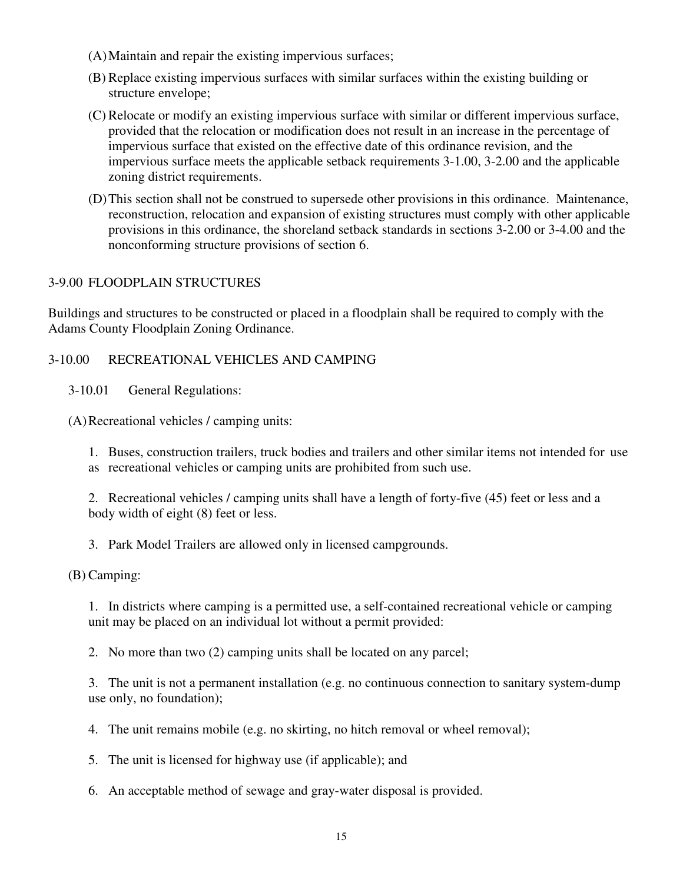(A) Maintain and repair the existing impervious surfaces;

(B) Replace existing impervious surfaces with similar surfaces within the existing building or structure envelope;

(C) Relocate or modify an existing impervious surface with similar or different impervious surface, provided that the relocation or modification does not result in an increase in the percentage of impervious surface that existed on the effective date of this ordinance revision, and the impervious surface meets the applicable setback requirements 3-1.00, 3-2.00 and the applicable zoning district requirements.

(D) This section shall not be construed to supersede other provisions in this ordinance. Maintenance, reconstruction, relocation and expansion of existing structures must comply with other applicable provisions in this ordinance, the shoreland setback standards in sections 3-2.00 or 3-4.00 and the nonconforming structure provisions of section 6.

## 3-9.00 FLOODPLAIN STRUCTURES

Buildings and structures to be constructed or placed in a floodplain shall be required to comply with the Adams County Floodplain Zoning Ordinance.

## 3-10.00 RECREATIONAL VEHICLES AND CAMPING

### 3-10.01 General Regulations:

(A) Recreational vehicles / camping units:

1. Buses, construction trailers, truck bodies and trailers and other similar items not intended for use as recreational vehicles or camping units are prohibited from such use.

2. Recreational vehicles / camping units shall have a length of forty-five (45) feet or less and a body width of eight (8) feet or less.

3. Park Model Trailers are allowed only in licensed campgrounds.

(B) Camping:

1. In districts where camping is a permitted use, a self-contained recreational vehicle or camping unit may be placed on an individual lot without a permit provided:

2. No more than two (2) camping units shall be located on any parcel;

3. The unit is not a permanent installation (e.g. no continuous connection to sanitary system-dump use only, no foundation);

4. The unit remains mobile (e.g. no skirting, no hitch removal or wheel removal);

5. The unit is licensed for highway use (if applicable); and

6. An acceptable method of sewage and gray-water disposal is provided.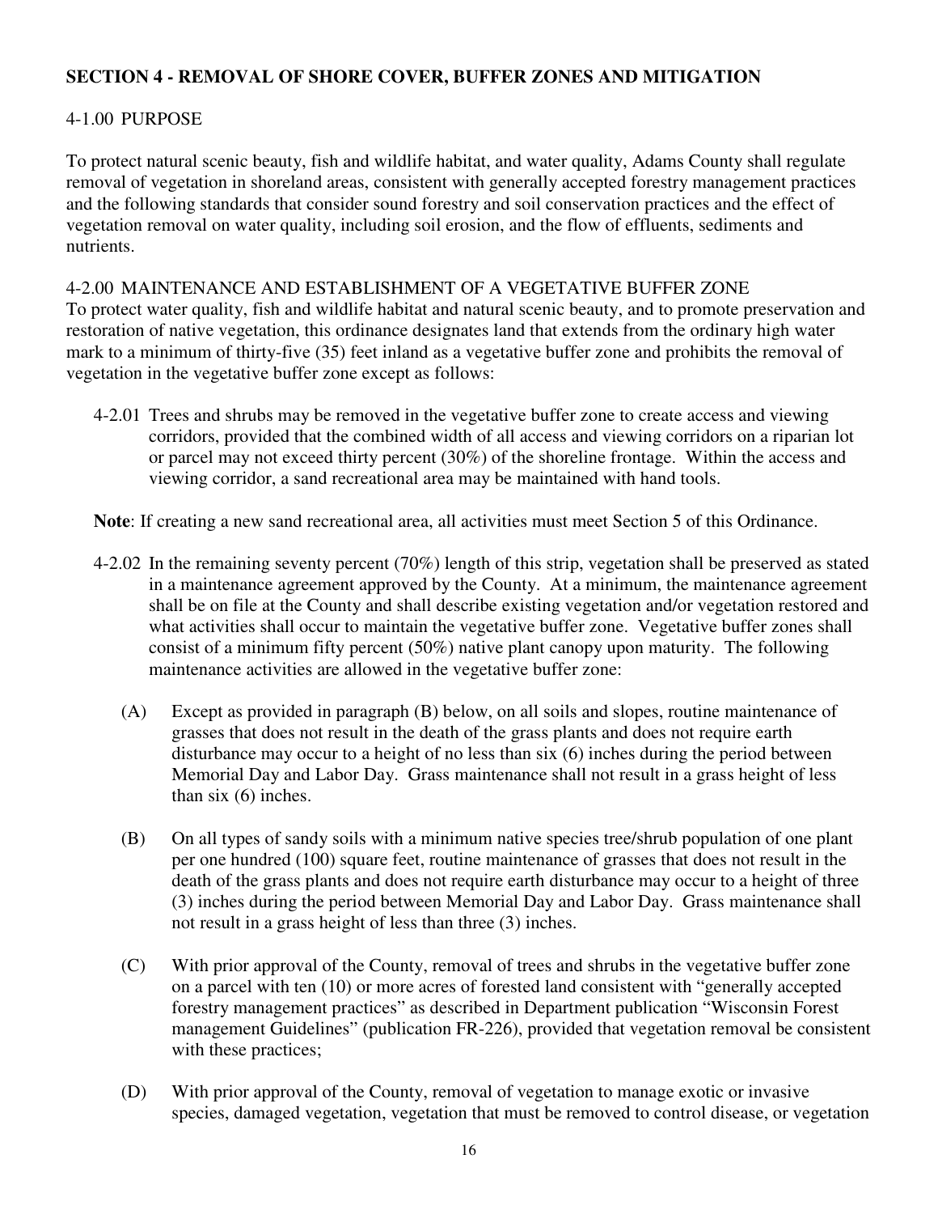## SECTION 4 - REMOVAL OF SHORE COVER, BUFFER ZONES AND MITIGATION

### 4-1.00 PURPOSE

To protect natural scenic beauty, fish and wildlife habitat, and water quality, Adams County shall regulate removal of vegetation in shoreland areas, consistent with generally accepted forestry management practices and the following standards that consider sound forestry and soil conservation practices and the effect of vegetation removal on water quality, including soil erosion, and the flow of effluents, sediments and nutrients.

### 4-2.00 MAINTENANCE AND ESTABLISHMENT OF A VEGETATIVE BUFFER ZONE

To protect water quality, fish and wildlife habitat and natural scenic beauty, and to promote preservation and restoration of native vegetation, this ordinance designates land that extends from the ordinary high water mark to a minimum of thirty-five (35) feet inland as a vegetative buffer zone and prohibits the removal of vegetation in the vegetative buffer zone except as follows:

4-2.01 Trees and shrubs may be removed in the vegetative buffer zone to create access and viewing corridors, provided that the combined width of all access and viewing corridors on a riparian lot or parcel may not exceed thirty percent (30%) of the shoreline frontage. Within the access and viewing corridor, a sand recreational area may be maintained with hand tools.

**Note**: If creating a new sand recreational area, all activities must meet Section 5 of this Ordinance.

4-2.02 In the remaining seventy percent (70%) length of this strip, vegetation shall be preserved as stated in a maintenance agreement approved by the County. At a minimum, the maintenance agreement shall be on file at the County and shall describe existing vegetation and/or vegetation restored and what activities shall occur to maintain the vegetative buffer zone. Vegetative buffer zones shall consist of a minimum fifty percent (50%) native plant canopy upon maturity. The following maintenance activities are allowed in the vegetative buffer zone:

(A) Except as provided in paragraph (B) below, on all soils and slopes, routine maintenance of grasses that does not result in the death of the grass plants and does not require earth disturbance may occur to a height of no less than six (6) inches during the period between Memorial Day and Labor Day. Grass maintenance shall not result in a grass height of less than six (6) inches.

(B) On all types of sandy soils with a minimum native species tree/shrub population of one plant per one hundred (100) square feet, routine maintenance of grasses that does not result in the death of the grass plants and does not require earth disturbance may occur to a height of three (3) inches during the period between Memorial Day and Labor Day. Grass maintenance shall not result in a grass height of less than three (3) inches.

(C) With prior approval of the County, removal of trees and shrubs in the vegetative buffer zone on a parcel with ten (10) or more acres of forested land consistent with "generally accepted forestry management practices" as described in Department publication "Wisconsin Forest management Guidelines" (publication FR-226), provided that vegetation removal be consistent with these practices;

(D) With prior approval of the County, removal of vegetation to manage exotic or invasive species, damaged vegetation, vegetation that must be removed to control disease, or vegetation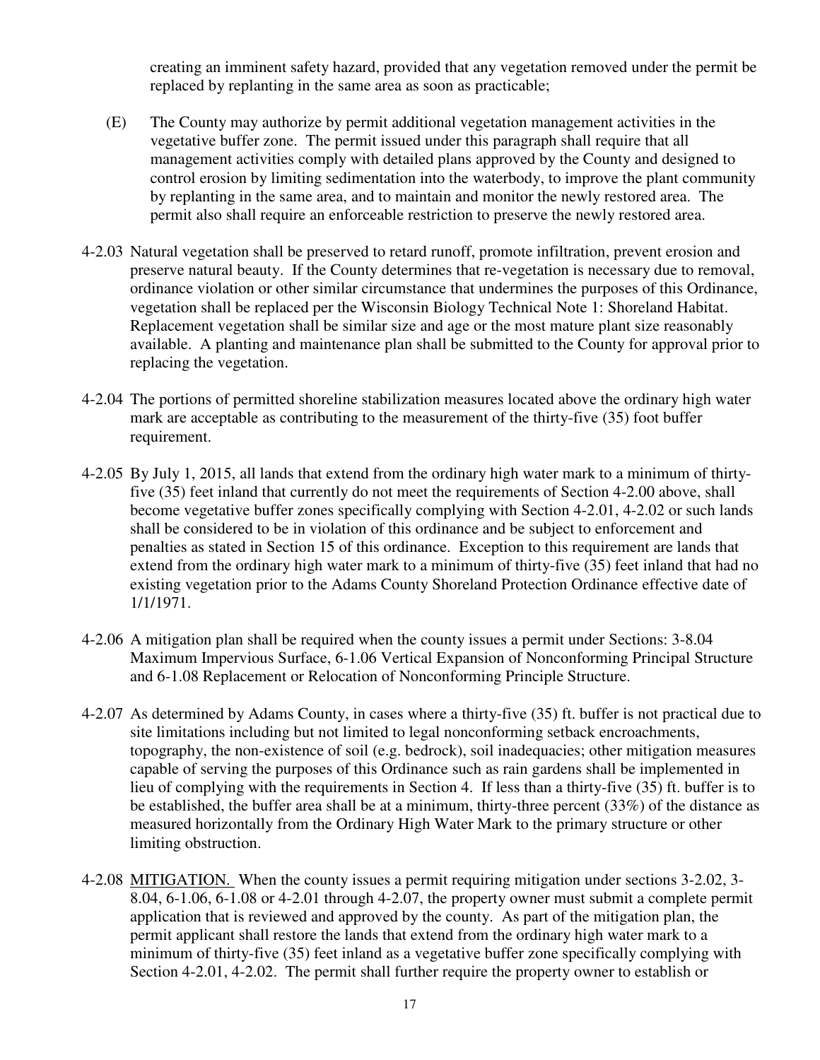creating an imminent safety hazard, provided that any vegetation removed under the permit be replaced by replanting in the same area as soon as practicable;

(E) The County may authorize by permit additional vegetation management activities in the vegetative buffer zone. The permit issued under this paragraph shall require that all management activities comply with detailed plans approved by the County and designed to control erosion by limiting sedimentation into the waterbody, to improve the plant community by replanting in the same area, and to maintain and monitor the newly restored area. The permit also shall require an enforceable restriction to preserve the newly restored area.

4-2.03 Natural vegetation shall be preserved to retard runoff, promote infiltration, prevent erosion and preserve natural beauty. If the County determines that re-vegetation is necessary due to removal, ordinance violation or other similar circumstance that undermines the purposes of this Ordinance, vegetation shall be replaced per the Wisconsin Biology Technical Note 1: Shoreland Habitat. Replacement vegetation shall be similar size and age or the most mature plant size reasonably available. A planting and maintenance plan shall be submitted to the County for approval prior to replacing the vegetation.

4-2.04 The portions of permitted shoreline stabilization measures located above the ordinary high water mark are acceptable as contributing to the measurement of the thirty-five (35) foot buffer requirement.

4-2.05 By July 1, 2015, all lands that extend from the ordinary high water mark to a minimum of thirty-five (35) feet inland that currently do not meet the requirements of Section 4-2.00 above, shall become vegetative buffer zones specifically complying with Section 4-2.01, 4-2.02 or such lands shall be considered to be in violation of this ordinance and be subject to enforcement and penalties as stated in Section 15 of this ordinance. Exception to this requirement are lands that extend from the ordinary high water mark to a minimum of thirty-five (35) feet inland that had no existing vegetation prior to the Adams County Shoreland Protection Ordinance effective date of 1/1/1971.

4-2.06 A mitigation plan shall be required when the county issues a permit under Sections: 3-8.04 Maximum Impervious Surface, 6-1.06 Vertical Expansion of Nonconforming Principal Structure and 6-1.08 Replacement or Relocation of Nonconforming Principle Structure.

4-2.07 As determined by Adams County, in cases where a thirty-five (35) ft. buffer is not practical due to site limitations including but not limited to legal nonconforming setback encroachments, topography, the non-existence of soil (e.g. bedrock), soil inadequacies; other mitigation measures capable of serving the purposes of this Ordinance such as rain gardens shall be implemented in lieu of complying with the requirements in Section 4. If less than a thirty-five (35) ft. buffer is to be established, the buffer area shall be at a minimum, thirty-three percent (33%) of the distance as measured horizontally from the Ordinary High Water Mark to the primary structure or other limiting obstruction.

4-2.08 MITIGATION. When the county issues a permit requiring mitigation under sections 3-2.02, 3-8.04, 6-1.06, 6-1.08 or 4-2.01 through 4-2.07, the property owner must submit a complete permit application that is reviewed and approved by the county. As part of the mitigation plan, the permit applicant shall restore the lands that extend from the ordinary high water mark to a minimum of thirty-five (35) feet inland as a vegetative buffer zone specifically complying with Section 4-2.01, 4-2.02. The permit shall further require the property owner to establish or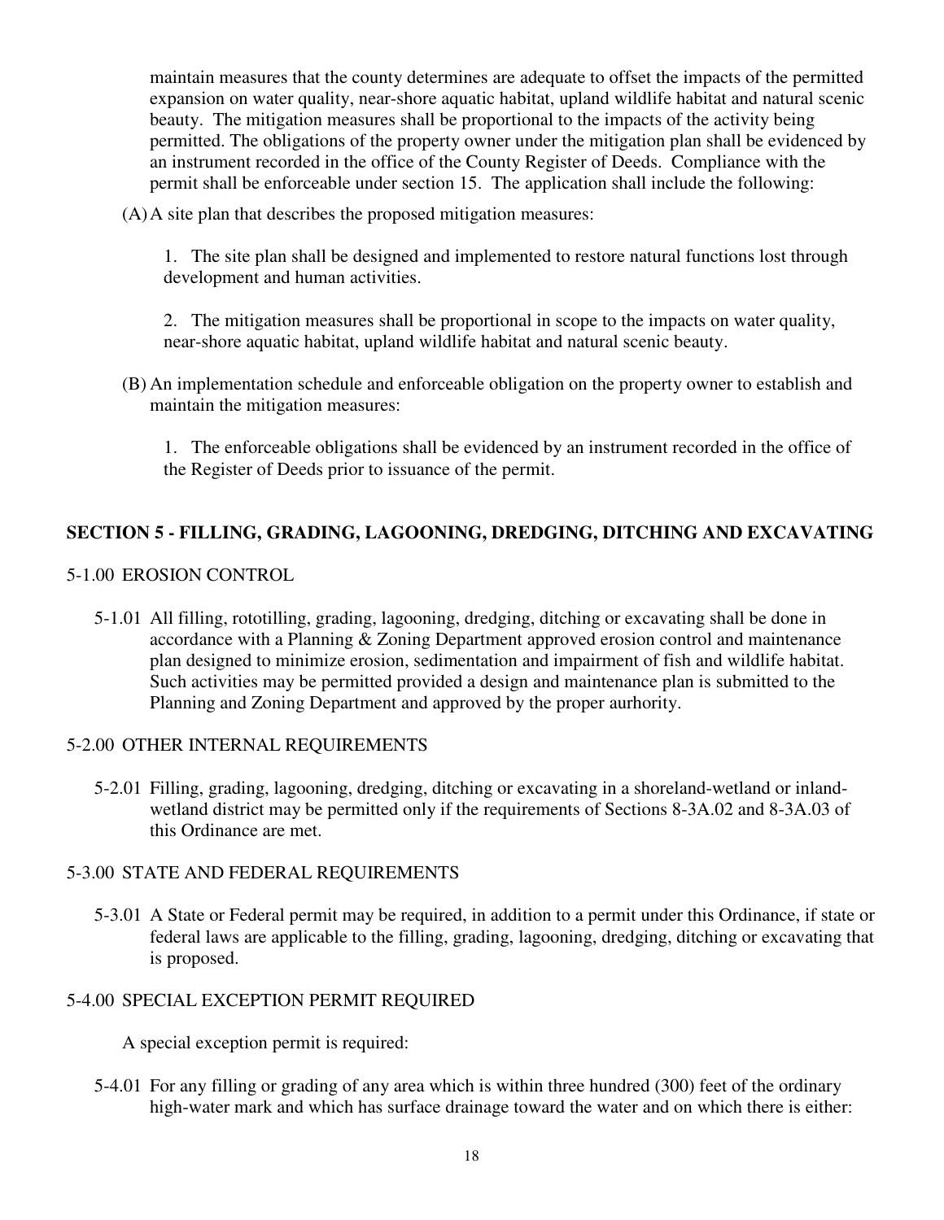maintain measures that the county determines are adequate to offset the impacts of the permitted expansion on water quality, near-shore aquatic habitat, upland wildlife habitat and natural scenic beauty. The mitigation measures shall be proportional to the impacts of the activity being permitted. The obligations of the property owner under the mitigation plan shall be evidenced by an instrument recorded in the office of the County Register of Deeds. Compliance with the permit shall be enforceable under section 15. The application shall include the following:

(A) A site plan that describes the proposed mitigation measures:

1. The site plan shall be designed and implemented to restore natural functions lost through development and human activities.

2. The mitigation measures shall be proportional in scope to the impacts on water quality, near-shore aquatic habitat, upland wildlife habitat and natural scenic beauty.

(B) An implementation schedule and enforceable obligation on the property owner to establish and maintain the mitigation measures:

1. The enforceable obligations shall be evidenced by an instrument recorded in the office of the Register of Deeds prior to issuance of the permit.

## SECTION 5 - FILLING, GRADING, LAGOONING, DREDGING, DITCHING AND EXCAVATING

### 5-1.00 EROSION CONTROL

5-1.01 All filling, rototilling, grading, lagooning, dredging, ditching or excavating shall be done in accordance with a Planning & Zoning Department approved erosion control and maintenance plan designed to minimize erosion, sedimentation and impairment of fish and wildlife habitat. Such activities may be permitted provided a design and maintenance plan is submitted to the Planning and Zoning Department and approved by the proper aurhority.

### 5-2.00 OTHER INTERNAL REQUIREMENTS

5-2.01 Filling, grading, lagooning, dredging, ditching or excavating in a shoreland-wetland or inland-wetland district may be permitted only if the requirements of Sections 8-3A.02 and 8-3A.03 of this Ordinance are met.

### 5-3.00 STATE AND FEDERAL REQUIREMENTS

5-3.01 A State or Federal permit may be required, in addition to a permit under this Ordinance, if state or federal laws are applicable to the filling, grading, lagooning, dredging, ditching or excavating that is proposed.

### 5-4.00 SPECIAL EXCEPTION PERMIT REQUIRED

A special exception permit is required:

5-4.01 For any filling or grading of any area which is within three hundred (300) feet of the ordinary high-water mark and which has surface drainage toward the water and on which there is either: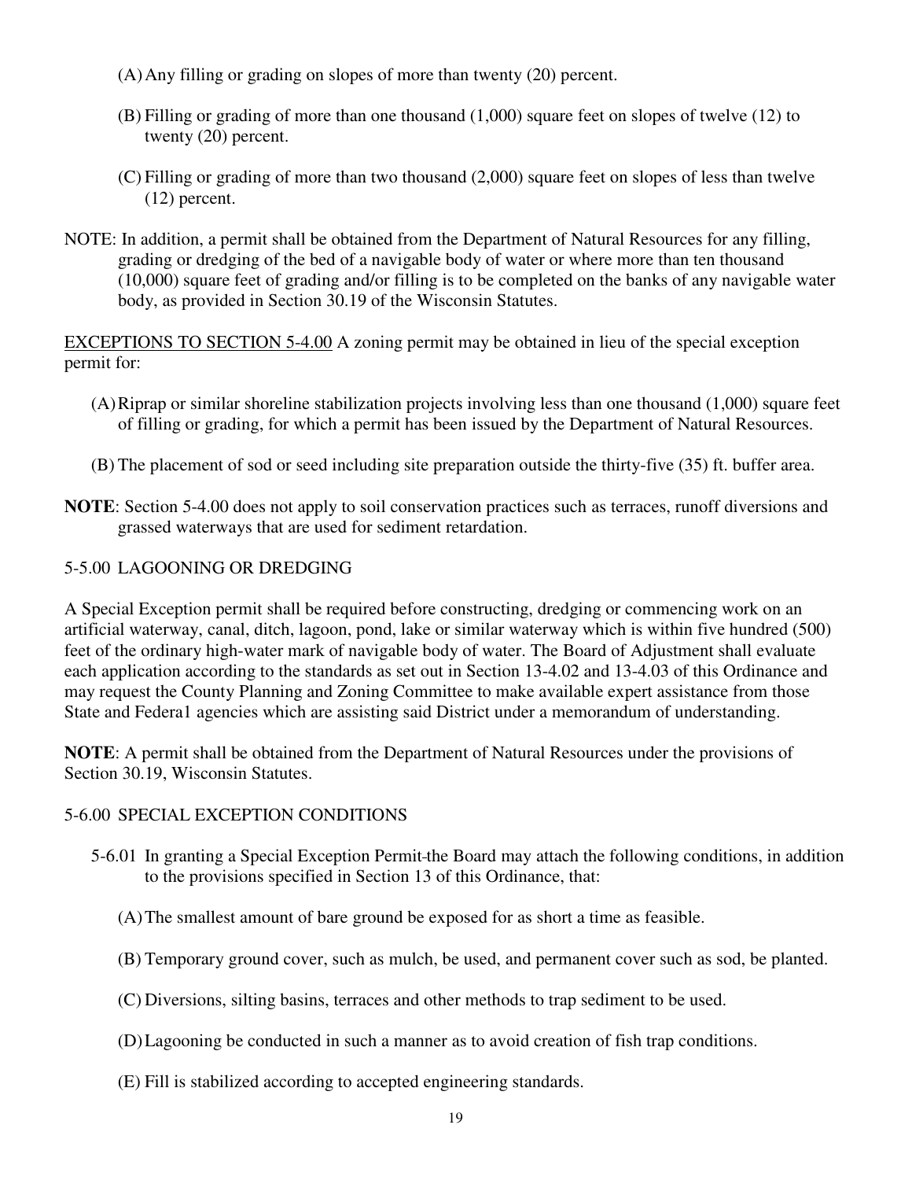(A) Any filling or grading on slopes of more than twenty (20) percent.

(B) Filling or grading of more than one thousand (1,000) square feet on slopes of twelve (12) to twenty (20) percent.

(C) Filling or grading of more than two thousand (2,000) square feet on slopes of less than twelve (12) percent.

NOTE: In addition, a permit shall be obtained from the Department of Natural Resources for any filling, grading or dredging of the bed of a navigable body of water or where more than ten thousand (10,000) square feet of grading and/or filling is to be completed on the banks of any navigable water body, as provided in Section 30.19 of the Wisconsin Statutes.

<u>EXCEPTIONS TO SECTION 5-4.00</u> A zoning permit may be obtained in lieu of the special exception permit for:

(A) Riprap or similar shoreline stabilization projects involving less than one thousand (1,000) square feet of filling or grading, for which a permit has been issued by the Department of Natural Resources.

(B) The placement of sod or seed including site preparation outside the thirty-five (35) ft. buffer area.

**NOTE**: Section 5-4.00 does not apply to soil conservation practices such as terraces, runoff diversions and grassed waterways that are used for sediment retardation.

## 5-5.00 LAGOONING OR DREDGING

A Special Exception permit shall be required before constructing, dredging or commencing work on an artificial waterway, canal, ditch, lagoon, pond, lake or similar waterway which is within five hundred (500) feet of the ordinary high-water mark of navigable body of water. The Board of Adjustment shall evaluate each application according to the standards as set out in Section 13-4.02 and 13-4.03 of this Ordinance and may request the County Planning and Zoning Committee to make available expert assistance from those State and Federa1 agencies which are assisting said District under a memorandum of understanding.

**NOTE**: A permit shall be obtained from the Department of Natural Resources under the provisions of Section 30.19, Wisconsin Statutes.

## 5-6.00 SPECIAL EXCEPTION CONDITIONS

5-6.01 In granting a Special Exception Permit the Board may attach the following conditions, in addition to the provisions specified in Section 13 of this Ordinance, that:

(A) The smallest amount of bare ground be exposed for as short a time as feasible.

(B) Temporary ground cover, such as mulch, be used, and permanent cover such as sod, be planted.

(C) Diversions, silting basins, terraces and other methods to trap sediment to be used.

(D) Lagooning be conducted in such a manner as to avoid creation of fish trap conditions.

(E) Fill is stabilized according to accepted engineering standards.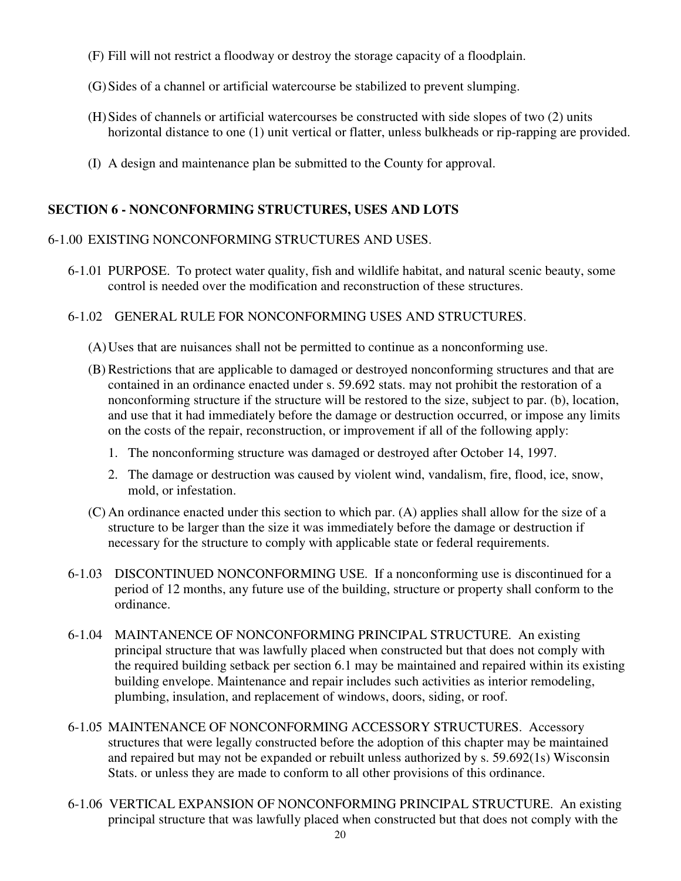(F) Fill will not restrict a floodway or destroy the storage capacity of a floodplain.

(G) Sides of a channel or artificial watercourse be stabilized to prevent slumping.

(H) Sides of channels or artificial watercourses be constructed with side slopes of two (2) units horizontal distance to one (1) unit vertical or flatter, unless bulkheads or rip-rapping are provided.

(I) A design and maintenance plan be submitted to the County for approval.

## SECTION 6 - NONCONFORMING STRUCTURES, USES AND LOTS

6-1.00 EXISTING NONCONFORMING STRUCTURES AND USES.

6-1.01 PURPOSE. To protect water quality, fish and wildlife habitat, and natural scenic beauty, some control is needed over the modification and reconstruction of these structures.

6-1.02 GENERAL RULE FOR NONCONFORMING USES AND STRUCTURES.

(A) Uses that are nuisances shall not be permitted to continue as a nonconforming use.

(B) Restrictions that are applicable to damaged or destroyed nonconforming structures and that are contained in an ordinance enacted under s. 59.692 stats. may not prohibit the restoration of a nonconforming structure if the structure will be restored to the size, subject to par. (b), location, and use that it had immediately before the damage or destruction occurred, or impose any limits on the costs of the repair, reconstruction, or improvement if all of the following apply:

1. The nonconforming structure was damaged or destroyed after October 14, 1997.
2. The damage or destruction was caused by violent wind, vandalism, fire, flood, ice, snow, mold, or infestation.

(C) An ordinance enacted under this section to which par. (A) applies shall allow for the size of a structure to be larger than the size it was immediately before the damage or destruction if necessary for the structure to comply with applicable state or federal requirements.

6-1.03 DISCONTINUED NONCONFORMING USE. If a nonconforming use is discontinued for a period of 12 months, any future use of the building, structure or property shall conform to the ordinance.

6-1.04 MAINTANENCE OF NONCONFORMING PRINCIPAL STRUCTURE. An existing principal structure that was lawfully placed when constructed but that does not comply with the required building setback per section 6.1 may be maintained and repaired within its existing building envelope. Maintenance and repair includes such activities as interior remodeling, plumbing, insulation, and replacement of windows, doors, siding, or roof.

6-1.05 MAINTENANCE OF NONCONFORMING ACCESSORY STRUCTURES. Accessory structures that were legally constructed before the adoption of this chapter may be maintained and repaired but may not be expanded or rebuilt unless authorized by s. 59.692(1s) Wisconsin Stats. or unless they are made to conform to all other provisions of this ordinance.

6-1.06 VERTICAL EXPANSION OF NONCONFORMING PRINCIPAL STRUCTURE. An existing principal structure that was lawfully placed when constructed but that does not comply with the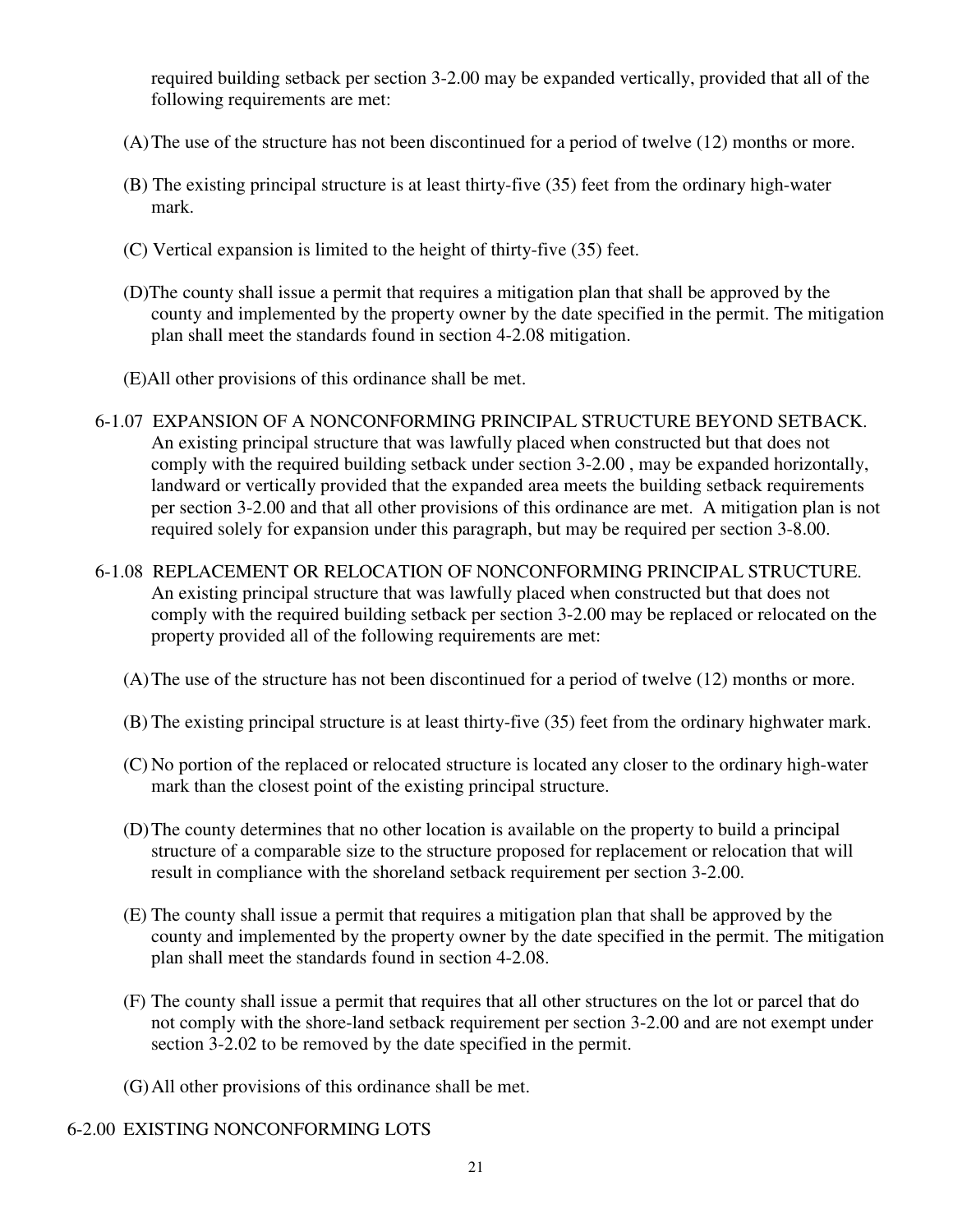required building setback per section 3-2.00 may be expanded vertically, provided that all of the following requirements are met:

(A) The use of the structure has not been discontinued for a period of twelve (12) months or more.

(B) The existing principal structure is at least thirty-five (35) feet from the ordinary high-water mark.

(C) Vertical expansion is limited to the height of thirty-five (35) feet.

(D) The county shall issue a permit that requires a mitigation plan that shall be approved by the county and implemented by the property owner by the date specified in the permit. The mitigation plan shall meet the standards found in section 4-2.08 mitigation.

(E) All other provisions of this ordinance shall be met.

6-1.07 EXPANSION OF A NONCONFORMING PRINCIPAL STRUCTURE BEYOND SETBACK. An existing principal structure that was lawfully placed when constructed but that does not comply with the required building setback under section 3-2.00 , may be expanded horizontally, landward or vertically provided that the expanded area meets the building setback requirements per section 3-2.00 and that all other provisions of this ordinance are met. A mitigation plan is not required solely for expansion under this paragraph, but may be required per section 3-8.00.

6-1.08 REPLACEMENT OR RELOCATION OF NONCONFORMING PRINCIPAL STRUCTURE. An existing principal structure that was lawfully placed when constructed but that does not comply with the required building setback per section 3-2.00 may be replaced or relocated on the property provided all of the following requirements are met:

(A) The use of the structure has not been discontinued for a period of twelve (12) months or more.

(B) The existing principal structure is at least thirty-five (35) feet from the ordinary highwater mark.

(C) No portion of the replaced or relocated structure is located any closer to the ordinary high-water mark than the closest point of the existing principal structure.

(D) The county determines that no other location is available on the property to build a principal structure of a comparable size to the structure proposed for replacement or relocation that will result in compliance with the shoreland setback requirement per section 3-2.00.

(E) The county shall issue a permit that requires a mitigation plan that shall be approved by the county and implemented by the property owner by the date specified in the permit. The mitigation plan shall meet the standards found in section 4-2.08.

(F) The county shall issue a permit that requires that all other structures on the lot or parcel that do not comply with the shore-land setback requirement per section 3-2.00 and are not exempt under section 3-2.02 to be removed by the date specified in the permit.

(G) All other provisions of this ordinance shall be met.

6-2.00 EXISTING NONCONFORMING LOTS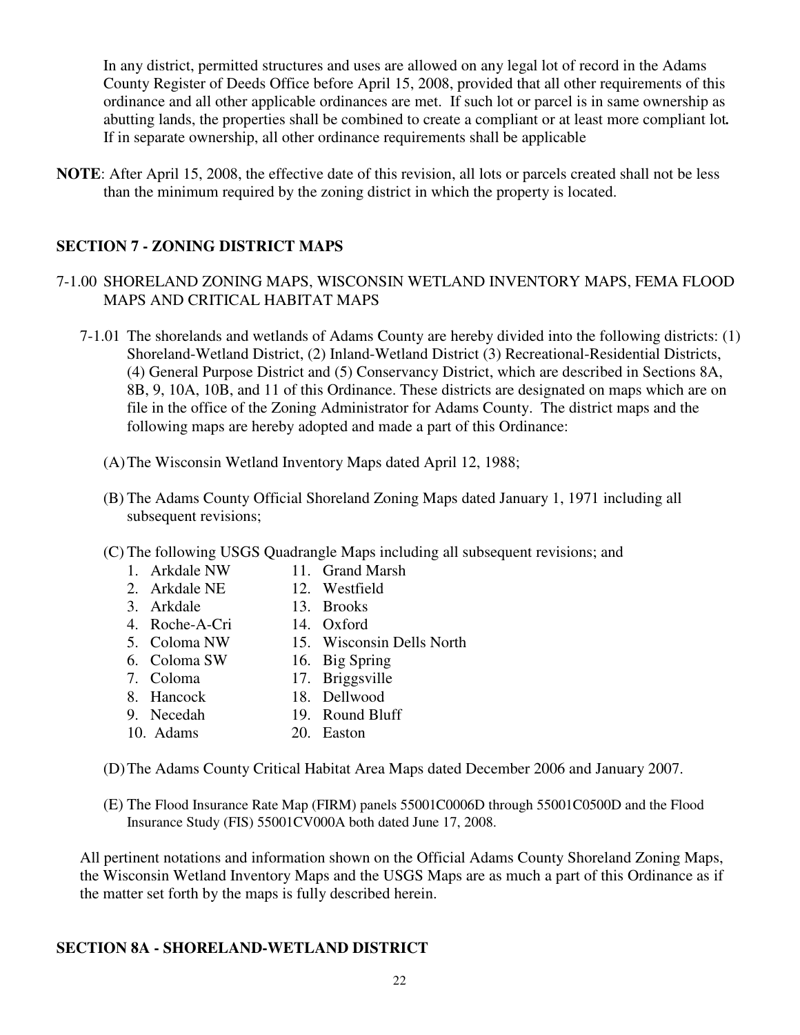In any district, permitted structures and uses are allowed on any legal lot of record in the Adams County Register of Deeds Office before April 15, 2008, provided that all other requirements of this ordinance and all other applicable ordinances are met. If such lot or parcel is in same ownership as abutting lands, the properties shall be combined to create a compliant or at least more compliant lot**.** If in separate ownership, all other ordinance requirements shall be applicable

**NOTE**: After April 15, 2008, the effective date of this revision, all lots or parcels created shall not be less than the minimum required by the zoning district in which the property is located.

## SECTION 7 - ZONING DISTRICT MAPS

7-1.00 SHORELAND ZONING MAPS, WISCONSIN WETLAND INVENTORY MAPS, FEMA FLOOD MAPS AND CRITICAL HABITAT MAPS

7-1.01 The shorelands and wetlands of Adams County are hereby divided into the following districts: (1) Shoreland-Wetland District, (2) Inland-Wetland District (3) Recreational-Residential Districts, (4) General Purpose District and (5) Conservancy District, which are described in Sections 8A, 8B, 9, 10A, 10B, and 11 of this Ordinance. These districts are designated on maps which are on file in the office of the Zoning Administrator for Adams County. The district maps and the following maps are hereby adopted and made a part of this Ordinance:

(A) The Wisconsin Wetland Inventory Maps dated April 12, 1988;

(B) The Adams County Official Shoreland Zoning Maps dated January 1, 1971 including all subsequent revisions;

(C) The following USGS Quadrangle Maps including all subsequent revisions; and

1. Arkdale NW
2. Arkdale NE
3. Arkdale
4. Roche-A-Cri
5. Coloma NW
6. Coloma SW
7. Coloma
8. Hancock
9. Necedah
10. Adams
11. Grand Marsh
12. Westfield
13. Brooks
14. Oxford
15. Wisconsin Dells North
16. Big Spring
17. Briggsville
18. Dellwood
19. Round Bluff
20. Easton

(D) The Adams County Critical Habitat Area Maps dated December 2006 and January 2007.

(E) The Flood Insurance Rate Map (FIRM) panels 55001C0006D through 55001C0500D and the Flood Insurance Study (FIS) 55001CV000A both dated June 17, 2008.

All pertinent notations and information shown on the Official Adams County Shoreland Zoning Maps, the Wisconsin Wetland Inventory Maps and the USGS Maps are as much a part of this Ordinance as if the matter set forth by the maps is fully described herein.

## SECTION 8A - SHORELAND-WETLAND DISTRICT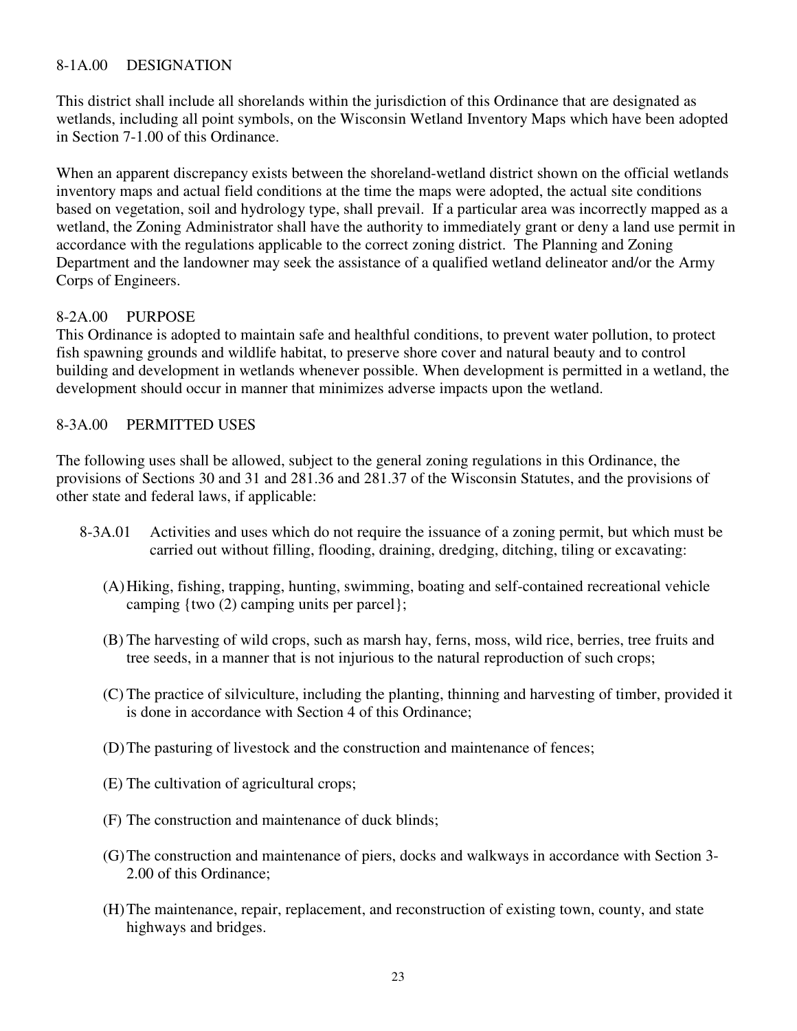## 8-1A.00 DESIGNATION

This district shall include all shorelands within the jurisdiction of this Ordinance that are designated as wetlands, including all point symbols, on the Wisconsin Wetland Inventory Maps which have been adopted in Section 7-1.00 of this Ordinance.

When an apparent discrepancy exists between the shoreland-wetland district shown on the official wetlands inventory maps and actual field conditions at the time the maps were adopted, the actual site conditions based on vegetation, soil and hydrology type, shall prevail. If a particular area was incorrectly mapped as a wetland, the Zoning Administrator shall have the authority to immediately grant or deny a land use permit in accordance with the regulations applicable to the correct zoning district. The Planning and Zoning Department and the landowner may seek the assistance of a qualified wetland delineator and/or the Army Corps of Engineers.

## 8-2A.00 PURPOSE

This Ordinance is adopted to maintain safe and healthful conditions, to prevent water pollution, to protect fish spawning grounds and wildlife habitat, to preserve shore cover and natural beauty and to control building and development in wetlands whenever possible. When development is permitted in a wetland, the development should occur in manner that minimizes adverse impacts upon the wetland.

## 8-3A.00 PERMITTED USES

The following uses shall be allowed, subject to the general zoning regulations in this Ordinance, the provisions of Sections 30 and 31 and 281.36 and 281.37 of the Wisconsin Statutes, and the provisions of other state and federal laws, if applicable:

8-3A.01 Activities and uses which do not require the issuance of a zoning permit, but which must be carried out without filling, flooding, draining, dredging, ditching, tiling or excavating:

(A) Hiking, fishing, trapping, hunting, swimming, boating and self-contained recreational vehicle camping {two (2) camping units per parcel};

(B) The harvesting of wild crops, such as marsh hay, ferns, moss, wild rice, berries, tree fruits and tree seeds, in a manner that is not injurious to the natural reproduction of such crops;

(C) The practice of silviculture, including the planting, thinning and harvesting of timber, provided it is done in accordance with Section 4 of this Ordinance;

(D) The pasturing of livestock and the construction and maintenance of fences;

(E) The cultivation of agricultural crops;

(F) The construction and maintenance of duck blinds;

(G) The construction and maintenance of piers, docks and walkways in accordance with Section 3-2.00 of this Ordinance;

(H) The maintenance, repair, replacement, and reconstruction of existing town, county, and state highways and bridges.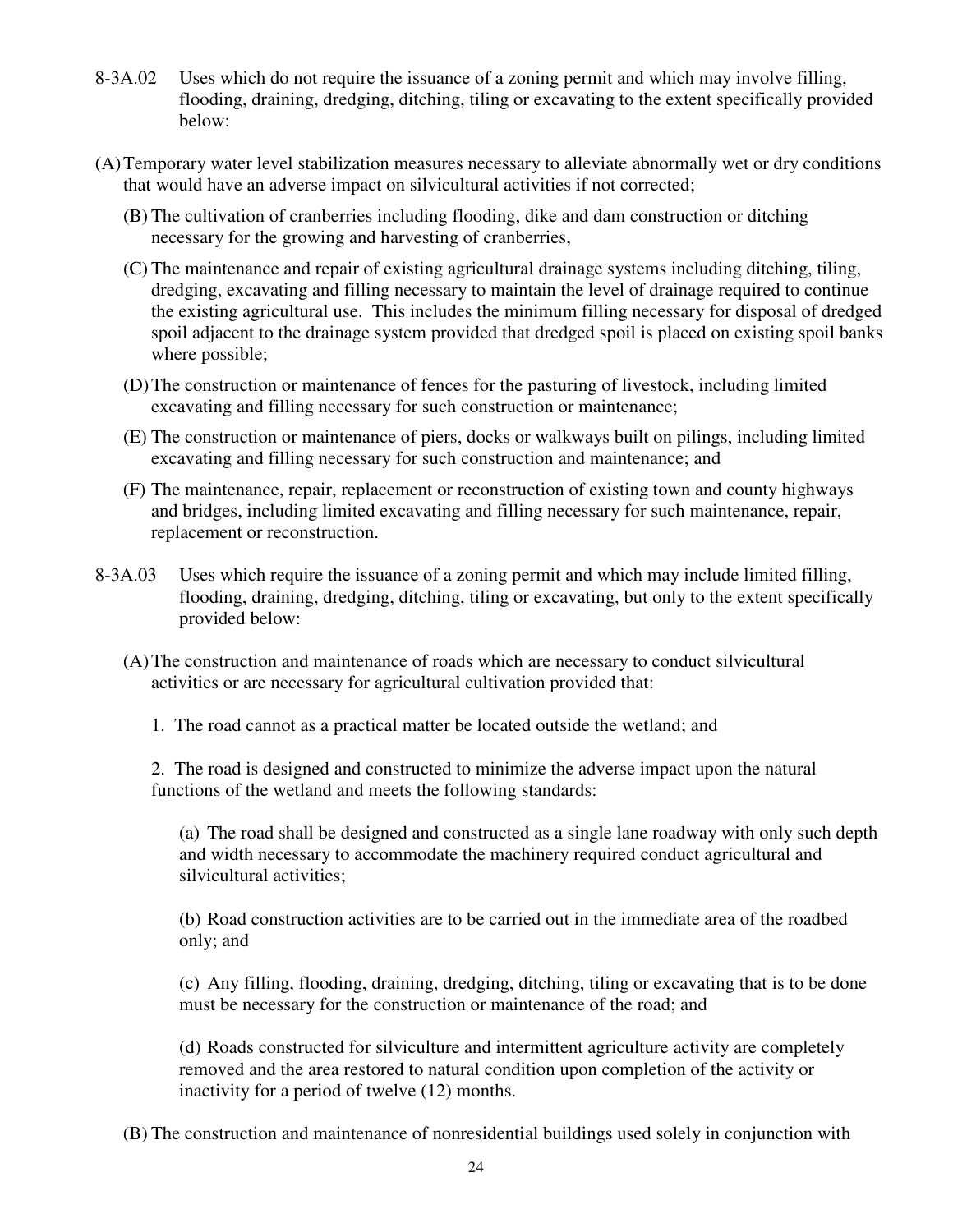8-3A.02 Uses which do not require the issuance of a zoning permit and which may involve filling, flooding, draining, dredging, ditching, tiling or excavating to the extent specifically provided below:

(A) Temporary water level stabilization measures necessary to alleviate abnormally wet or dry conditions that would have an adverse impact on silvicultural activities if not corrected;

(B) The cultivation of cranberries including flooding, dike and dam construction or ditching necessary for the growing and harvesting of cranberries,

(C) The maintenance and repair of existing agricultural drainage systems including ditching, tiling, dredging, excavating and filling necessary to maintain the level of drainage required to continue the existing agricultural use. This includes the minimum filling necessary for disposal of dredged spoil adjacent to the drainage system provided that dredged spoil is placed on existing spoil banks where possible;

(D) The construction or maintenance of fences for the pasturing of livestock, including limited excavating and filling necessary for such construction or maintenance;

(E) The construction or maintenance of piers, docks or walkways built on pilings, including limited excavating and filling necessary for such construction and maintenance; and

(F) The maintenance, repair, replacement or reconstruction of existing town and county highways and bridges, including limited excavating and filling necessary for such maintenance, repair, replacement or reconstruction.

8-3A.03 Uses which require the issuance of a zoning permit and which may include limited filling, flooding, draining, dredging, ditching, tiling or excavating, but only to the extent specifically provided below:

(A) The construction and maintenance of roads which are necessary to conduct silvicultural activities or are necessary for agricultural cultivation provided that:

1. The road cannot as a practical matter be located outside the wetland; and

2. The road is designed and constructed to minimize the adverse impact upon the natural functions of the wetland and meets the following standards:

(a) The road shall be designed and constructed as a single lane roadway with only such depth and width necessary to accommodate the machinery required conduct agricultural and silvicultural activities;

(b) Road construction activities are to be carried out in the immediate area of the roadbed only; and

(c) Any filling, flooding, draining, dredging, ditching, tiling or excavating that is to be done must be necessary for the construction or maintenance of the road; and

(d) Roads constructed for silviculture and intermittent agriculture activity are completely removed and the area restored to natural condition upon completion of the activity or inactivity for a period of twelve (12) months.

(B) The construction and maintenance of nonresidential buildings used solely in conjunction with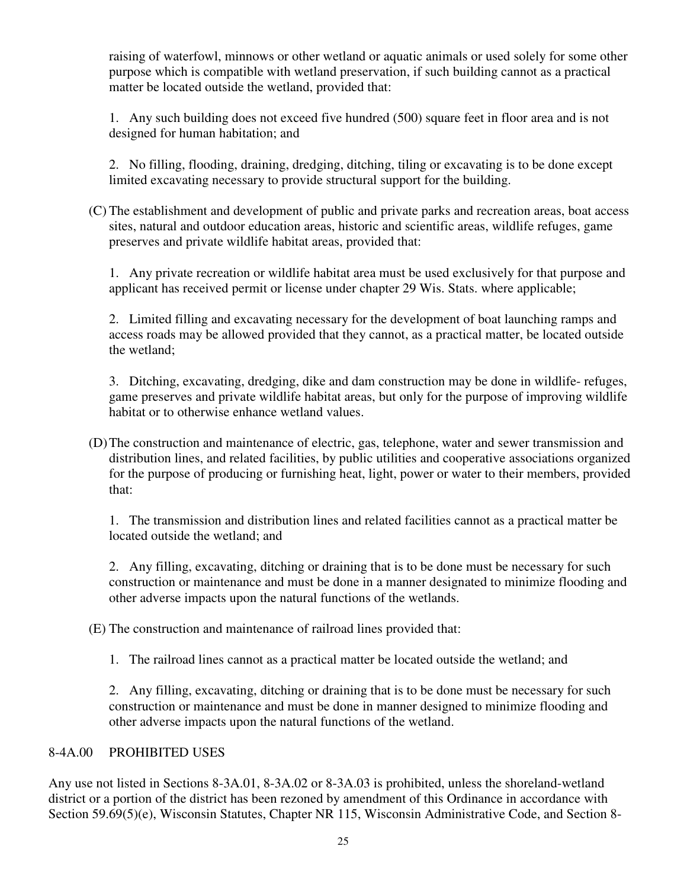raising of waterfowl, minnows or other wetland or aquatic animals or used solely for some other purpose which is compatible with wetland preservation, if such building cannot as a practical matter be located outside the wetland, provided that:

1. Any such building does not exceed five hundred (500) square feet in floor area and is not designed for human habitation; and

2. No filling, flooding, draining, dredging, ditching, tiling or excavating is to be done except limited excavating necessary to provide structural support for the building.

(C) The establishment and development of public and private parks and recreation areas, boat access sites, natural and outdoor education areas, historic and scientific areas, wildlife refuges, game preserves and private wildlife habitat areas, provided that:

1. Any private recreation or wildlife habitat area must be used exclusively for that purpose and applicant has received permit or license under chapter 29 Wis. Stats. where applicable;

2. Limited filling and excavating necessary for the development of boat launching ramps and access roads may be allowed provided that they cannot, as a practical matter, be located outside the wetland;

3. Ditching, excavating, dredging, dike and dam construction may be done in wildlife- refuges, game preserves and private wildlife habitat areas, but only for the purpose of improving wildlife habitat or to otherwise enhance wetland values.

(D) The construction and maintenance of electric, gas, telephone, water and sewer transmission and distribution lines, and related facilities, by public utilities and cooperative associations organized for the purpose of producing or furnishing heat, light, power or water to their members, provided that:

1. The transmission and distribution lines and related facilities cannot as a practical matter be located outside the wetland; and

2. Any filling, excavating, ditching or draining that is to be done must be necessary for such construction or maintenance and must be done in a manner designated to minimize flooding and other adverse impacts upon the natural functions of the wetlands.

(E) The construction and maintenance of railroad lines provided that:

1. The railroad lines cannot as a practical matter be located outside the wetland; and

2. Any filling, excavating, ditching or draining that is to be done must be necessary for such construction or maintenance and must be done in manner designed to minimize flooding and other adverse impacts upon the natural functions of the wetland.

## 8-4A.00 PROHIBITED USES

Any use not listed in Sections 8-3A.01, 8-3A.02 or 8-3A.03 is prohibited, unless the shoreland-wetland district or a portion of the district has been rezoned by amendment of this Ordinance in accordance with Section 59.69(5)(e), Wisconsin Statutes, Chapter NR 115, Wisconsin Administrative Code, and Section 8-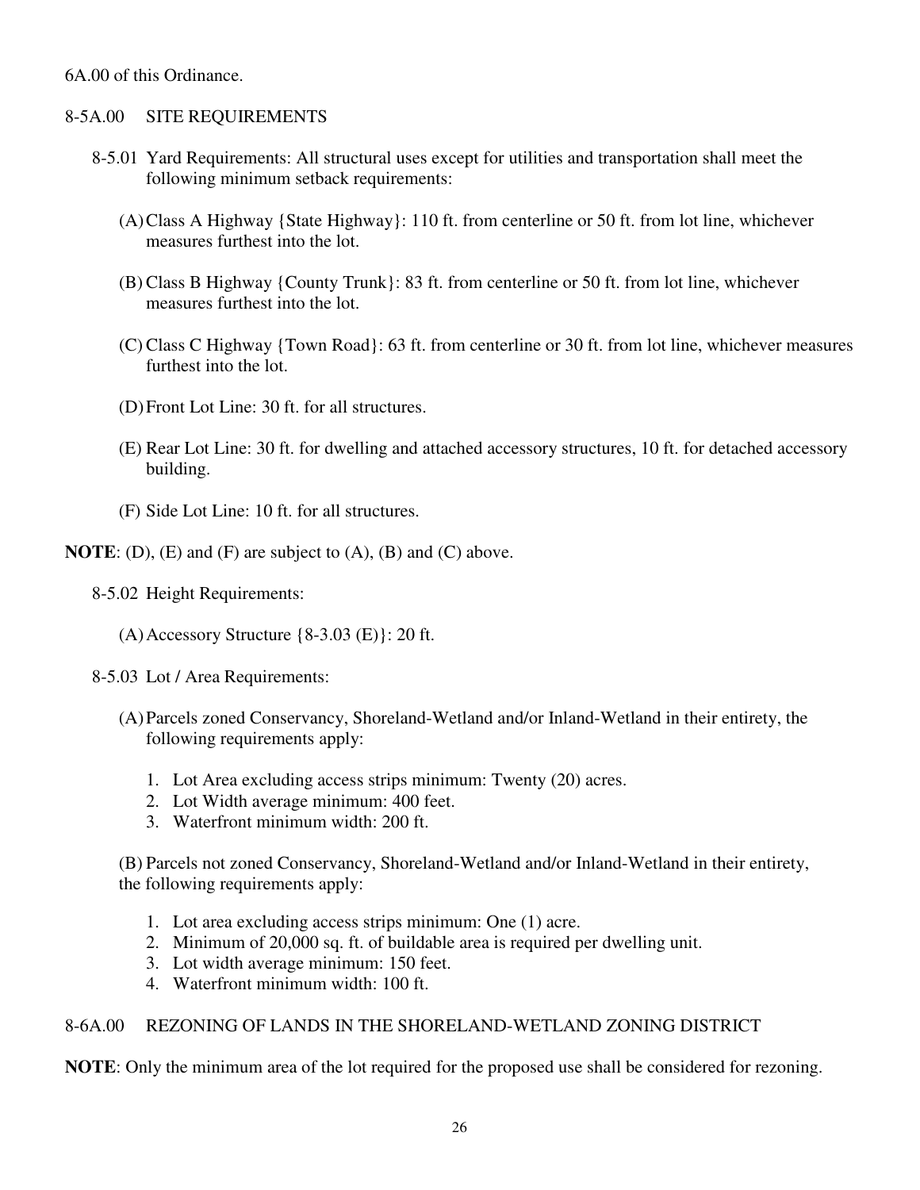6A.00 of this Ordinance.

## 8-5A.00 SITE REQUIREMENTS

8-5.01 Yard Requirements: All structural uses except for utilities and transportation shall meet the following minimum setback requirements:

(A) Class A Highway {State Highway}: 110 ft. from centerline or 50 ft. from lot line, whichever measures furthest into the lot.

(B) Class B Highway {County Trunk}: 83 ft. from centerline or 50 ft. from lot line, whichever measures furthest into the lot.

(C) Class C Highway {Town Road}: 63 ft. from centerline or 30 ft. from lot line, whichever measures furthest into the lot.

(D) Front Lot Line: 30 ft. for all structures.

(E) Rear Lot Line: 30 ft. for dwelling and attached accessory structures, 10 ft. for detached accessory building.

(F) Side Lot Line: 10 ft. for all structures.

**NOTE**: (D), (E) and (F) are subject to (A), (B) and (C) above.

8-5.02 Height Requirements:

(A) Accessory Structure {8-3.03 (E)}: 20 ft.

8-5.03 Lot / Area Requirements:

(A) Parcels zoned Conservancy, Shoreland-Wetland and/or Inland-Wetland in their entirety, the following requirements apply:

1. Lot Area excluding access strips minimum: Twenty (20) acres.
2. Lot Width average minimum: 400 feet.
3. Waterfront minimum width: 200 ft.

(B) Parcels not zoned Conservancy, Shoreland-Wetland and/or Inland-Wetland in their entirety, the following requirements apply:

1. Lot area excluding access strips minimum: One (1) acre.
2. Minimum of 20,000 sq. ft. of buildable area is required per dwelling unit.
3. Lot width average minimum: 150 feet.
4. Waterfront minimum width: 100 ft.

## 8-6A.00 REZONING OF LANDS IN THE SHORELAND-WETLAND ZONING DISTRICT

**NOTE**: Only the minimum area of the lot required for the proposed use shall be considered for rezoning.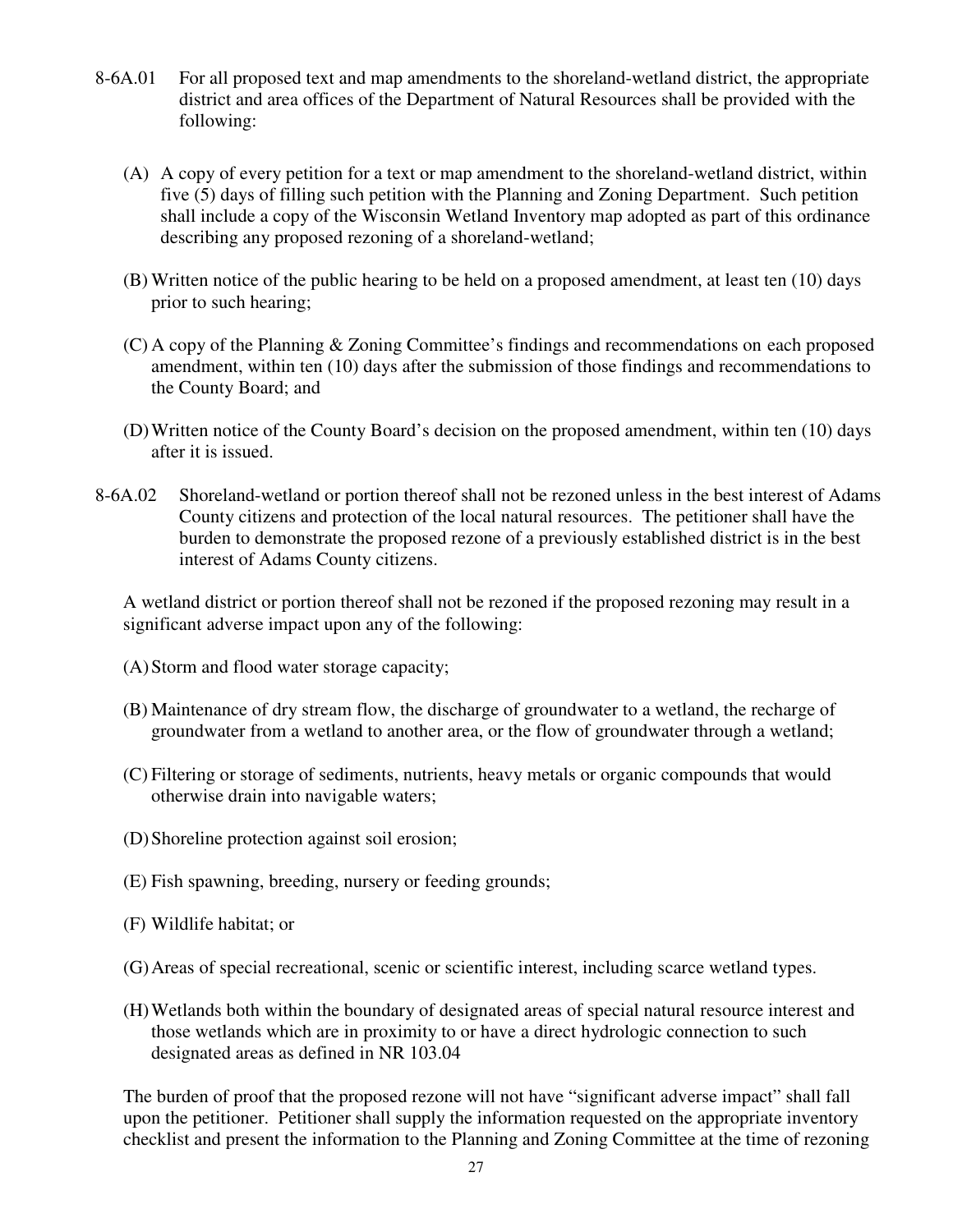8-6A.01 For all proposed text and map amendments to the shoreland-wetland district, the appropriate district and area offices of the Department of Natural Resources shall be provided with the following:

(A) A copy of every petition for a text or map amendment to the shoreland-wetland district, within five (5) days of filling such petition with the Planning and Zoning Department. Such petition shall include a copy of the Wisconsin Wetland Inventory map adopted as part of this ordinance describing any proposed rezoning of a shoreland-wetland;

(B) Written notice of the public hearing to be held on a proposed amendment, at least ten (10) days prior to such hearing;

(C) A copy of the Planning & Zoning Committee's findings and recommendations on each proposed amendment, within ten (10) days after the submission of those findings and recommendations to the County Board; and

(D) Written notice of the County Board's decision on the proposed amendment, within ten (10) days after it is issued.

8-6A.02 Shoreland-wetland or portion thereof shall not be rezoned unless in the best interest of Adams County citizens and protection of the local natural resources. The petitioner shall have the burden to demonstrate the proposed rezone of a previously established district is in the best interest of Adams County citizens.

A wetland district or portion thereof shall not be rezoned if the proposed rezoning may result in a significant adverse impact upon any of the following:

(A) Storm and flood water storage capacity;

(B) Maintenance of dry stream flow, the discharge of groundwater to a wetland, the recharge of groundwater from a wetland to another area, or the flow of groundwater through a wetland;

(C) Filtering or storage of sediments, nutrients, heavy metals or organic compounds that would otherwise drain into navigable waters;

(D) Shoreline protection against soil erosion;

(E) Fish spawning, breeding, nursery or feeding grounds;

(F) Wildlife habitat; or

(G) Areas of special recreational, scenic or scientific interest, including scarce wetland types.

(H) Wetlands both within the boundary of designated areas of special natural resource interest and those wetlands which are in proximity to or have a direct hydrologic connection to such designated areas as defined in NR 103.04

The burden of proof that the proposed rezone will not have "significant adverse impact" shall fall upon the petitioner. Petitioner shall supply the information requested on the appropriate inventory checklist and present the information to the Planning and Zoning Committee at the time of rezoning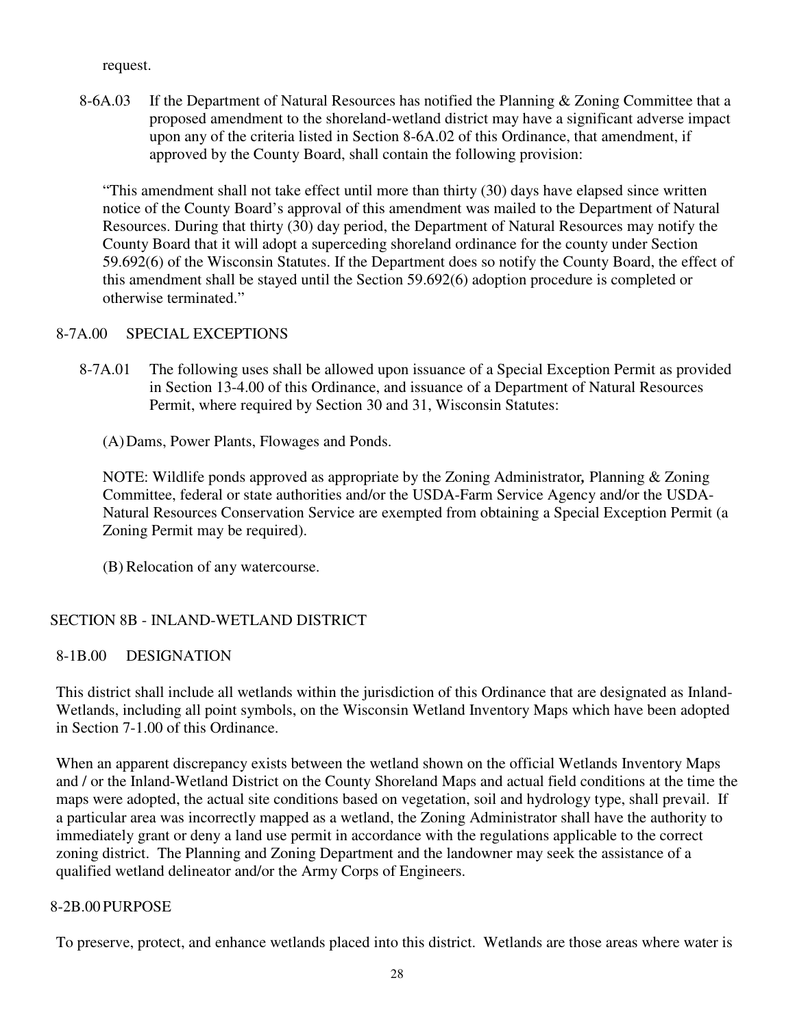request.

8-6A.03 If the Department of Natural Resources has notified the Planning & Zoning Committee that a proposed amendment to the shoreland-wetland district may have a significant adverse impact upon any of the criteria listed in Section 8-6A.02 of this Ordinance, that amendment, if approved by the County Board, shall contain the following provision:

"This amendment shall not take effect until more than thirty (30) days have elapsed since written notice of the County Board's approval of this amendment was mailed to the Department of Natural Resources. During that thirty (30) day period, the Department of Natural Resources may notify the County Board that it will adopt a superceding shoreland ordinance for the county under Section 59.692(6) of the Wisconsin Statutes. If the Department does so notify the County Board, the effect of this amendment shall be stayed until the Section 59.692(6) adoption procedure is completed or otherwise terminated."

## 8-7A.00 SPECIAL EXCEPTIONS

8-7A.01 The following uses shall be allowed upon issuance of a Special Exception Permit as provided in Section 13-4.00 of this Ordinance, and issuance of a Department of Natural Resources Permit, where required by Section 30 and 31, Wisconsin Statutes:

(A) Dams, Power Plants, Flowages and Ponds.

NOTE: Wildlife ponds approved as appropriate by the Zoning Administrator**,** Planning & Zoning Committee, federal or state authorities and/or the USDA-Farm Service Agency and/or the USDA-Natural Resources Conservation Service are exempted from obtaining a Special Exception Permit (a Zoning Permit may be required).

(B) Relocation of any watercourse.

# SECTION 8B - INLAND-WETLAND DISTRICT

## 8-1B.00 DESIGNATION

This district shall include all wetlands within the jurisdiction of this Ordinance that are designated as Inland-Wetlands, including all point symbols, on the Wisconsin Wetland Inventory Maps which have been adopted in Section 7-1.00 of this Ordinance.

When an apparent discrepancy exists between the wetland shown on the official Wetlands Inventory Maps and / or the Inland-Wetland District on the County Shoreland Maps and actual field conditions at the time the maps were adopted, the actual site conditions based on vegetation, soil and hydrology type, shall prevail. If a particular area was incorrectly mapped as a wetland, the Zoning Administrator shall have the authority to immediately grant or deny a land use permit in accordance with the regulations applicable to the correct zoning district. The Planning and Zoning Department and the landowner may seek the assistance of a qualified wetland delineator and/or the Army Corps of Engineers.

## 8-2B.00 PURPOSE

To preserve, protect, and enhance wetlands placed into this district. Wetlands are those areas where water is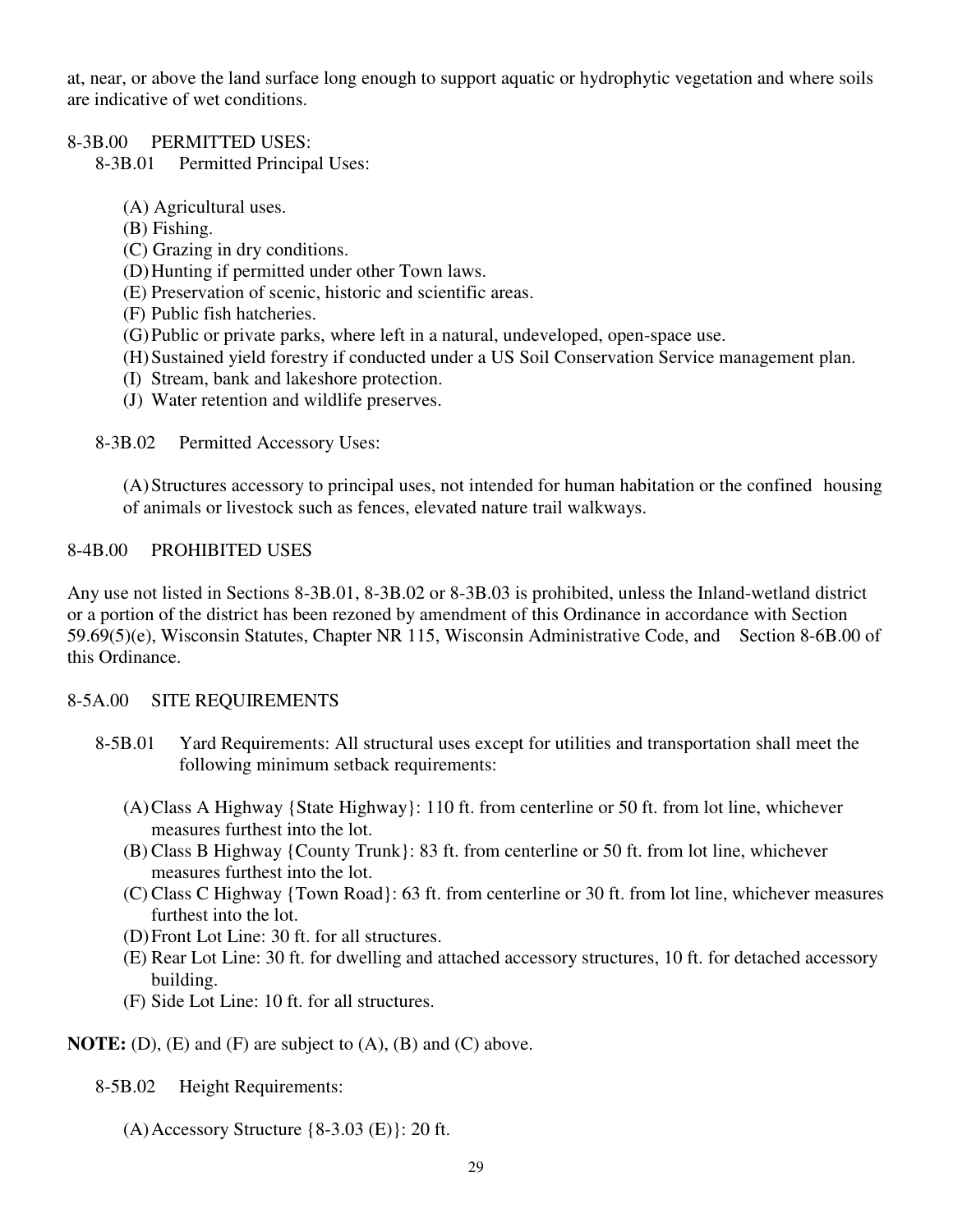at, near, or above the land surface long enough to support aquatic or hydrophytic vegetation and where soils are indicative of wet conditions.

8-3B.00 PERMITTED USES:

8-3B.01 Permitted Principal Uses:

(A) Agricultural uses.
(B) Fishing.
(C) Grazing in dry conditions.
(D) Hunting if permitted under other Town laws.
(E) Preservation of scenic, historic and scientific areas.
(F) Public fish hatcheries.
(G) Public or private parks, where left in a natural, undeveloped, open-space use.
(H) Sustained yield forestry if conducted under a US Soil Conservation Service management plan.
(I) Stream, bank and lakeshore protection.
(J) Water retention and wildlife preserves.

8-3B.02 Permitted Accessory Uses:

(A) Structures accessory to principal uses, not intended for human habitation or the confined housing of animals or livestock such as fences, elevated nature trail walkways.

8-4B.00 PROHIBITED USES

Any use not listed in Sections 8-3B.01, 8-3B.02 or 8-3B.03 is prohibited, unless the Inland-wetland district or a portion of the district has been rezoned by amendment of this Ordinance in accordance with Section 59.69(5)(e), Wisconsin Statutes, Chapter NR 115, Wisconsin Administrative Code, and Section 8-6B.00 of this Ordinance.

8-5A.00 SITE REQUIREMENTS

8-5B.01 Yard Requirements: All structural uses except for utilities and transportation shall meet the following minimum setback requirements:

(A) Class A Highway {State Highway}: 110 ft. from centerline or 50 ft. from lot line, whichever measures furthest into the lot.
(B) Class B Highway {County Trunk}: 83 ft. from centerline or 50 ft. from lot line, whichever measures furthest into the lot.
(C) Class C Highway {Town Road}: 63 ft. from centerline or 30 ft. from lot line, whichever measures furthest into the lot.
(D) Front Lot Line: 30 ft. for all structures.
(E) Rear Lot Line: 30 ft. for dwelling and attached accessory structures, 10 ft. for detached accessory building.
(F) Side Lot Line: 10 ft. for all structures.

**NOTE:** (D), (E) and (F) are subject to (A), (B) and (C) above.

8-5B.02 Height Requirements:

(A) Accessory Structure {8-3.03 (E)}: 20 ft.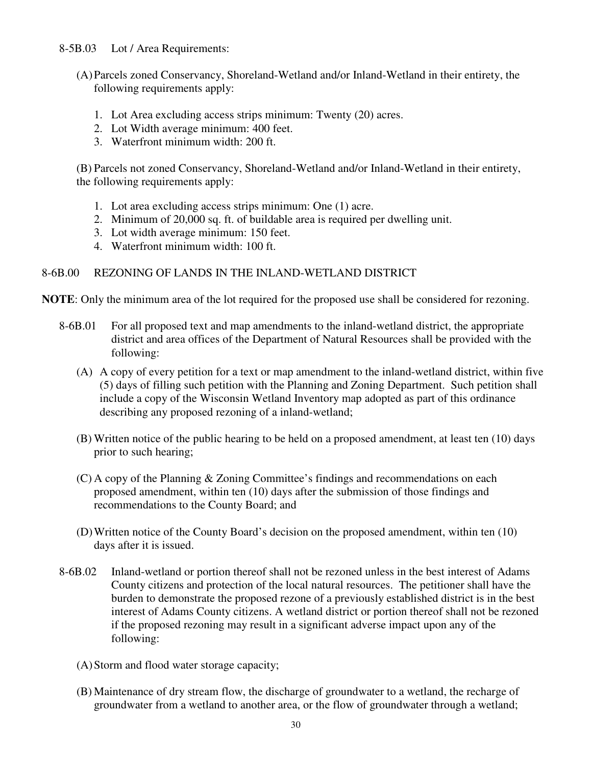8-5B.03 Lot / Area Requirements:

(A) Parcels zoned Conservancy, Shoreland-Wetland and/or Inland-Wetland in their entirety, the following requirements apply:

1. Lot Area excluding access strips minimum: Twenty (20) acres.
2. Lot Width average minimum: 400 feet.
3. Waterfront minimum width: 200 ft.

(B) Parcels not zoned Conservancy, Shoreland-Wetland and/or Inland-Wetland in their entirety, the following requirements apply:

1. Lot area excluding access strips minimum: One (1) acre.
2. Minimum of 20,000 sq. ft. of buildable area is required per dwelling unit.
3. Lot width average minimum: 150 feet.
4. Waterfront minimum width: 100 ft.

8-6B.00 REZONING OF LANDS IN THE INLAND-WETLAND DISTRICT

**NOTE**: Only the minimum area of the lot required for the proposed use shall be considered for rezoning.

8-6B.01 For all proposed text and map amendments to the inland-wetland district, the appropriate district and area offices of the Department of Natural Resources shall be provided with the following:

(A) A copy of every petition for a text or map amendment to the inland-wetland district, within five (5) days of filling such petition with the Planning and Zoning Department. Such petition shall include a copy of the Wisconsin Wetland Inventory map adopted as part of this ordinance describing any proposed rezoning of a inland-wetland;

(B) Written notice of the public hearing to be held on a proposed amendment, at least ten (10) days prior to such hearing;

(C) A copy of the Planning & Zoning Committee's findings and recommendations on each proposed amendment, within ten (10) days after the submission of those findings and recommendations to the County Board; and

(D) Written notice of the County Board's decision on the proposed amendment, within ten (10) days after it is issued.

8-6B.02 Inland-wetland or portion thereof shall not be rezoned unless in the best interest of Adams County citizens and protection of the local natural resources. The petitioner shall have the burden to demonstrate the proposed rezone of a previously established district is in the best interest of Adams County citizens. A wetland district or portion thereof shall not be rezoned if the proposed rezoning may result in a significant adverse impact upon any of the following:

(A) Storm and flood water storage capacity;

(B) Maintenance of dry stream flow, the discharge of groundwater to a wetland, the recharge of groundwater from a wetland to another area, or the flow of groundwater through a wetland;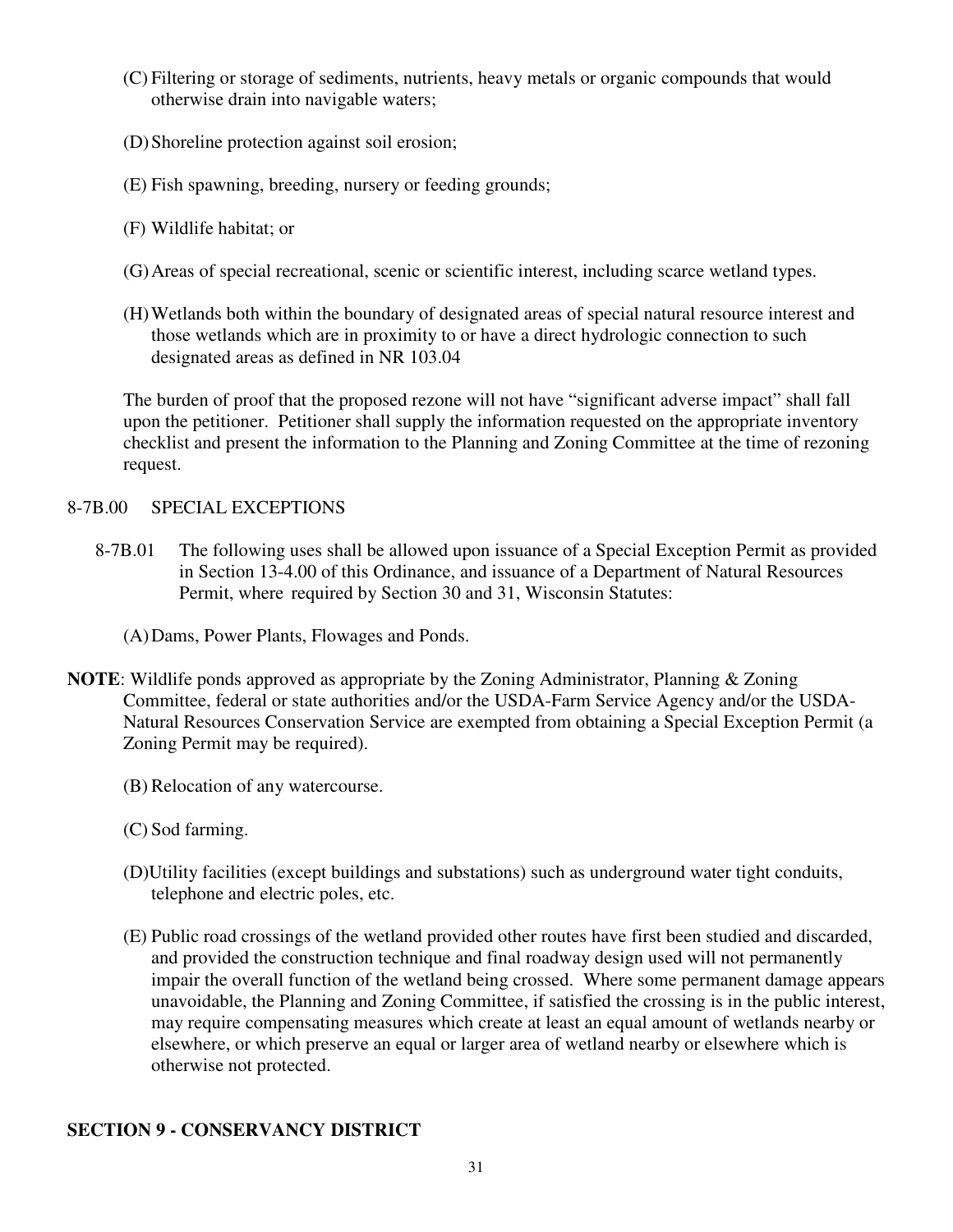(C) Filtering or storage of sediments, nutrients, heavy metals or organic compounds that would otherwise drain into navigable waters;

(D) Shoreline protection against soil erosion;

(E) Fish spawning, breeding, nursery or feeding grounds;

(F) Wildlife habitat; or

(G) Areas of special recreational, scenic or scientific interest, including scarce wetland types.

(H) Wetlands both within the boundary of designated areas of special natural resource interest and those wetlands which are in proximity to or have a direct hydrologic connection to such designated areas as defined in NR 103.04

The burden of proof that the proposed rezone will not have "significant adverse impact" shall fall upon the petitioner. Petitioner shall supply the information requested on the appropriate inventory checklist and present the information to the Planning and Zoning Committee at the time of rezoning request.

8-7B.00 SPECIAL EXCEPTIONS

8-7B.01 The following uses shall be allowed upon issuance of a Special Exception Permit as provided in Section 13-4.00 of this Ordinance, and issuance of a Department of Natural Resources Permit, where required by Section 30 and 31, Wisconsin Statutes:

(A) Dams, Power Plants, Flowages and Ponds.

**NOTE**: Wildlife ponds approved as appropriate by the Zoning Administrator, Planning & Zoning Committee, federal or state authorities and/or the USDA-Farm Service Agency and/or the USDA-Natural Resources Conservation Service are exempted from obtaining a Special Exception Permit (a Zoning Permit may be required).

(B) Relocation of any watercourse.

(C) Sod farming.

(D) Utility facilities (except buildings and substations) such as underground water tight conduits, telephone and electric poles, etc.

(E) Public road crossings of the wetland provided other routes have first been studied and discarded, and provided the construction technique and final roadway design used will not permanently impair the overall function of the wetland being crossed. Where some permanent damage appears unavoidable, the Planning and Zoning Committee, if satisfied the crossing is in the public interest, may require compensating measures which create at least an equal amount of wetlands nearby or elsewhere, or which preserve an equal or larger area of wetland nearby or elsewhere which is otherwise not protected.

## SECTION 9 - CONSERVANCY DISTRICT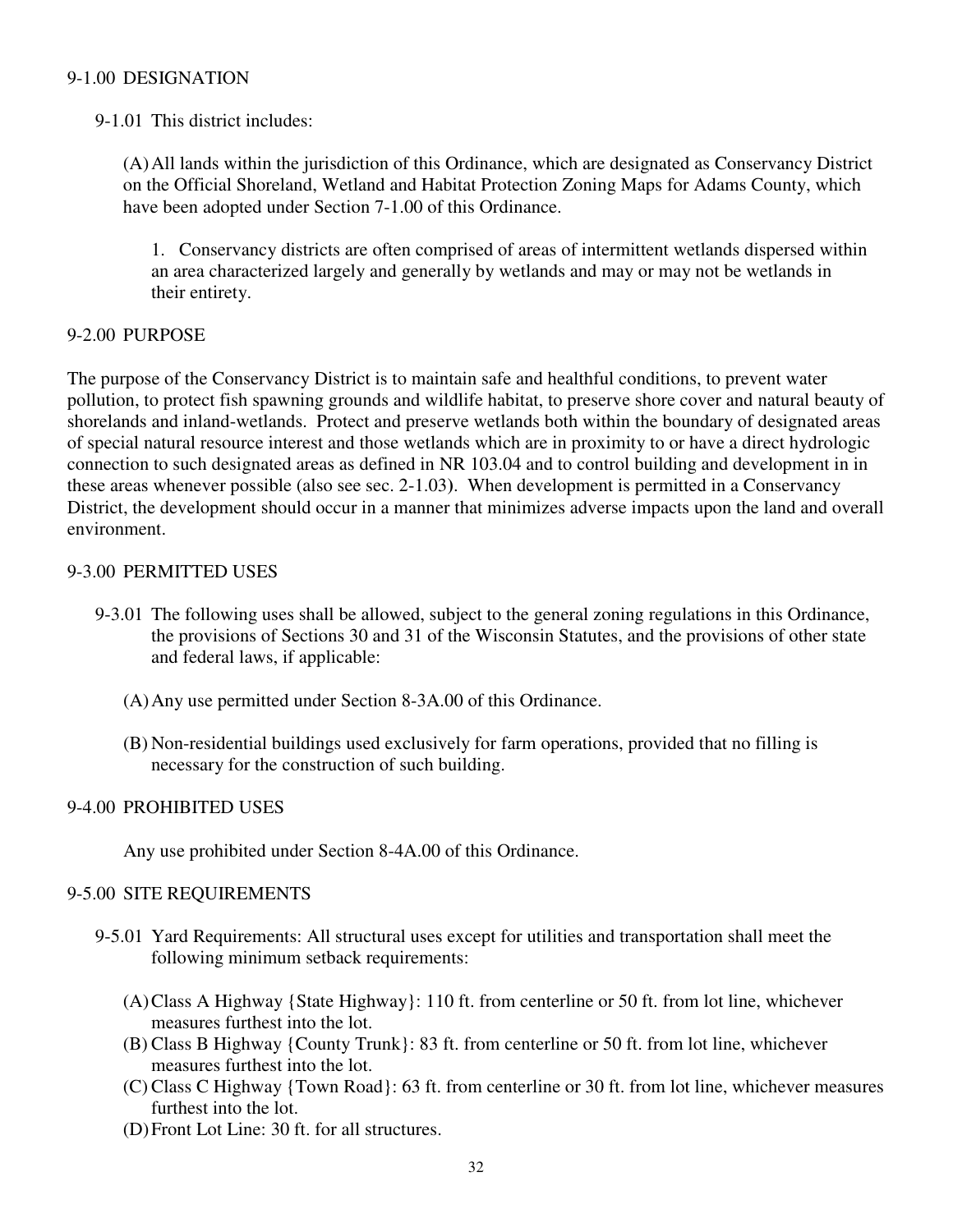## 9-1.00 DESIGNATION

9-1.01 This district includes:

(A) All lands within the jurisdiction of this Ordinance, which are designated as Conservancy District on the Official Shoreland, Wetland and Habitat Protection Zoning Maps for Adams County, which have been adopted under Section 7-1.00 of this Ordinance.

1. Conservancy districts are often comprised of areas of intermittent wetlands dispersed within an area characterized largely and generally by wetlands and may or may not be wetlands in their entirety.

## 9-2.00 PURPOSE

The purpose of the Conservancy District is to maintain safe and healthful conditions, to prevent water pollution, to protect fish spawning grounds and wildlife habitat, to preserve shore cover and natural beauty of shorelands and inland-wetlands. Protect and preserve wetlands both within the boundary of designated areas of special natural resource interest and those wetlands which are in proximity to or have a direct hydrologic connection to such designated areas as defined in NR 103.04 and to control building and development in in these areas whenever possible (also see sec. 2-1.03). When development is permitted in a Conservancy District, the development should occur in a manner that minimizes adverse impacts upon the land and overall environment.

## 9-3.00 PERMITTED USES

9-3.01 The following uses shall be allowed, subject to the general zoning regulations in this Ordinance, the provisions of Sections 30 and 31 of the Wisconsin Statutes, and the provisions of other state and federal laws, if applicable:

(A) Any use permitted under Section 8-3A.00 of this Ordinance.

(B) Non-residential buildings used exclusively for farm operations, provided that no filling is necessary for the construction of such building.

## 9-4.00 PROHIBITED USES

Any use prohibited under Section 8-4A.00 of this Ordinance.

## 9-5.00 SITE REQUIREMENTS

9-5.01 Yard Requirements: All structural uses except for utilities and transportation shall meet the following minimum setback requirements:

(A) Class A Highway {State Highway}: 110 ft. from centerline or 50 ft. from lot line, whichever measures furthest into the lot.
(B) Class B Highway {County Trunk}: 83 ft. from centerline or 50 ft. from lot line, whichever measures furthest into the lot.
(C) Class C Highway {Town Road}: 63 ft. from centerline or 30 ft. from lot line, whichever measures furthest into the lot.
(D) Front Lot Line: 30 ft. for all structures.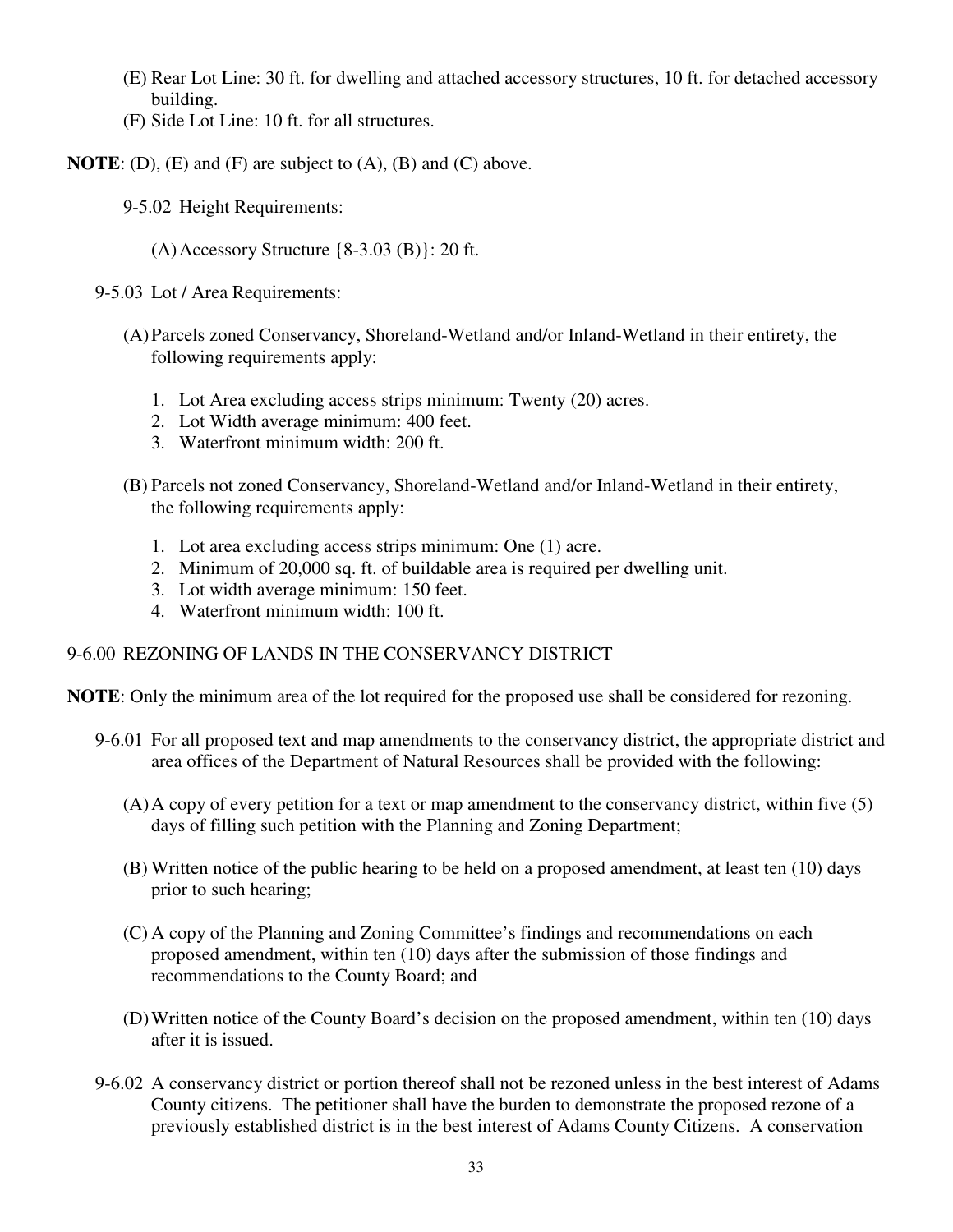(E) Rear Lot Line: 30 ft. for dwelling and attached accessory structures, 10 ft. for detached accessory building.

(F) Side Lot Line: 10 ft. for all structures.

**NOTE**: (D), (E) and (F) are subject to (A), (B) and (C) above.

9-5.02 Height Requirements:

(A) Accessory Structure {8-3.03 (B)}: 20 ft.

9-5.03 Lot / Area Requirements:

(A) Parcels zoned Conservancy, Shoreland-Wetland and/or Inland-Wetland in their entirety, the following requirements apply:

1. Lot Area excluding access strips minimum: Twenty (20) acres.
2. Lot Width average minimum: 400 feet.
3. Waterfront minimum width: 200 ft.

(B) Parcels not zoned Conservancy, Shoreland-Wetland and/or Inland-Wetland in their entirety, the following requirements apply:

1. Lot area excluding access strips minimum: One (1) acre.
2. Minimum of 20,000 sq. ft. of buildable area is required per dwelling unit.
3. Lot width average minimum: 150 feet.
4. Waterfront minimum width: 100 ft.

9-6.00 REZONING OF LANDS IN THE CONSERVANCY DISTRICT

**NOTE**: Only the minimum area of the lot required for the proposed use shall be considered for rezoning.

9-6.01 For all proposed text and map amendments to the conservancy district, the appropriate district and area offices of the Department of Natural Resources shall be provided with the following:

(A) A copy of every petition for a text or map amendment to the conservancy district, within five (5) days of filling such petition with the Planning and Zoning Department;

(B) Written notice of the public hearing to be held on a proposed amendment, at least ten (10) days prior to such hearing;

(C) A copy of the Planning and Zoning Committee's findings and recommendations on each proposed amendment, within ten (10) days after the submission of those findings and recommendations to the County Board; and

(D) Written notice of the County Board's decision on the proposed amendment, within ten (10) days after it is issued.

9-6.02 A conservancy district or portion thereof shall not be rezoned unless in the best interest of Adams County citizens. The petitioner shall have the burden to demonstrate the proposed rezone of a previously established district is in the best interest of Adams County Citizens. A conservation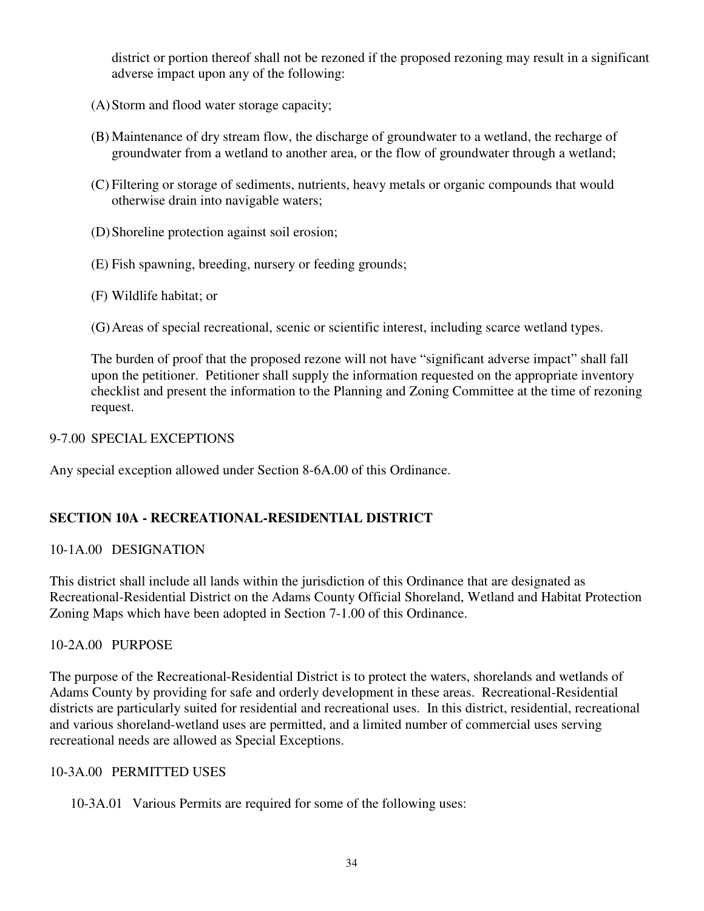district or portion thereof shall not be rezoned if the proposed rezoning may result in a significant adverse impact upon any of the following:

(A) Storm and flood water storage capacity;

(B) Maintenance of dry stream flow, the discharge of groundwater to a wetland, the recharge of groundwater from a wetland to another area, or the flow of groundwater through a wetland;

(C) Filtering or storage of sediments, nutrients, heavy metals or organic compounds that would otherwise drain into navigable waters;

(D) Shoreline protection against soil erosion;

(E) Fish spawning, breeding, nursery or feeding grounds;

(F) Wildlife habitat; or

(G) Areas of special recreational, scenic or scientific interest, including scarce wetland types.

The burden of proof that the proposed rezone will not have "significant adverse impact" shall fall upon the petitioner. Petitioner shall supply the information requested on the appropriate inventory checklist and present the information to the Planning and Zoning Committee at the time of rezoning request.

9-7.00 SPECIAL EXCEPTIONS

Any special exception allowed under Section 8-6A.00 of this Ordinance.

## SECTION 10A - RECREATIONAL-RESIDENTIAL DISTRICT

10-1A.00 DESIGNATION

This district shall include all lands within the jurisdiction of this Ordinance that are designated as Recreational-Residential District on the Adams County Official Shoreland, Wetland and Habitat Protection Zoning Maps which have been adopted in Section 7-1.00 of this Ordinance.

10-2A.00 PURPOSE

The purpose of the Recreational-Residential District is to protect the waters, shorelands and wetlands of Adams County by providing for safe and orderly development in these areas. Recreational-Residential districts are particularly suited for residential and recreational uses. In this district, residential, recreational and various shoreland-wetland uses are permitted, and a limited number of commercial uses serving recreational needs are allowed as Special Exceptions.

10-3A.00 PERMITTED USES

10-3A.01 Various Permits are required for some of the following uses: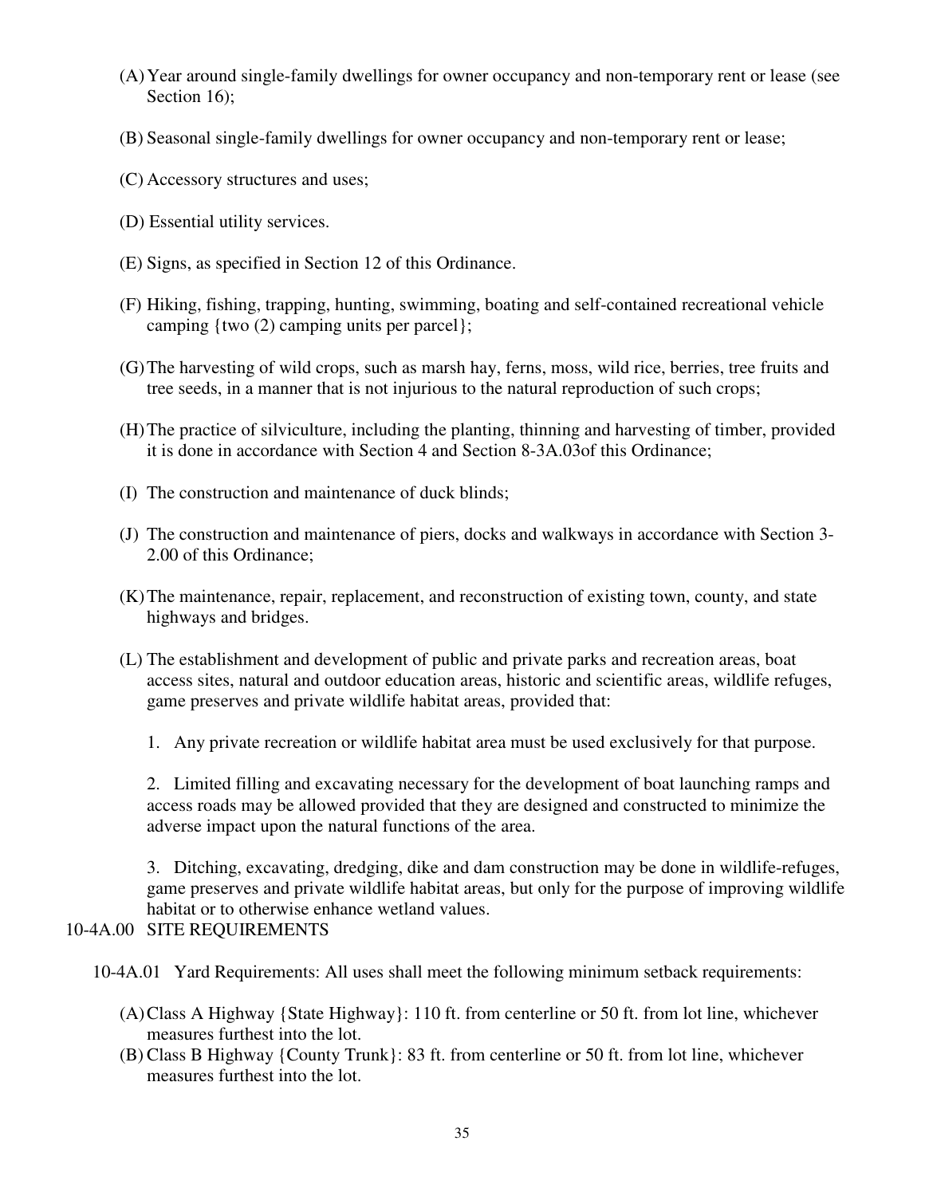(A) Year around single-family dwellings for owner occupancy and non-temporary rent or lease (see Section 16);

(B) Seasonal single-family dwellings for owner occupancy and non-temporary rent or lease;

(C) Accessory structures and uses;

(D) Essential utility services.

(E) Signs, as specified in Section 12 of this Ordinance.

(F) Hiking, fishing, trapping, hunting, swimming, boating and self-contained recreational vehicle camping {two (2) camping units per parcel};

(G) The harvesting of wild crops, such as marsh hay, ferns, moss, wild rice, berries, tree fruits and tree seeds, in a manner that is not injurious to the natural reproduction of such crops;

(H) The practice of silviculture, including the planting, thinning and harvesting of timber, provided it is done in accordance with Section 4 and Section 8-3A.03of this Ordinance;

(I) The construction and maintenance of duck blinds;

(J) The construction and maintenance of piers, docks and walkways in accordance with Section 3-2.00 of this Ordinance;

(K) The maintenance, repair, replacement, and reconstruction of existing town, county, and state highways and bridges.

(L) The establishment and development of public and private parks and recreation areas, boat access sites, natural and outdoor education areas, historic and scientific areas, wildlife refuges, game preserves and private wildlife habitat areas, provided that:

1. Any private recreation or wildlife habitat area must be used exclusively for that purpose.

2. Limited filling and excavating necessary for the development of boat launching ramps and access roads may be allowed provided that they are designed and constructed to minimize the adverse impact upon the natural functions of the area.

3. Ditching, excavating, dredging, dike and dam construction may be done in wildlife-refuges, game preserves and private wildlife habitat areas, but only for the purpose of improving wildlife habitat or to otherwise enhance wetland values.

10-4A.00 SITE REQUIREMENTS

10-4A.01 Yard Requirements: All uses shall meet the following minimum setback requirements:

(A) Class A Highway {State Highway}: 110 ft. from centerline or 50 ft. from lot line, whichever measures furthest into the lot.
(B) Class B Highway {County Trunk}: 83 ft. from centerline or 50 ft. from lot line, whichever measures furthest into the lot.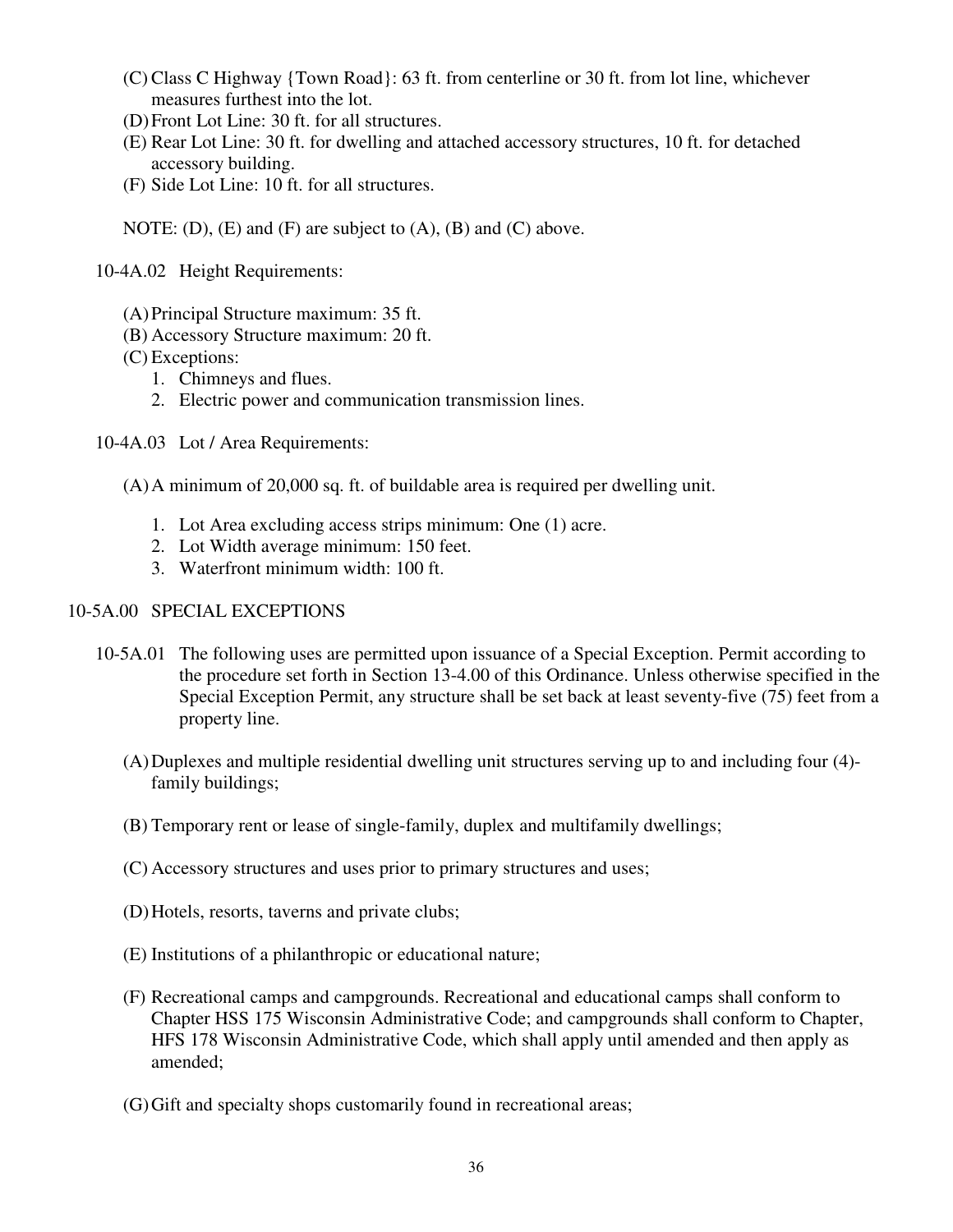(C) Class C Highway {Town Road}: 63 ft. from centerline or 30 ft. from lot line, whichever measures furthest into the lot.

(D) Front Lot Line: 30 ft. for all structures.

(E) Rear Lot Line: 30 ft. for dwelling and attached accessory structures, 10 ft. for detached accessory building.

(F) Side Lot Line: 10 ft. for all structures.

NOTE: (D), (E) and (F) are subject to (A), (B) and (C) above.

10-4A.02 Height Requirements:

(A) Principal Structure maximum: 35 ft.

(B) Accessory Structure maximum: 20 ft.

(C) Exceptions:

1. Chimneys and flues.
2. Electric power and communication transmission lines.

10-4A.03 Lot / Area Requirements:

(A) A minimum of 20,000 sq. ft. of buildable area is required per dwelling unit.

1. Lot Area excluding access strips minimum: One (1) acre.
2. Lot Width average minimum: 150 feet.
3. Waterfront minimum width: 100 ft.

10-5A.00 SPECIAL EXCEPTIONS

10-5A.01 The following uses are permitted upon issuance of a Special Exception. Permit according to the procedure set forth in Section 13-4.00 of this Ordinance. Unless otherwise specified in the Special Exception Permit, any structure shall be set back at least seventy-five (75) feet from a property line.

(A) Duplexes and multiple residential dwelling unit structures serving up to and including four (4)-family buildings;

(B) Temporary rent or lease of single-family, duplex and multifamily dwellings;

(C) Accessory structures and uses prior to primary structures and uses;

(D) Hotels, resorts, taverns and private clubs;

(E) Institutions of a philanthropic or educational nature;

(F) Recreational camps and campgrounds. Recreational and educational camps shall conform to Chapter HSS 175 Wisconsin Administrative Code; and campgrounds shall conform to Chapter, HFS 178 Wisconsin Administrative Code, which shall apply until amended and then apply as amended;

(G) Gift and specialty shops customarily found in recreational areas;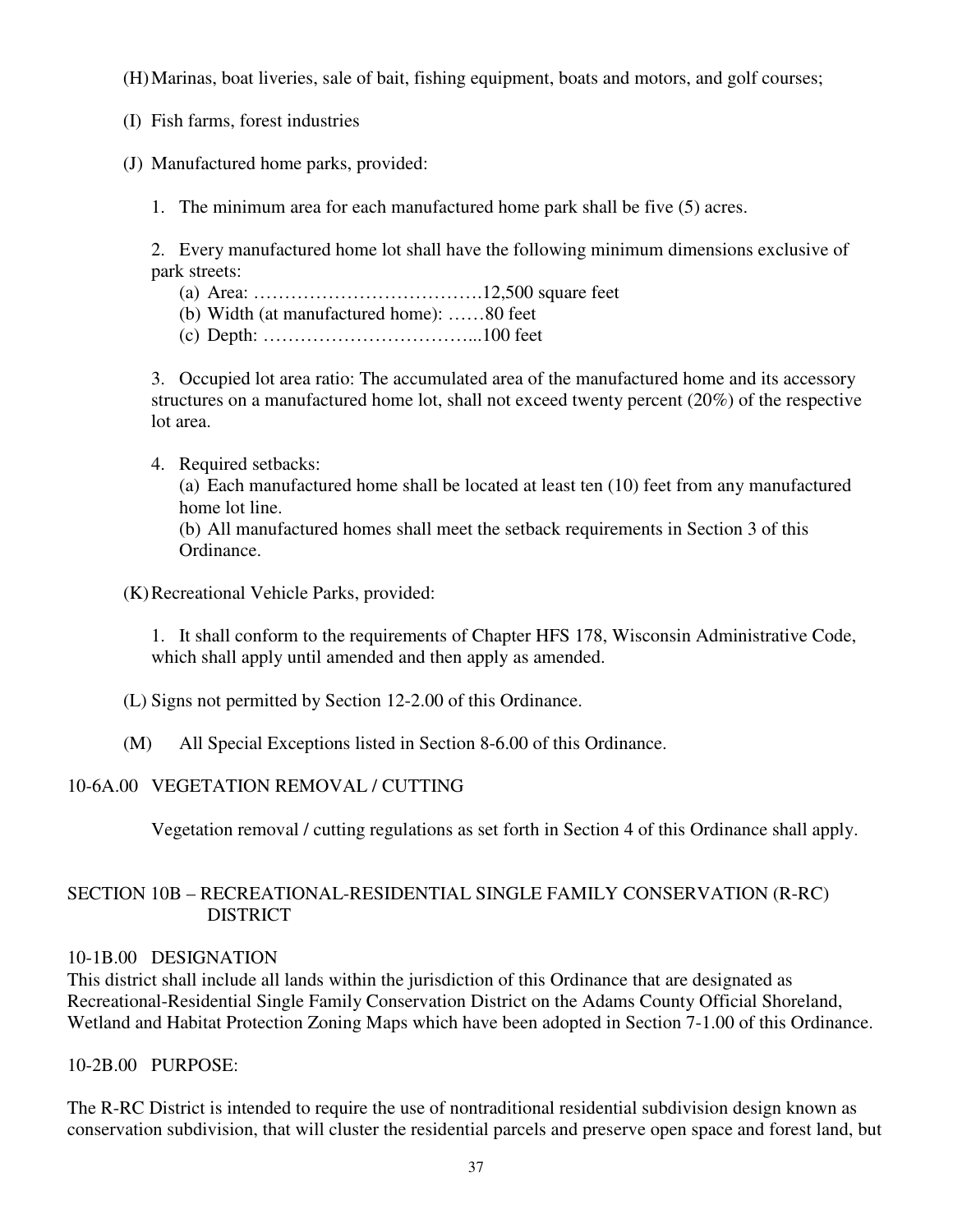(H) Marinas, boat liveries, sale of bait, fishing equipment, boats and motors, and golf courses;

(I) Fish farms, forest industries

(J) Manufactured home parks, provided:

1. The minimum area for each manufactured home park shall be five (5) acres.

2. Every manufactured home lot shall have the following minimum dimensions exclusive of park streets:
   (a) Area: ………………………………12,500 square feet
   (b) Width (at manufactured home): ……80 feet
   (c) Depth: ……………………………...100 feet

3. Occupied lot area ratio: The accumulated area of the manufactured home and its accessory structures on a manufactured home lot, shall not exceed twenty percent (20%) of the respective lot area.

4. Required setbacks:
   (a) Each manufactured home shall be located at least ten (10) feet from any manufactured home lot line.
   (b) All manufactured homes shall meet the setback requirements in Section 3 of this Ordinance.

(K) Recreational Vehicle Parks, provided:

1. It shall conform to the requirements of Chapter HFS 178, Wisconsin Administrative Code, which shall apply until amended and then apply as amended.

(L) Signs not permitted by Section 12-2.00 of this Ordinance.

(M) All Special Exceptions listed in Section 8-6.00 of this Ordinance.

10-6A.00 VEGETATION REMOVAL / CUTTING

Vegetation removal / cutting regulations as set forth in Section 4 of this Ordinance shall apply.

## SECTION 10B – RECREATIONAL-RESIDENTIAL SINGLE FAMILY CONSERVATION (R-RC) DISTRICT

10-1B.00 DESIGNATION

This district shall include all lands within the jurisdiction of this Ordinance that are designated as Recreational-Residential Single Family Conservation District on the Adams County Official Shoreland, Wetland and Habitat Protection Zoning Maps which have been adopted in Section 7-1.00 of this Ordinance.

10-2B.00 PURPOSE:

The R-RC District is intended to require the use of nontraditional residential subdivision design known as conservation subdivision, that will cluster the residential parcels and preserve open space and forest land, but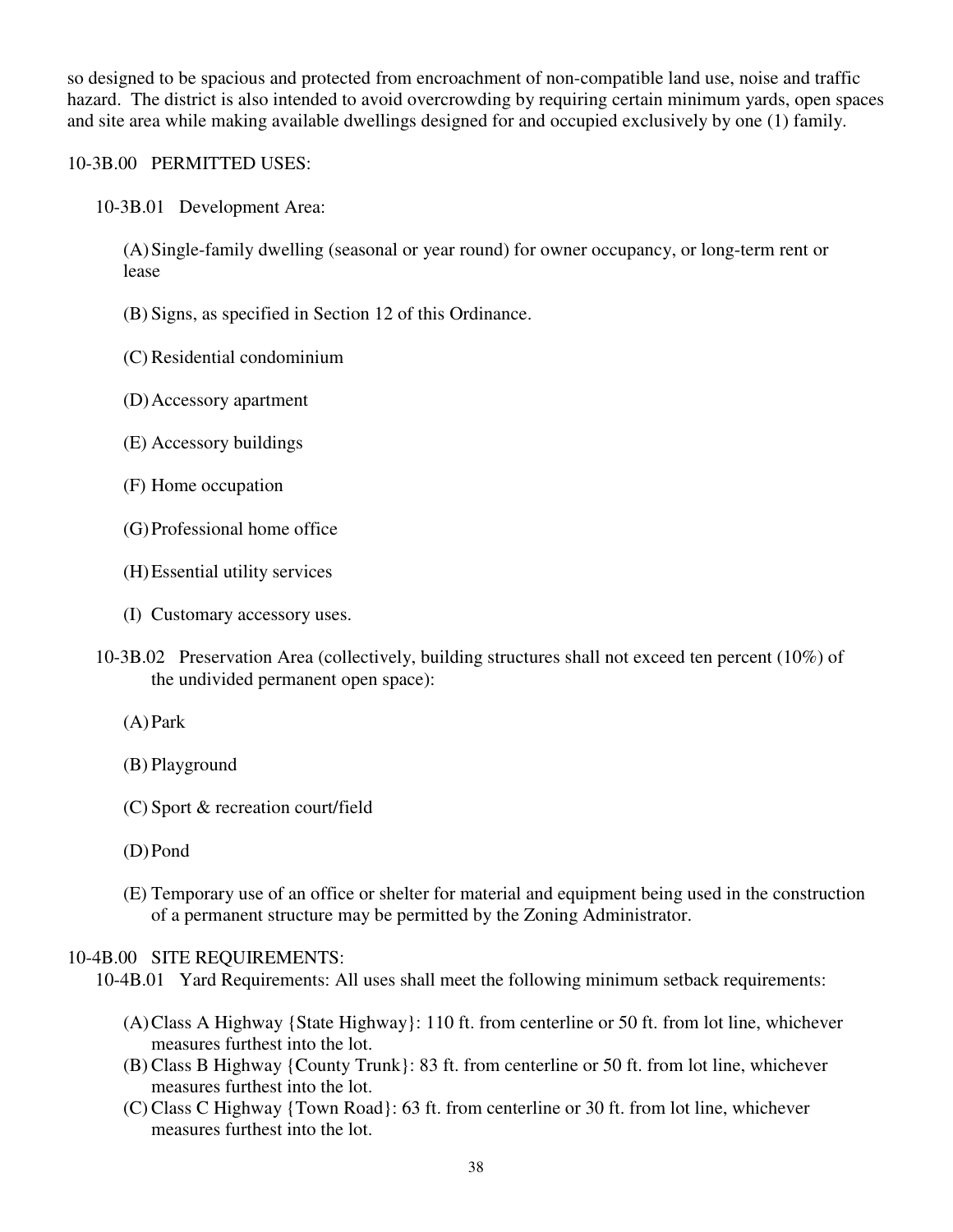so designed to be spacious and protected from encroachment of non-compatible land use, noise and traffic hazard. The district is also intended to avoid overcrowding by requiring certain minimum yards, open spaces and site area while making available dwellings designed for and occupied exclusively by one (1) family.

10-3B.00 PERMITTED USES:

10-3B.01 Development Area:

(A) Single-family dwelling (seasonal or year round) for owner occupancy, or long-term rent or lease

(B) Signs, as specified in Section 12 of this Ordinance.

(C) Residential condominium

(D) Accessory apartment

(E) Accessory buildings

(F) Home occupation

(G) Professional home office

(H) Essential utility services

(I) Customary accessory uses.

10-3B.02 Preservation Area (collectively, building structures shall not exceed ten percent (10%) of the undivided permanent open space):

(A) Park

(B) Playground

(C) Sport & recreation court/field

(D) Pond

(E) Temporary use of an office or shelter for material and equipment being used in the construction of a permanent structure may be permitted by the Zoning Administrator.

10-4B.00 SITE REQUIREMENTS:

10-4B.01 Yard Requirements: All uses shall meet the following minimum setback requirements:

(A) Class A Highway {State Highway}: 110 ft. from centerline or 50 ft. from lot line, whichever measures furthest into the lot.
(B) Class B Highway {County Trunk}: 83 ft. from centerline or 50 ft. from lot line, whichever measures furthest into the lot.
(C) Class C Highway {Town Road}: 63 ft. from centerline or 30 ft. from lot line, whichever measures furthest into the lot.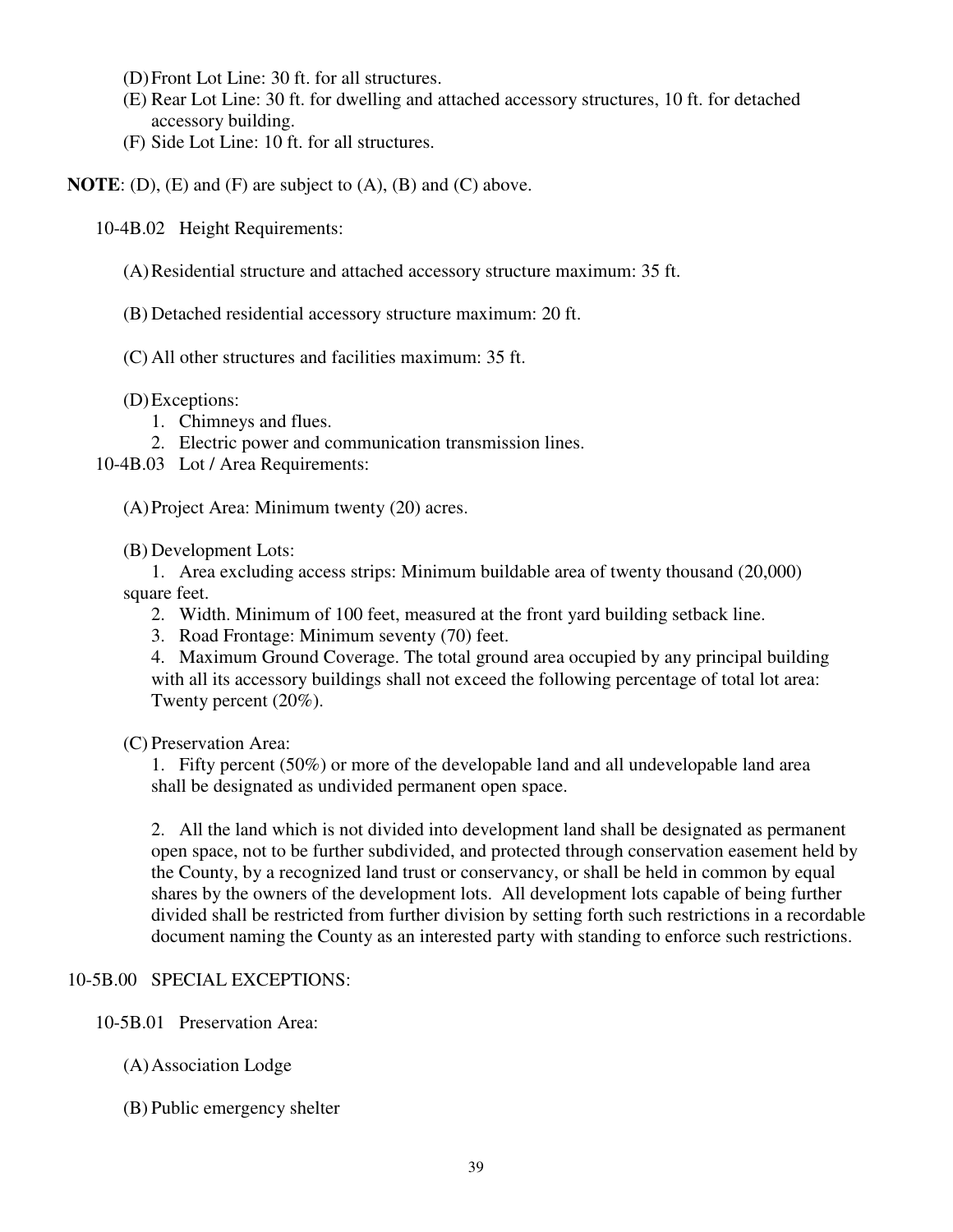(D) Front Lot Line: 30 ft. for all structures.
(E) Rear Lot Line: 30 ft. for dwelling and attached accessory structures, 10 ft. for detached accessory building.
(F) Side Lot Line: 10 ft. for all structures.

**NOTE**: (D), (E) and (F) are subject to (A), (B) and (C) above.

10-4B.02 Height Requirements:

(A) Residential structure and attached accessory structure maximum: 35 ft.

(B) Detached residential accessory structure maximum: 20 ft.

(C) All other structures and facilities maximum: 35 ft.

(D) Exceptions:
1. Chimneys and flues.
2. Electric power and communication transmission lines.

10-4B.03 Lot / Area Requirements:

(A) Project Area: Minimum twenty (20) acres.

(B) Development Lots:

1. Area excluding access strips: Minimum buildable area of twenty thousand (20,000) square feet.
2. Width. Minimum of 100 feet, measured at the front yard building setback line.
3. Road Frontage: Minimum seventy (70) feet.
4. Maximum Ground Coverage. The total ground area occupied by any principal building with all its accessory buildings shall not exceed the following percentage of total lot area: Twenty percent (20%).

(C) Preservation Area:

1. Fifty percent (50%) or more of the developable land and all undevelopable land area shall be designated as undivided permanent open space.

2. All the land which is not divided into development land shall be designated as permanent open space, not to be further subdivided, and protected through conservation easement held by the County, by a recognized land trust or conservancy, or shall be held in common by equal shares by the owners of the development lots. All development lots capable of being further divided shall be restricted from further division by setting forth such restrictions in a recordable document naming the County as an interested party with standing to enforce such restrictions.

10-5B.00 SPECIAL EXCEPTIONS:

10-5B.01 Preservation Area:

(A) Association Lodge

(B) Public emergency shelter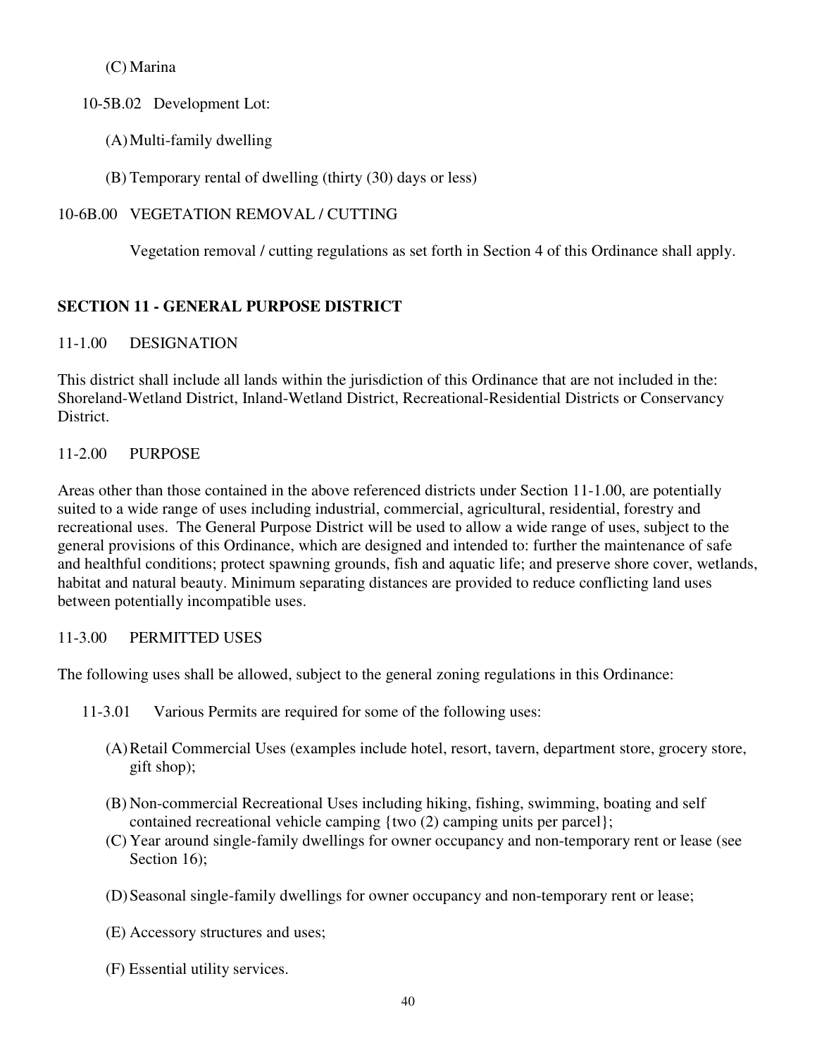(C) Marina

10-5B.02 Development Lot:

(A) Multi-family dwelling

(B) Temporary rental of dwelling (thirty (30) days or less)

10-6B.00 VEGETATION REMOVAL / CUTTING

Vegetation removal / cutting regulations as set forth in Section 4 of this Ordinance shall apply.

## SECTION 11 - GENERAL PURPOSE DISTRICT

11-1.00 DESIGNATION

This district shall include all lands within the jurisdiction of this Ordinance that are not included in the: Shoreland-Wetland District, Inland-Wetland District, Recreational-Residential Districts or Conservancy District.

11-2.00 PURPOSE

Areas other than those contained in the above referenced districts under Section 11-1.00, are potentially suited to a wide range of uses including industrial, commercial, agricultural, residential, forestry and recreational uses. The General Purpose District will be used to allow a wide range of uses, subject to the general provisions of this Ordinance, which are designed and intended to: further the maintenance of safe and healthful conditions; protect spawning grounds, fish and aquatic life; and preserve shore cover, wetlands, habitat and natural beauty. Minimum separating distances are provided to reduce conflicting land uses between potentially incompatible uses.

11-3.00 PERMITTED USES

The following uses shall be allowed, subject to the general zoning regulations in this Ordinance:

11-3.01 Various Permits are required for some of the following uses:

(A) Retail Commercial Uses (examples include hotel, resort, tavern, department store, grocery store, gift shop);

(B) Non-commercial Recreational Uses including hiking, fishing, swimming, boating and self contained recreational vehicle camping {two (2) camping units per parcel};

(C) Year around single-family dwellings for owner occupancy and non-temporary rent or lease (see Section 16);

(D) Seasonal single-family dwellings for owner occupancy and non-temporary rent or lease;

(E) Accessory structures and uses;

(F) Essential utility services.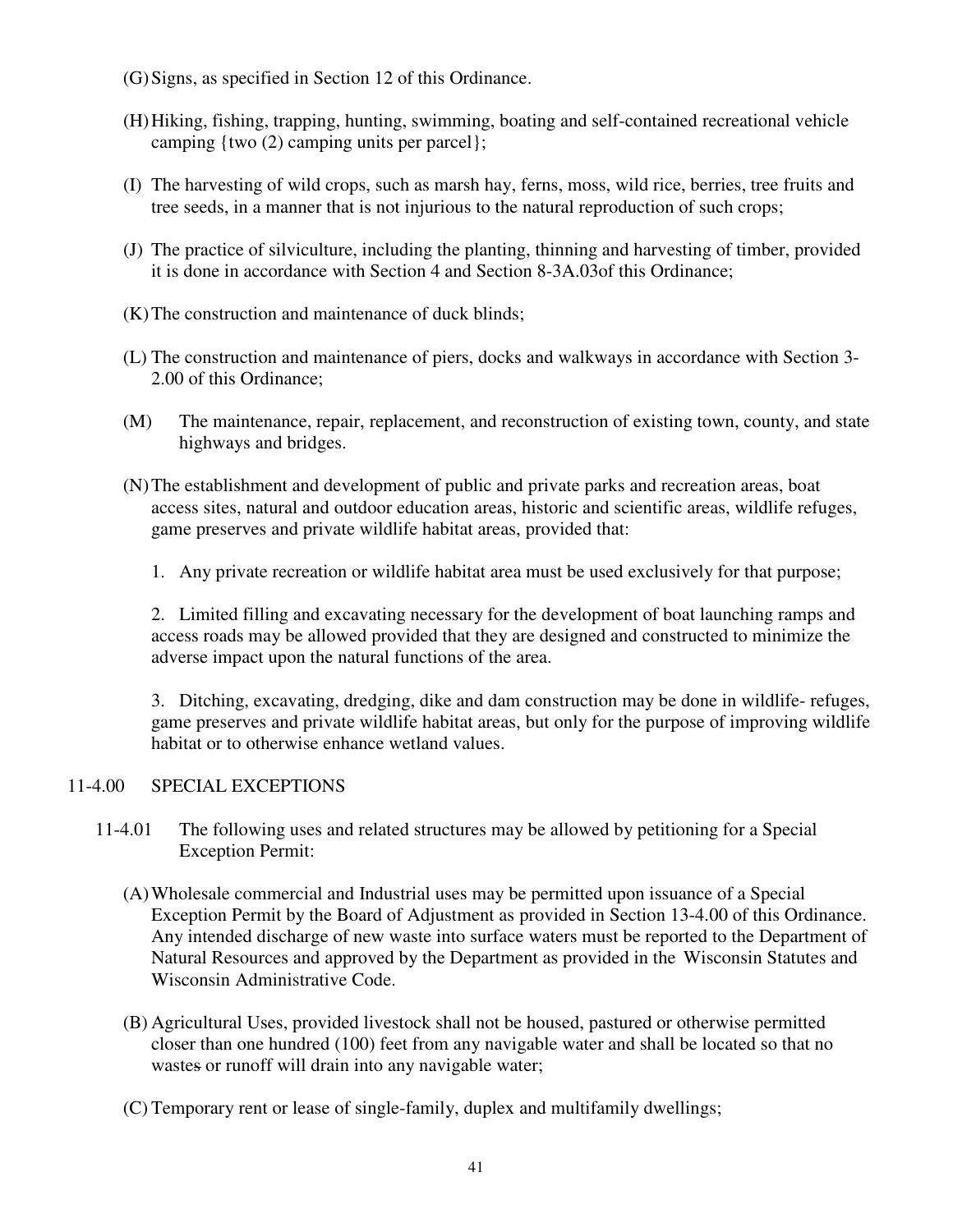(G) Signs, as specified in Section 12 of this Ordinance.

(H) Hiking, fishing, trapping, hunting, swimming, boating and self-contained recreational vehicle camping {two (2) camping units per parcel};

(I) The harvesting of wild crops, such as marsh hay, ferns, moss, wild rice, berries, tree fruits and tree seeds, in a manner that is not injurious to the natural reproduction of such crops;

(J) The practice of silviculture, including the planting, thinning and harvesting of timber, provided it is done in accordance with Section 4 and Section 8-3A.03of this Ordinance;

(K) The construction and maintenance of duck blinds;

(L) The construction and maintenance of piers, docks and walkways in accordance with Section 3-2.00 of this Ordinance;

(M) The maintenance, repair, replacement, and reconstruction of existing town, county, and state highways and bridges.

(N) The establishment and development of public and private parks and recreation areas, boat access sites, natural and outdoor education areas, historic and scientific areas, wildlife refuges, game preserves and private wildlife habitat areas, provided that:

1. Any private recreation or wildlife habitat area must be used exclusively for that purpose;

2. Limited filling and excavating necessary for the development of boat launching ramps and access roads may be allowed provided that they are designed and constructed to minimize the adverse impact upon the natural functions of the area.

3. Ditching, excavating, dredging, dike and dam construction may be done in wildlife- refuges, game preserves and private wildlife habitat areas, but only for the purpose of improving wildlife habitat or to otherwise enhance wetland values.

## 11-4.00 SPECIAL EXCEPTIONS

11-4.01 The following uses and related structures may be allowed by petitioning for a Special Exception Permit:

(A) Wholesale commercial and Industrial uses may be permitted upon issuance of a Special Exception Permit by the Board of Adjustment as provided in Section 13-4.00 of this Ordinance. Any intended discharge of new waste into surface waters must be reported to the Department of Natural Resources and approved by the Department as provided in the Wisconsin Statutes and Wisconsin Administrative Code.

(B) Agricultural Uses, provided livestock shall not be housed, pastured or otherwise permitted closer than one hundred (100) feet from any navigable water and shall be located so that no wastes or runoff will drain into any navigable water;

(C) Temporary rent or lease of single-family, duplex and multifamily dwellings;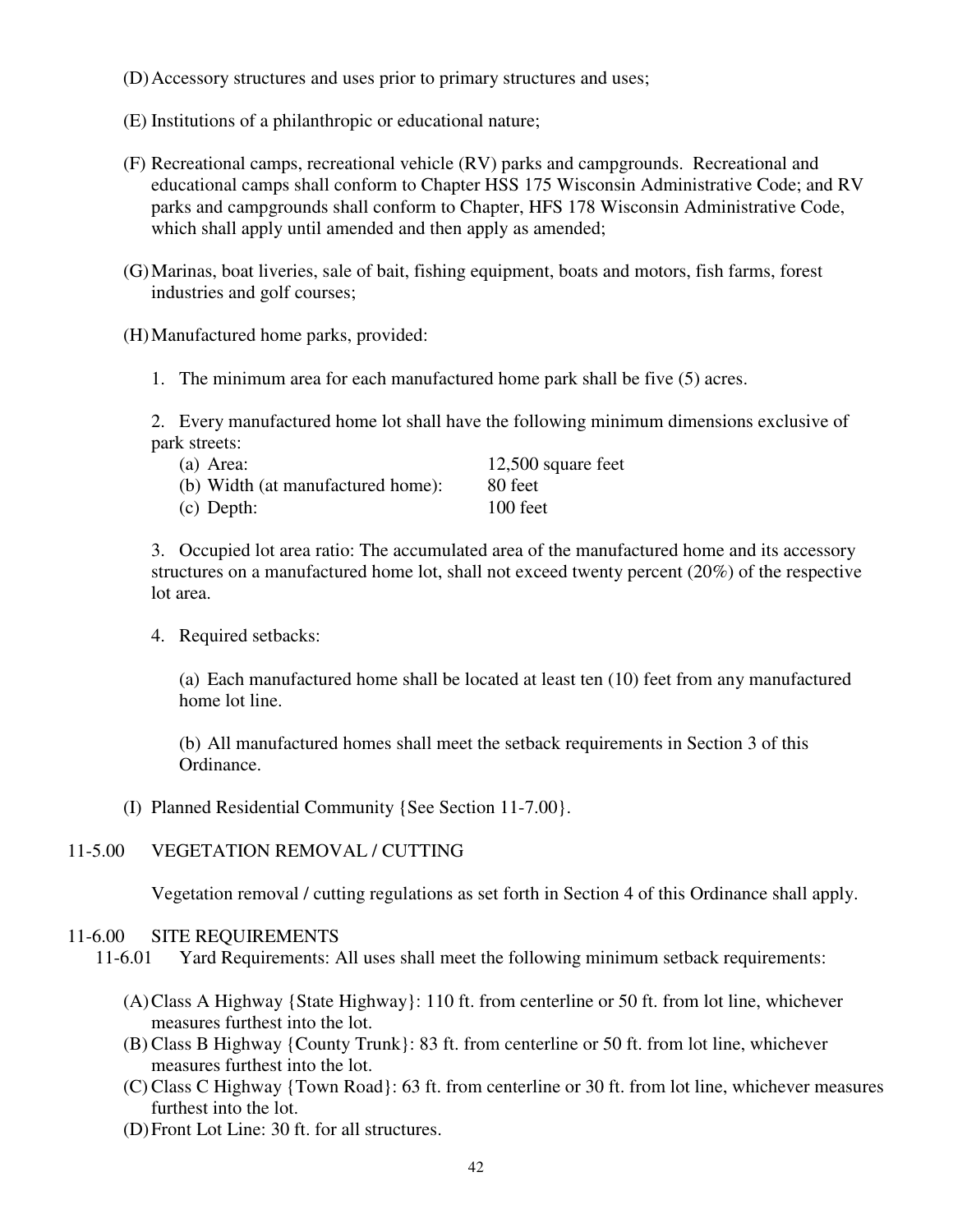(D) Accessory structures and uses prior to primary structures and uses;

(E) Institutions of a philanthropic or educational nature;

(F) Recreational camps, recreational vehicle (RV) parks and campgrounds. Recreational and educational camps shall conform to Chapter HSS 175 Wisconsin Administrative Code; and RV parks and campgrounds shall conform to Chapter, HFS 178 Wisconsin Administrative Code, which shall apply until amended and then apply as amended;

(G) Marinas, boat liveries, sale of bait, fishing equipment, boats and motors, fish farms, forest industries and golf courses;

(H) Manufactured home parks, provided:

1. The minimum area for each manufactured home park shall be five (5) acres.

2. Every manufactured home lot shall have the following minimum dimensions exclusive of park streets:

| | |
|---|---|
| (a) Area: | 12,500 square feet |
| (b) Width (at manufactured home): | 80 feet |
| (c) Depth: | 100 feet |

3. Occupied lot area ratio: The accumulated area of the manufactured home and its accessory structures on a manufactured home lot, shall not exceed twenty percent (20%) of the respective lot area.

4. Required setbacks:

(a) Each manufactured home shall be located at least ten (10) feet from any manufactured home lot line.

(b) All manufactured homes shall meet the setback requirements in Section 3 of this Ordinance.

(I) Planned Residential Community {See Section 11-7.00}.

## 11-5.00 VEGETATION REMOVAL / CUTTING

Vegetation removal / cutting regulations as set forth in Section 4 of this Ordinance shall apply.

## 11-6.00 SITE REQUIREMENTS

11-6.01 Yard Requirements: All uses shall meet the following minimum setback requirements:

(A) Class A Highway {State Highway}: 110 ft. from centerline or 50 ft. from lot line, whichever measures furthest into the lot.
(B) Class B Highway {County Trunk}: 83 ft. from centerline or 50 ft. from lot line, whichever measures furthest into the lot.
(C) Class C Highway {Town Road}: 63 ft. from centerline or 30 ft. from lot line, whichever measures furthest into the lot.
(D) Front Lot Line: 30 ft. for all structures.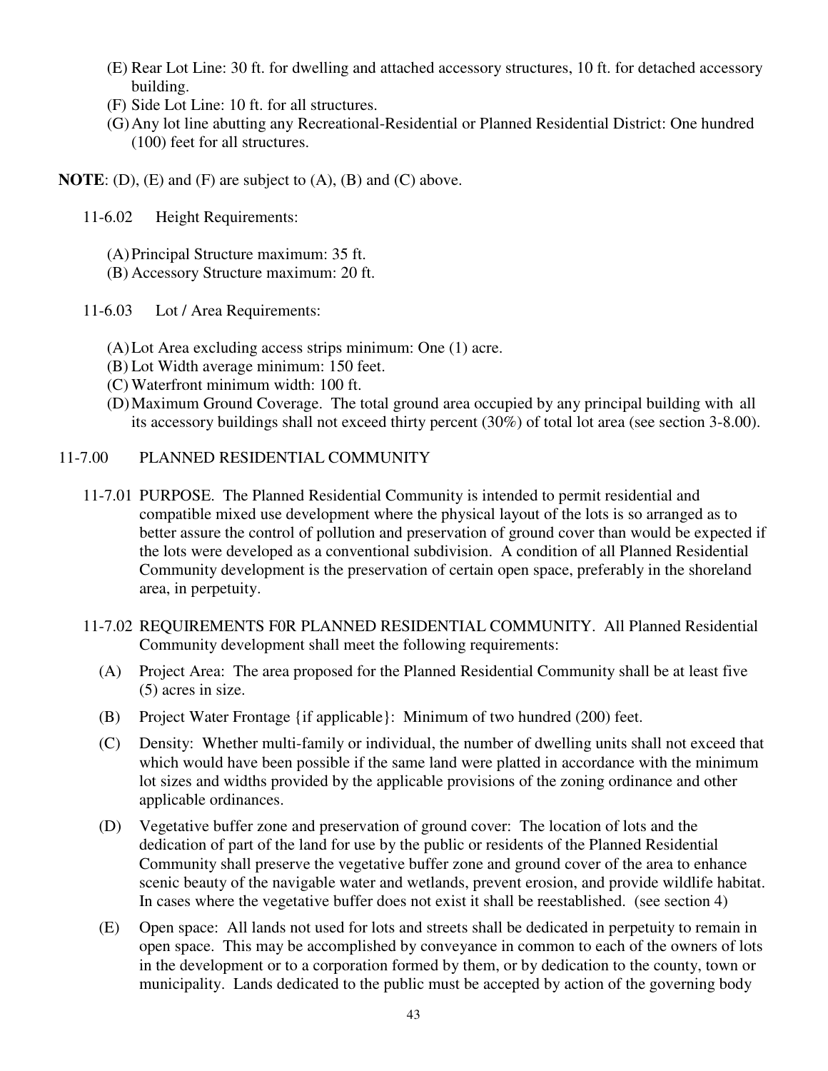(E) Rear Lot Line: 30 ft. for dwelling and attached accessory structures, 10 ft. for detached accessory building.

(F) Side Lot Line: 10 ft. for all structures.

(G) Any lot line abutting any Recreational-Residential or Planned Residential District: One hundred (100) feet for all structures.

**NOTE**: (D), (E) and (F) are subject to (A), (B) and (C) above.

11-6.02 Height Requirements:

(A) Principal Structure maximum: 35 ft.

(B) Accessory Structure maximum: 20 ft.

11-6.03 Lot / Area Requirements:

(A) Lot Area excluding access strips minimum: One (1) acre.

(B) Lot Width average minimum: 150 feet.

(C) Waterfront minimum width: 100 ft.

(D) Maximum Ground Coverage. The total ground area occupied by any principal building with all its accessory buildings shall not exceed thirty percent (30%) of total lot area (see section 3-8.00).

## 11-7.00 PLANNED RESIDENTIAL COMMUNITY

11-7.01 PURPOSE. The Planned Residential Community is intended to permit residential and compatible mixed use development where the physical layout of the lots is so arranged as to better assure the control of pollution and preservation of ground cover than would be expected if the lots were developed as a conventional subdivision. A condition of all Planned Residential Community development is the preservation of certain open space, preferably in the shoreland area, in perpetuity.

11-7.02 REQUIREMENTS F0R PLANNED RESIDENTIAL COMMUNITY. All Planned Residential Community development shall meet the following requirements:

(A) Project Area: The area proposed for the Planned Residential Community shall be at least five (5) acres in size.

(B) Project Water Frontage {if applicable}: Minimum of two hundred (200) feet.

(C) Density: Whether multi-family or individual, the number of dwelling units shall not exceed that which would have been possible if the same land were platted in accordance with the minimum lot sizes and widths provided by the applicable provisions of the zoning ordinance and other applicable ordinances.

(D) Vegetative buffer zone and preservation of ground cover: The location of lots and the dedication of part of the land for use by the public or residents of the Planned Residential Community shall preserve the vegetative buffer zone and ground cover of the area to enhance scenic beauty of the navigable water and wetlands, prevent erosion, and provide wildlife habitat. In cases where the vegetative buffer does not exist it shall be reestablished. (see section 4)

(E) Open space: All lands not used for lots and streets shall be dedicated in perpetuity to remain in open space. This may be accomplished by conveyance in common to each of the owners of lots in the development or to a corporation formed by them, or by dedication to the county, town or municipality. Lands dedicated to the public must be accepted by action of the governing body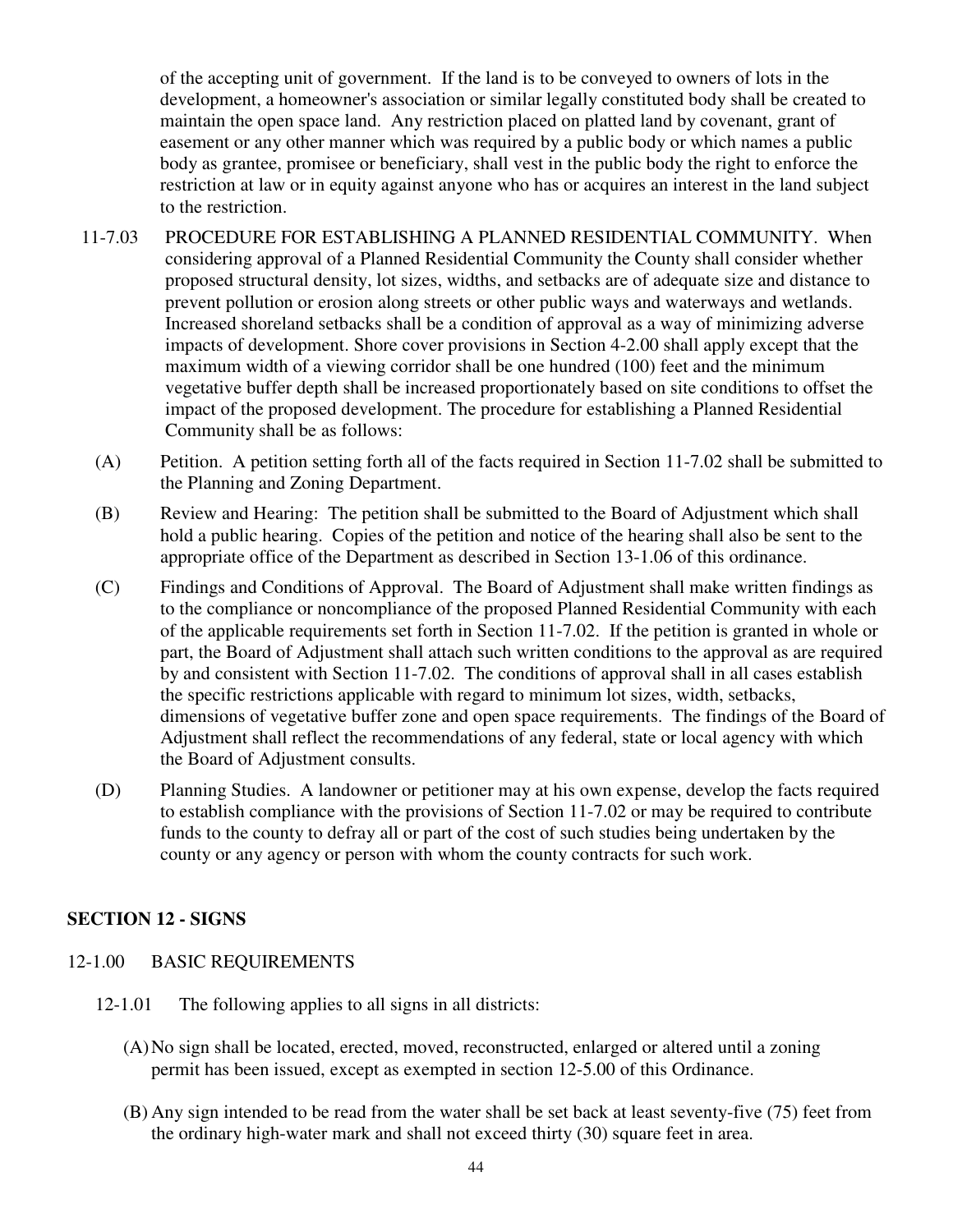of the accepting unit of government. If the land is to be conveyed to owners of lots in the development, a homeowner's association or similar legally constituted body shall be created to maintain the open space land. Any restriction placed on platted land by covenant, grant of easement or any other manner which was required by a public body or which names a public body as grantee, promisee or beneficiary, shall vest in the public body the right to enforce the restriction at law or in equity against anyone who has or acquires an interest in the land subject to the restriction.

11-7.03 PROCEDURE FOR ESTABLISHING A PLANNED RESIDENTIAL COMMUNITY. When considering approval of a Planned Residential Community the County shall consider whether proposed structural density, lot sizes, widths, and setbacks are of adequate size and distance to prevent pollution or erosion along streets or other public ways and waterways and wetlands. Increased shoreland setbacks shall be a condition of approval as a way of minimizing adverse impacts of development. Shore cover provisions in Section 4-2.00 shall apply except that the maximum width of a viewing corridor shall be one hundred (100) feet and the minimum vegetative buffer depth shall be increased proportionately based on site conditions to offset the impact of the proposed development. The procedure for establishing a Planned Residential Community shall be as follows:

(A) Petition. A petition setting forth all of the facts required in Section 11-7.02 shall be submitted to the Planning and Zoning Department.

(B) Review and Hearing: The petition shall be submitted to the Board of Adjustment which shall hold a public hearing. Copies of the petition and notice of the hearing shall also be sent to the appropriate office of the Department as described in Section 13-1.06 of this ordinance.

(C) Findings and Conditions of Approval. The Board of Adjustment shall make written findings as to the compliance or noncompliance of the proposed Planned Residential Community with each of the applicable requirements set forth in Section 11-7.02. If the petition is granted in whole or part, the Board of Adjustment shall attach such written conditions to the approval as are required by and consistent with Section 11-7.02. The conditions of approval shall in all cases establish the specific restrictions applicable with regard to minimum lot sizes, width, setbacks, dimensions of vegetative buffer zone and open space requirements. The findings of the Board of Adjustment shall reflect the recommendations of any federal, state or local agency with which the Board of Adjustment consults.

(D) Planning Studies. A landowner or petitioner may at his own expense, develop the facts required to establish compliance with the provisions of Section 11-7.02 or may be required to contribute funds to the county to defray all or part of the cost of such studies being undertaken by the county or any agency or person with whom the county contracts for such work.

## SECTION 12 - SIGNS

12-1.00 BASIC REQUIREMENTS

12-1.01 The following applies to all signs in all districts:

(A) No sign shall be located, erected, moved, reconstructed, enlarged or altered until a zoning permit has been issued, except as exempted in section 12-5.00 of this Ordinance.

(B) Any sign intended to be read from the water shall be set back at least seventy-five (75) feet from the ordinary high-water mark and shall not exceed thirty (30) square feet in area.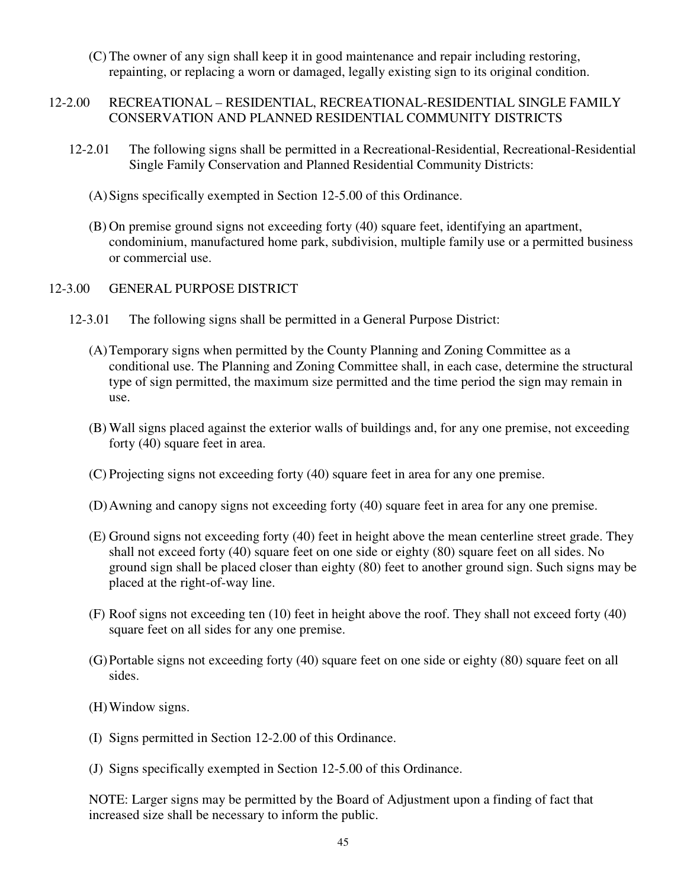(C) The owner of any sign shall keep it in good maintenance and repair including restoring, repainting, or replacing a worn or damaged, legally existing sign to its original condition.

## 12-2.00 RECREATIONAL – RESIDENTIAL, RECREATIONAL-RESIDENTIAL SINGLE FAMILY CONSERVATION AND PLANNED RESIDENTIAL COMMUNITY DISTRICTS

12-2.01 The following signs shall be permitted in a Recreational-Residential, Recreational-Residential Single Family Conservation and Planned Residential Community Districts:

(A) Signs specifically exempted in Section 12-5.00 of this Ordinance.

(B) On premise ground signs not exceeding forty (40) square feet, identifying an apartment, condominium, manufactured home park, subdivision, multiple family use or a permitted business or commercial use.

## 12-3.00 GENERAL PURPOSE DISTRICT

12-3.01 The following signs shall be permitted in a General Purpose District:

(A) Temporary signs when permitted by the County Planning and Zoning Committee as a conditional use. The Planning and Zoning Committee shall, in each case, determine the structural type of sign permitted, the maximum size permitted and the time period the sign may remain in use.

(B) Wall signs placed against the exterior walls of buildings and, for any one premise, not exceeding forty (40) square feet in area.

(C) Projecting signs not exceeding forty (40) square feet in area for any one premise.

(D) Awning and canopy signs not exceeding forty (40) square feet in area for any one premise.

(E) Ground signs not exceeding forty (40) feet in height above the mean centerline street grade. They shall not exceed forty (40) square feet on one side or eighty (80) square feet on all sides. No ground sign shall be placed closer than eighty (80) feet to another ground sign. Such signs may be placed at the right-of-way line.

(F) Roof signs not exceeding ten (10) feet in height above the roof. They shall not exceed forty (40) square feet on all sides for any one premise.

(G) Portable signs not exceeding forty (40) square feet on one side or eighty (80) square feet on all sides.

(H) Window signs.

(I) Signs permitted in Section 12-2.00 of this Ordinance.

(J) Signs specifically exempted in Section 12-5.00 of this Ordinance.

NOTE: Larger signs may be permitted by the Board of Adjustment upon a finding of fact that increased size shall be necessary to inform the public.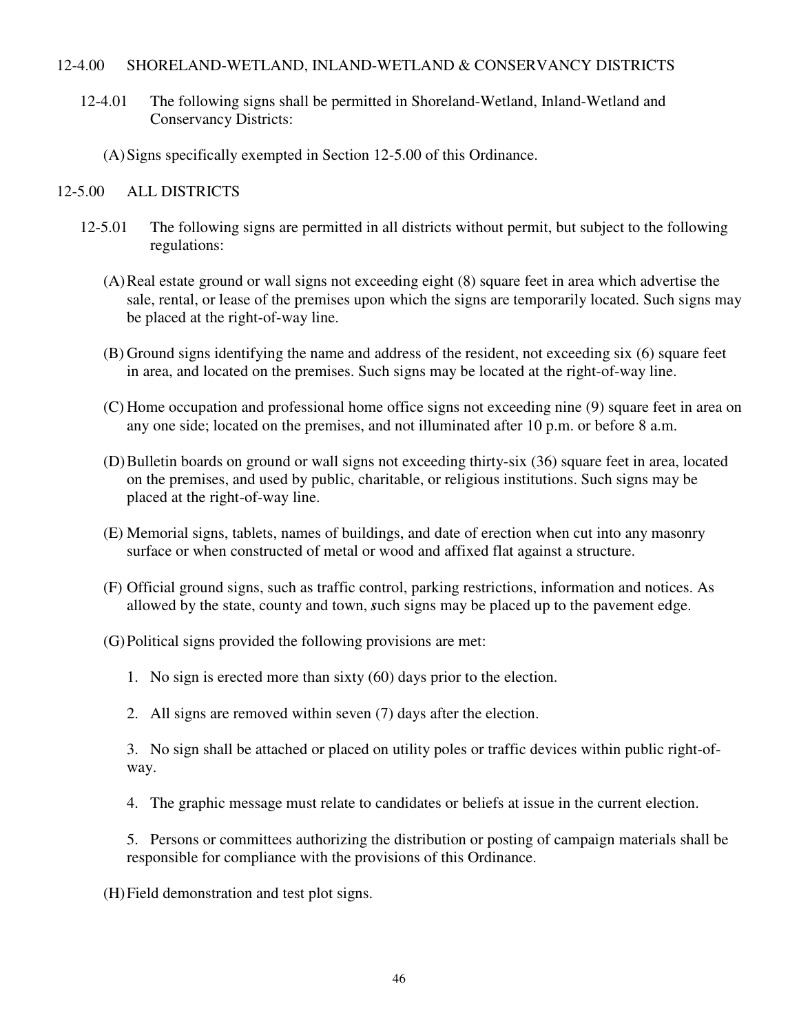## 12-4.00 SHORELAND-WETLAND, INLAND-WETLAND & CONSERVANCY DISTRICTS

12-4.01 The following signs shall be permitted in Shoreland-Wetland, Inland-Wetland and Conservancy Districts:

(A) Signs specifically exempted in Section 12-5.00 of this Ordinance.

## 12-5.00 ALL DISTRICTS

12-5.01 The following signs are permitted in all districts without permit, but subject to the following regulations:

(A) Real estate ground or wall signs not exceeding eight (8) square feet in area which advertise the sale, rental, or lease of the premises upon which the signs are temporarily located. Such signs may be placed at the right-of-way line.

(B) Ground signs identifying the name and address of the resident, not exceeding six (6) square feet in area, and located on the premises. Such signs may be located at the right-of-way line.

(C) Home occupation and professional home office signs not exceeding nine (9) square feet in area on any one side; located on the premises, and not illuminated after 10 p.m. or before 8 a.m.

(D) Bulletin boards on ground or wall signs not exceeding thirty-six (36) square feet in area, located on the premises, and used by public, charitable, or religious institutions. Such signs may be placed at the right-of-way line.

(E) Memorial signs, tablets, names of buildings, and date of erection when cut into any masonry surface or when constructed of metal or wood and affixed flat against a structure.

(F) Official ground signs, such as traffic control, parking restrictions, information and notices. As allowed by the state, county and town, such signs may be placed up to the pavement edge.

(G) Political signs provided the following provisions are met:

1. No sign is erected more than sixty (60) days prior to the election.

2. All signs are removed within seven (7) days after the election.

3. No sign shall be attached or placed on utility poles or traffic devices within public right-of-way.

4. The graphic message must relate to candidates or beliefs at issue in the current election.

5. Persons or committees authorizing the distribution or posting of campaign materials shall be responsible for compliance with the provisions of this Ordinance.

(H) Field demonstration and test plot signs.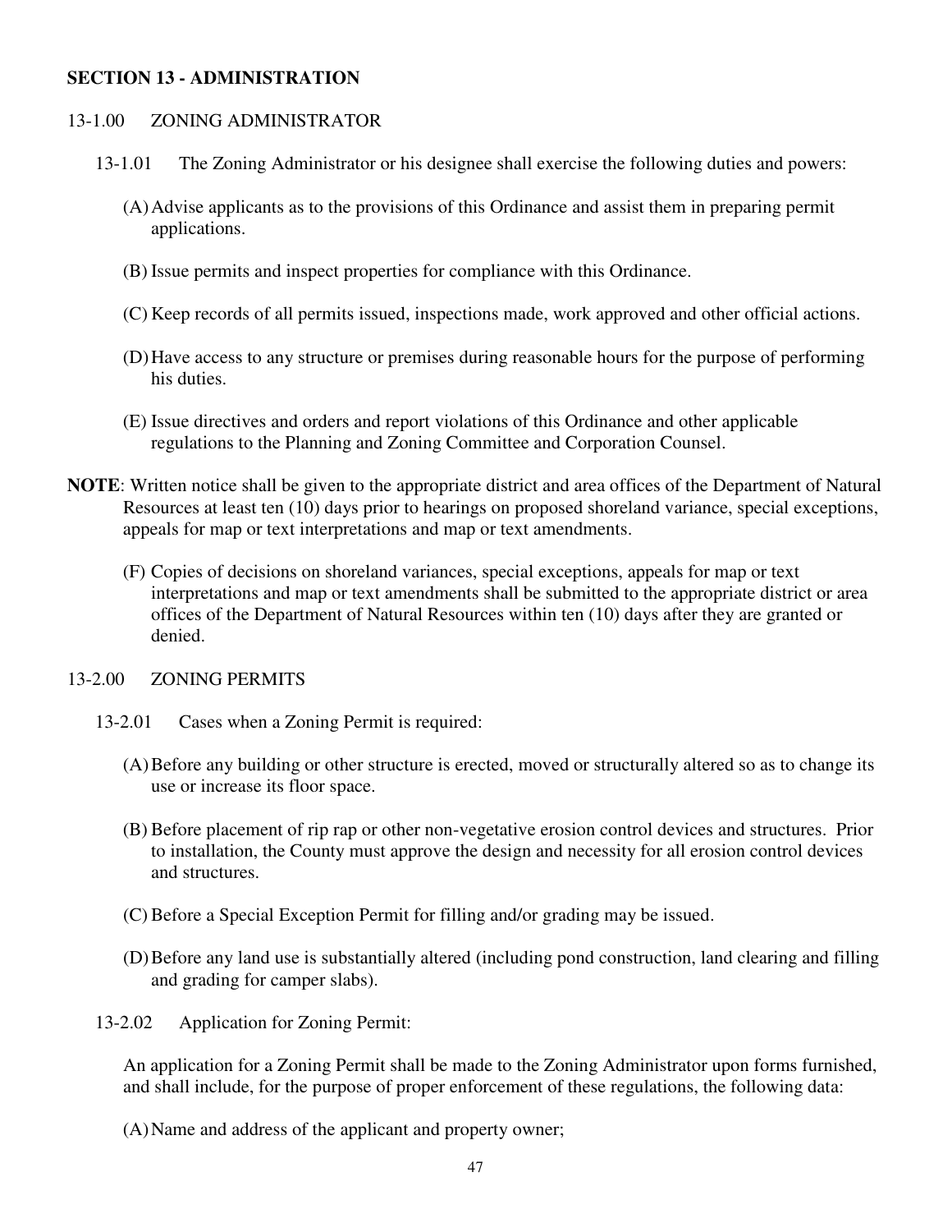## SECTION 13 - ADMINISTRATION

### 13-1.00 ZONING ADMINISTRATOR

13-1.01 The Zoning Administrator or his designee shall exercise the following duties and powers:

(A) Advise applicants as to the provisions of this Ordinance and assist them in preparing permit applications.

(B) Issue permits and inspect properties for compliance with this Ordinance.

(C) Keep records of all permits issued, inspections made, work approved and other official actions.

(D) Have access to any structure or premises during reasonable hours for the purpose of performing his duties.

(E) Issue directives and orders and report violations of this Ordinance and other applicable regulations to the Planning and Zoning Committee and Corporation Counsel.

**NOTE**: Written notice shall be given to the appropriate district and area offices of the Department of Natural Resources at least ten (10) days prior to hearings on proposed shoreland variance, special exceptions, appeals for map or text interpretations and map or text amendments.

(F) Copies of decisions on shoreland variances, special exceptions, appeals for map or text interpretations and map or text amendments shall be submitted to the appropriate district or area offices of the Department of Natural Resources within ten (10) days after they are granted or denied.

### 13-2.00 ZONING PERMITS

13-2.01 Cases when a Zoning Permit is required:

(A) Before any building or other structure is erected, moved or structurally altered so as to change its use or increase its floor space.

(B) Before placement of rip rap or other non-vegetative erosion control devices and structures. Prior to installation, the County must approve the design and necessity for all erosion control devices and structures.

(C) Before a Special Exception Permit for filling and/or grading may be issued.

(D) Before any land use is substantially altered (including pond construction, land clearing and filling and grading for camper slabs).

13-2.02 Application for Zoning Permit:

An application for a Zoning Permit shall be made to the Zoning Administrator upon forms furnished, and shall include, for the purpose of proper enforcement of these regulations, the following data:

(A) Name and address of the applicant and property owner;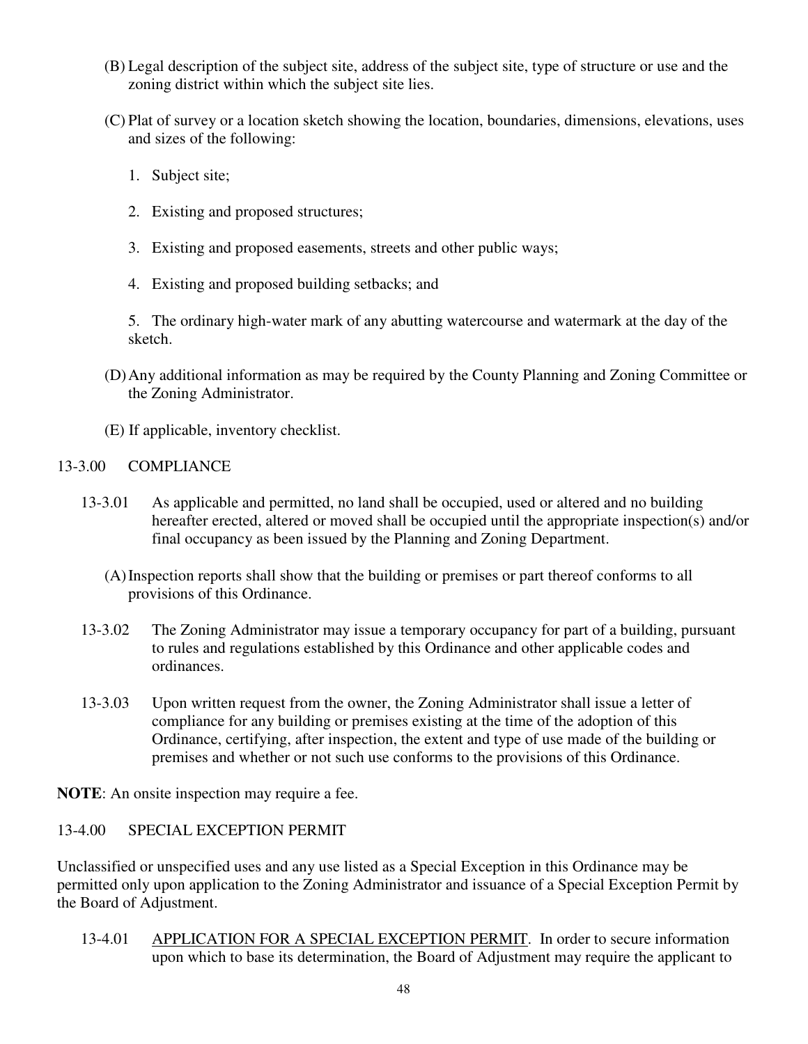(B) Legal description of the subject site, address of the subject site, type of structure or use and the zoning district within which the subject site lies.

(C) Plat of survey or a location sketch showing the location, boundaries, dimensions, elevations, uses and sizes of the following:

1. Subject site;

2. Existing and proposed structures;

3. Existing and proposed easements, streets and other public ways;

4. Existing and proposed building setbacks; and

5. The ordinary high-water mark of any abutting watercourse and watermark at the day of the sketch.

(D) Any additional information as may be required by the County Planning and Zoning Committee or the Zoning Administrator.

(E) If applicable, inventory checklist.

## 13-3.00 COMPLIANCE

13-3.01 As applicable and permitted, no land shall be occupied, used or altered and no building hereafter erected, altered or moved shall be occupied until the appropriate inspection(s) and/or final occupancy as been issued by the Planning and Zoning Department.

(A) Inspection reports shall show that the building or premises or part thereof conforms to all provisions of this Ordinance.

13-3.02 The Zoning Administrator may issue a temporary occupancy for part of a building, pursuant to rules and regulations established by this Ordinance and other applicable codes and ordinances.

13-3.03 Upon written request from the owner, the Zoning Administrator shall issue a letter of compliance for any building or premises existing at the time of the adoption of this Ordinance, certifying, after inspection, the extent and type of use made of the building or premises and whether or not such use conforms to the provisions of this Ordinance.

**NOTE**: An onsite inspection may require a fee.

## 13-4.00 SPECIAL EXCEPTION PERMIT

Unclassified or unspecified uses and any use listed as a Special Exception in this Ordinance may be permitted only upon application to the Zoning Administrator and issuance of a Special Exception Permit by the Board of Adjustment.

13-4.01 APPLICATION FOR A SPECIAL EXCEPTION PERMIT. In order to secure information upon which to base its determination, the Board of Adjustment may require the applicant to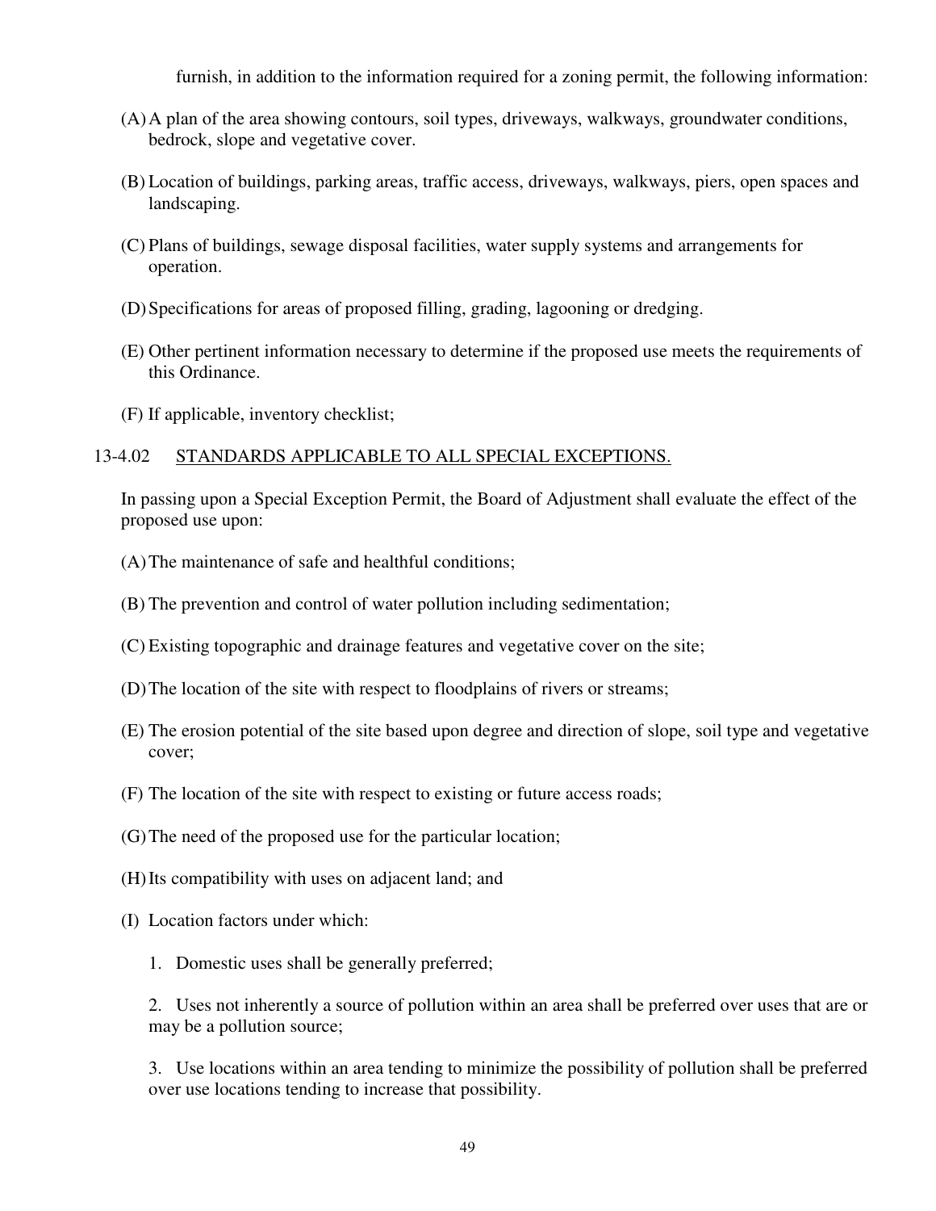furnish, in addition to the information required for a zoning permit, the following information:

(A) A plan of the area showing contours, soil types, driveways, walkways, groundwater conditions, bedrock, slope and vegetative cover.

(B) Location of buildings, parking areas, traffic access, driveways, walkways, piers, open spaces and landscaping.

(C) Plans of buildings, sewage disposal facilities, water supply systems and arrangements for operation.

(D) Specifications for areas of proposed filling, grading, lagooning or dredging.

(E) Other pertinent information necessary to determine if the proposed use meets the requirements of this Ordinance.

(F) If applicable, inventory checklist;

13-4.02 STANDARDS APPLICABLE TO ALL SPECIAL EXCEPTIONS.

In passing upon a Special Exception Permit, the Board of Adjustment shall evaluate the effect of the proposed use upon:

(A) The maintenance of safe and healthful conditions;

(B) The prevention and control of water pollution including sedimentation;

(C) Existing topographic and drainage features and vegetative cover on the site;

(D) The location of the site with respect to floodplains of rivers or streams;

(E) The erosion potential of the site based upon degree and direction of slope, soil type and vegetative cover;

(F) The location of the site with respect to existing or future access roads;

(G) The need of the proposed use for the particular location;

(H) Its compatibility with uses on adjacent land; and

(I) Location factors under which:

1. Domestic uses shall be generally preferred;

2. Uses not inherently a source of pollution within an area shall be preferred over uses that are or may be a pollution source;

3. Use locations within an area tending to minimize the possibility of pollution shall be preferred over use locations tending to increase that possibility.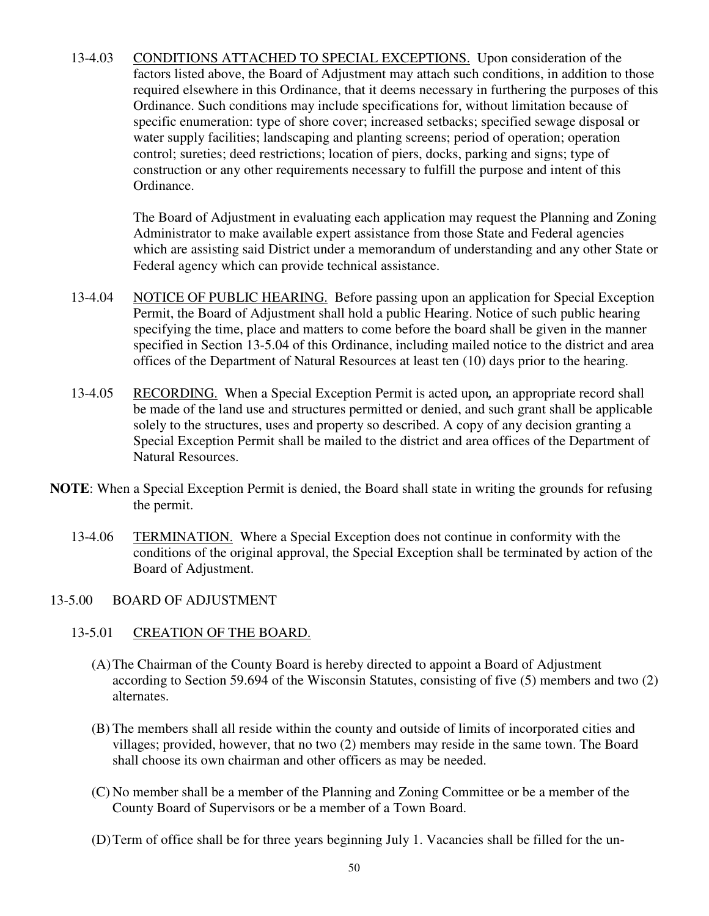13-4.03 CONDITIONS ATTACHED TO SPECIAL EXCEPTIONS. Upon consideration of the factors listed above, the Board of Adjustment may attach such conditions, in addition to those required elsewhere in this Ordinance, that it deems necessary in furthering the purposes of this Ordinance. Such conditions may include specifications for, without limitation because of specific enumeration: type of shore cover; increased setbacks; specified sewage disposal or water supply facilities; landscaping and planting screens; period of operation; operation control; sureties; deed restrictions; location of piers, docks, parking and signs; type of construction or any other requirements necessary to fulfill the purpose and intent of this Ordinance.

The Board of Adjustment in evaluating each application may request the Planning and Zoning Administrator to make available expert assistance from those State and Federal agencies which are assisting said District under a memorandum of understanding and any other State or Federal agency which can provide technical assistance.

13-4.04 NOTICE OF PUBLIC HEARING. Before passing upon an application for Special Exception Permit, the Board of Adjustment shall hold a public Hearing. Notice of such public hearing specifying the time, place and matters to come before the board shall be given in the manner specified in Section 13-5.04 of this Ordinance, including mailed notice to the district and area offices of the Department of Natural Resources at least ten (10) days prior to the hearing.

13-4.05 RECORDING. When a Special Exception Permit is acted upon*,* an appropriate record shall be made of the land use and structures permitted or denied, and such grant shall be applicable solely to the structures, uses and property so described. A copy of any decision granting a Special Exception Permit shall be mailed to the district and area offices of the Department of Natural Resources.

**NOTE**: When a Special Exception Permit is denied, the Board shall state in writing the grounds for refusing the permit.

13-4.06 TERMINATION. Where a Special Exception does not continue in conformity with the conditions of the original approval, the Special Exception shall be terminated by action of the Board of Adjustment.

## 13-5.00 BOARD OF ADJUSTMENT

### 13-5.01 CREATION OF THE BOARD.

(A) The Chairman of the County Board is hereby directed to appoint a Board of Adjustment according to Section 59.694 of the Wisconsin Statutes, consisting of five (5) members and two (2) alternates.

(B) The members shall all reside within the county and outside of limits of incorporated cities and villages; provided, however, that no two (2) members may reside in the same town. The Board shall choose its own chairman and other officers as may be needed.

(C) No member shall be a member of the Planning and Zoning Committee or be a member of the County Board of Supervisors or be a member of a Town Board.

(D) Term of office shall be for three years beginning July 1. Vacancies shall be filled for the un-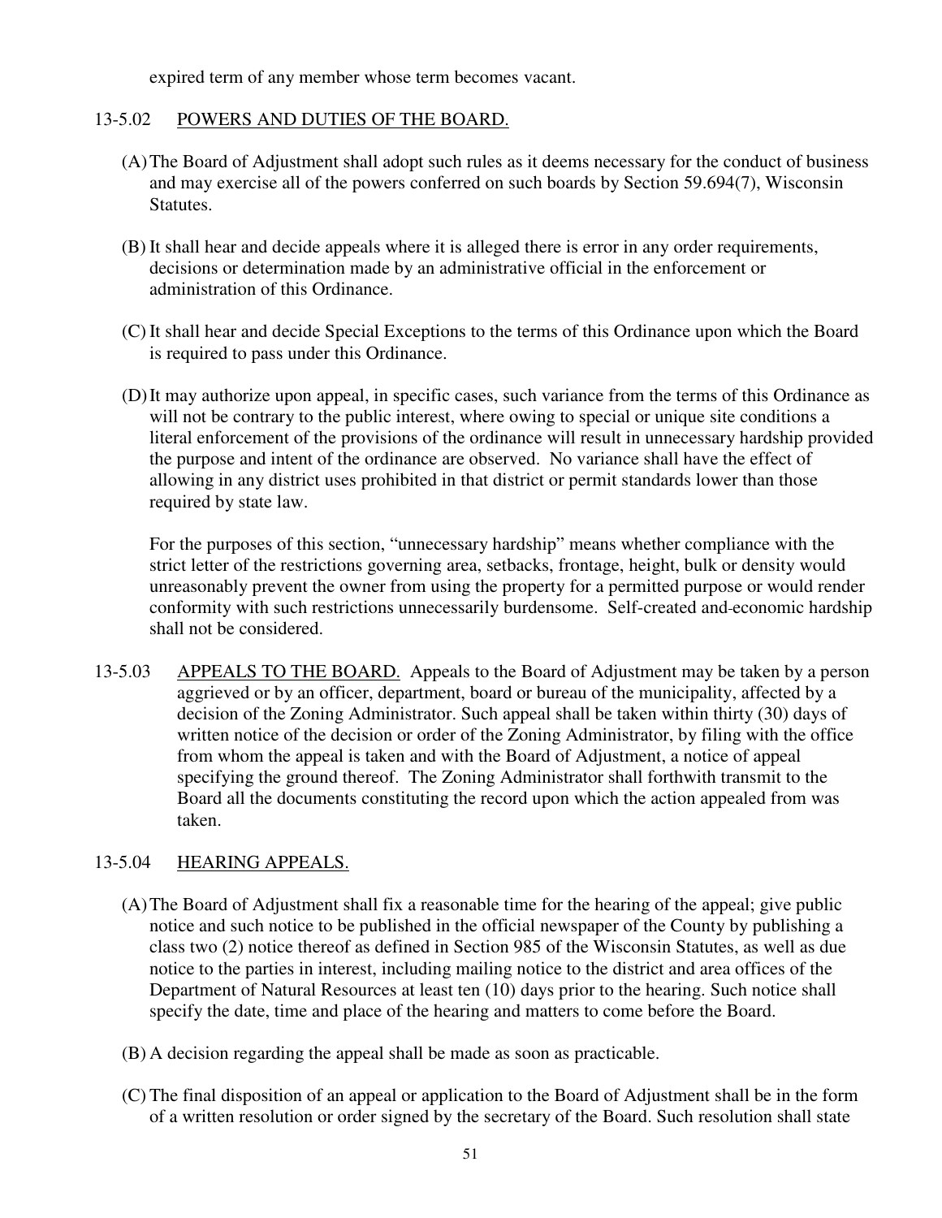expired term of any member whose term becomes vacant.

13-5.02 POWERS AND DUTIES OF THE BOARD.

(A) The Board of Adjustment shall adopt such rules as it deems necessary for the conduct of business and may exercise all of the powers conferred on such boards by Section 59.694(7), Wisconsin Statutes.

(B) It shall hear and decide appeals where it is alleged there is error in any order requirements, decisions or determination made by an administrative official in the enforcement or administration of this Ordinance.

(C) It shall hear and decide Special Exceptions to the terms of this Ordinance upon which the Board is required to pass under this Ordinance.

(D) It may authorize upon appeal, in specific cases, such variance from the terms of this Ordinance as will not be contrary to the public interest, where owing to special or unique site conditions a literal enforcement of the provisions of the ordinance will result in unnecessary hardship provided the purpose and intent of the ordinance are observed. No variance shall have the effect of allowing in any district uses prohibited in that district or permit standards lower than those required by state law.

For the purposes of this section, "unnecessary hardship" means whether compliance with the strict letter of the restrictions governing area, setbacks, frontage, height, bulk or density would unreasonably prevent the owner from using the property for a permitted purpose or would render conformity with such restrictions unnecessarily burdensome. Self-created and economic hardship shall not be considered.

13-5.03 APPEALS TO THE BOARD. Appeals to the Board of Adjustment may be taken by a person aggrieved or by an officer, department, board or bureau of the municipality, affected by a decision of the Zoning Administrator. Such appeal shall be taken within thirty (30) days of written notice of the decision or order of the Zoning Administrator, by filing with the office from whom the appeal is taken and with the Board of Adjustment, a notice of appeal specifying the ground thereof. The Zoning Administrator shall forthwith transmit to the Board all the documents constituting the record upon which the action appealed from was taken.

13-5.04 HEARING APPEALS.

(A) The Board of Adjustment shall fix a reasonable time for the hearing of the appeal; give public notice and such notice to be published in the official newspaper of the County by publishing a class two (2) notice thereof as defined in Section 985 of the Wisconsin Statutes, as well as due notice to the parties in interest, including mailing notice to the district and area offices of the Department of Natural Resources at least ten (10) days prior to the hearing. Such notice shall specify the date, time and place of the hearing and matters to come before the Board.

(B) A decision regarding the appeal shall be made as soon as practicable.

(C) The final disposition of an appeal or application to the Board of Adjustment shall be in the form of a written resolution or order signed by the secretary of the Board. Such resolution shall state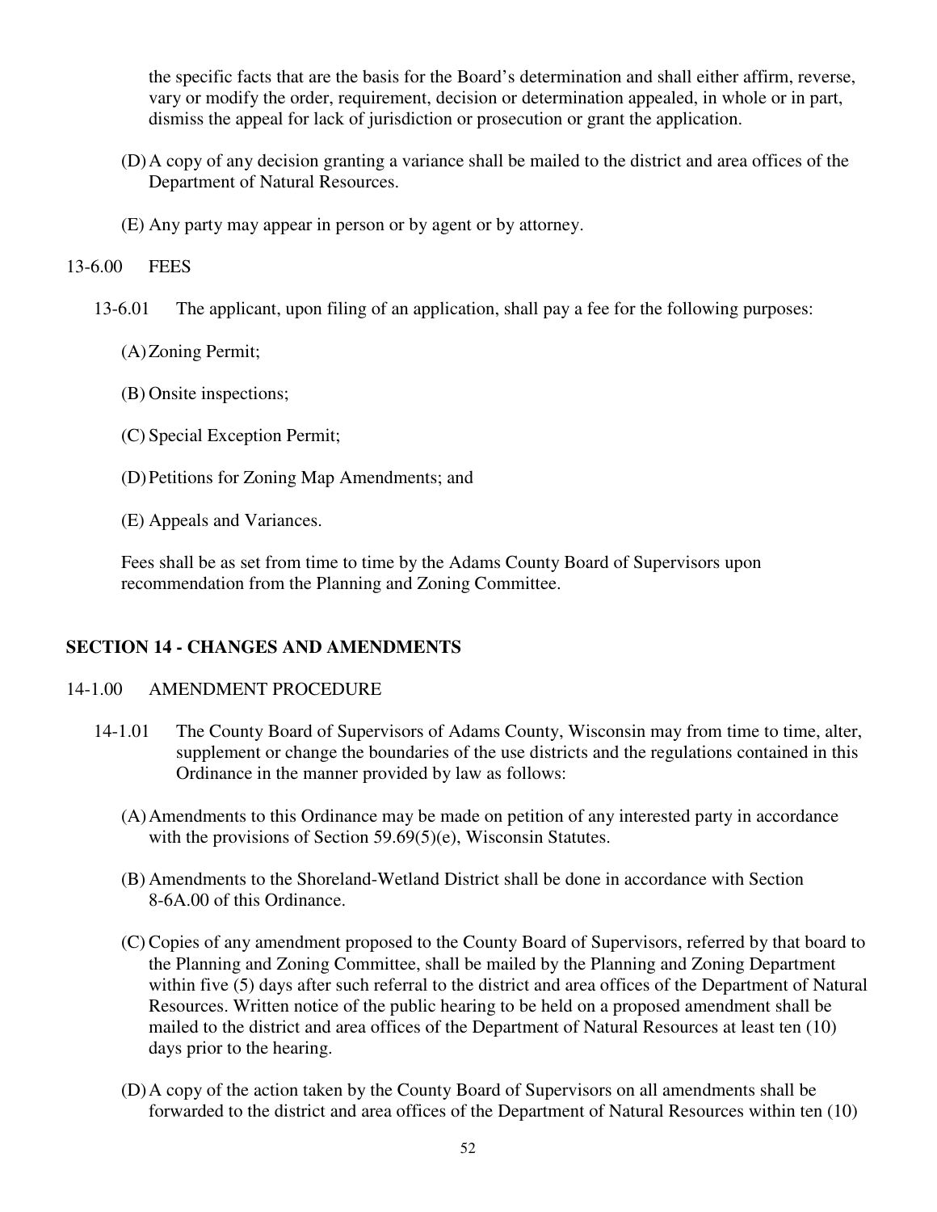the specific facts that are the basis for the Board's determination and shall either affirm, reverse, vary or modify the order, requirement, decision or determination appealed, in whole or in part, dismiss the appeal for lack of jurisdiction or prosecution or grant the application.

(D) A copy of any decision granting a variance shall be mailed to the district and area offices of the Department of Natural Resources.

(E) Any party may appear in person or by agent or by attorney.

13-6.00 FEES

13-6.01 The applicant, upon filing of an application, shall pay a fee for the following purposes:

(A) Zoning Permit;

(B) Onsite inspections;

(C) Special Exception Permit;

(D) Petitions for Zoning Map Amendments; and

(E) Appeals and Variances.

Fees shall be as set from time to time by the Adams County Board of Supervisors upon recommendation from the Planning and Zoning Committee.

## SECTION 14 - CHANGES AND AMENDMENTS

14-1.00 AMENDMENT PROCEDURE

14-1.01 The County Board of Supervisors of Adams County, Wisconsin may from time to time, alter, supplement or change the boundaries of the use districts and the regulations contained in this Ordinance in the manner provided by law as follows:

(A) Amendments to this Ordinance may be made on petition of any interested party in accordance with the provisions of Section 59.69(5)(e), Wisconsin Statutes.

(B) Amendments to the Shoreland-Wetland District shall be done in accordance with Section 8-6A.00 of this Ordinance.

(C) Copies of any amendment proposed to the County Board of Supervisors, referred by that board to the Planning and Zoning Committee, shall be mailed by the Planning and Zoning Department within five (5) days after such referral to the district and area offices of the Department of Natural Resources. Written notice of the public hearing to be held on a proposed amendment shall be mailed to the district and area offices of the Department of Natural Resources at least ten (10) days prior to the hearing.

(D) A copy of the action taken by the County Board of Supervisors on all amendments shall be forwarded to the district and area offices of the Department of Natural Resources within ten (10)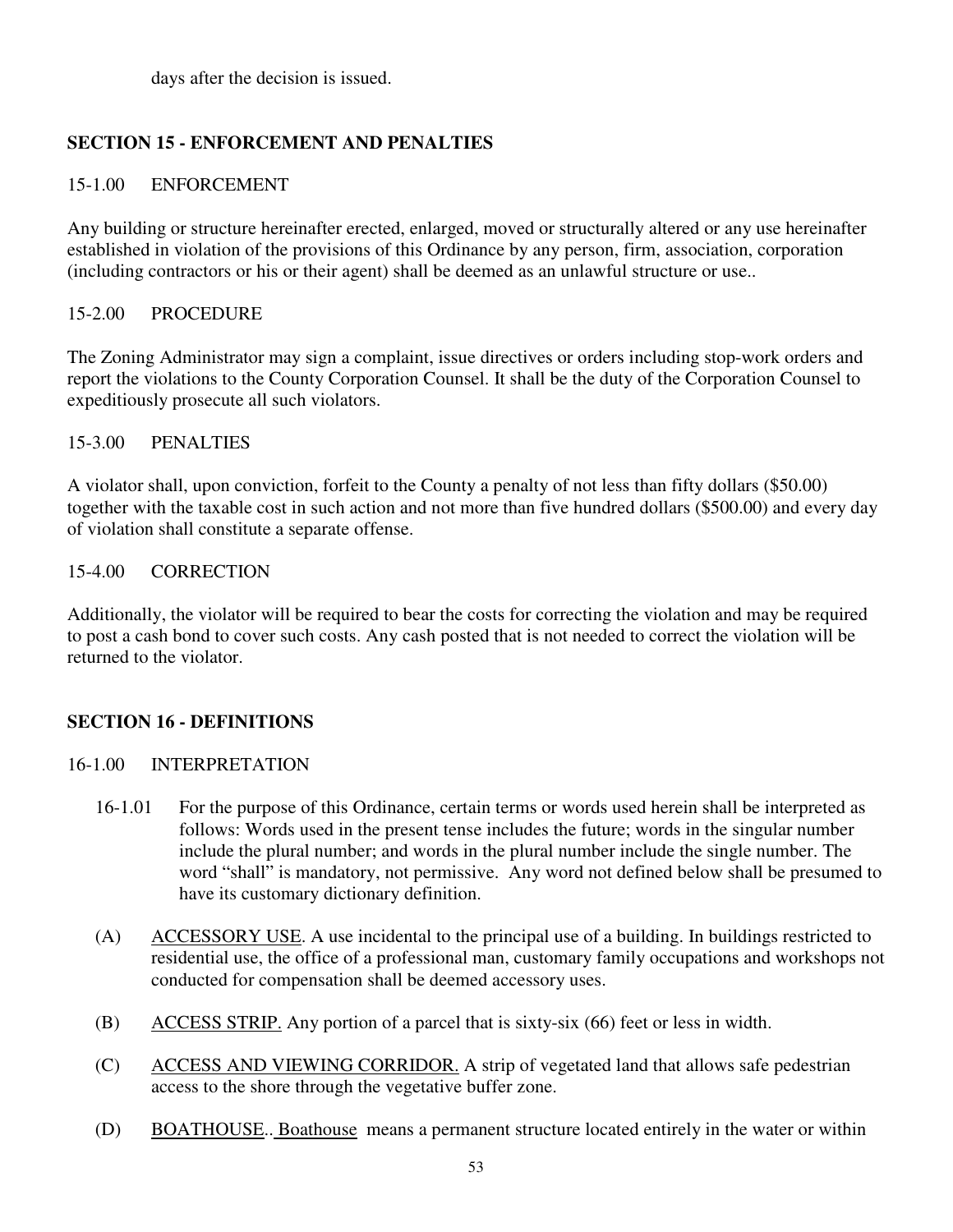days after the decision is issued.

## SECTION 15 - ENFORCEMENT AND PENALTIES

### 15-1.00 ENFORCEMENT

Any building or structure hereinafter erected, enlarged, moved or structurally altered or any use hereinafter established in violation of the provisions of this Ordinance by any person, firm, association, corporation (including contractors or his or their agent) shall be deemed as an unlawful structure or use..

### 15-2.00 PROCEDURE

The Zoning Administrator may sign a complaint, issue directives or orders including stop-work orders and report the violations to the County Corporation Counsel. It shall be the duty of the Corporation Counsel to expeditiously prosecute all such violators.

### 15-3.00 PENALTIES

A violator shall, upon conviction, forfeit to the County a penalty of not less than fifty dollars ($50.00) together with the taxable cost in such action and not more than five hundred dollars ($500.00) and every day of violation shall constitute a separate offense.

### 15-4.00 CORRECTION

Additionally, the violator will be required to bear the costs for correcting the violation and may be required to post a cash bond to cover such costs. Any cash posted that is not needed to correct the violation will be returned to the violator.

## SECTION 16 - DEFINITIONS

### 16-1.00 INTERPRETATION

16-1.01 For the purpose of this Ordinance, certain terms or words used herein shall be interpreted as follows: Words used in the present tense includes the future; words in the singular number include the plural number; and words in the plural number include the single number. The word "shall" is mandatory, not permissive. Any word not defined below shall be presumed to have its customary dictionary definition.

(A) ACCESSORY USE. A use incidental to the principal use of a building. In buildings restricted to residential use, the office of a professional man, customary family occupations and workshops not conducted for compensation shall be deemed accessory uses.

(B) ACCESS STRIP. Any portion of a parcel that is sixty-six (66) feet or less in width.

(C) ACCESS AND VIEWING CORRIDOR. A strip of vegetated land that allows safe pedestrian access to the shore through the vegetative buffer zone.

(D) BOATHOUSE.. Boathouse means a permanent structure located entirely in the water or within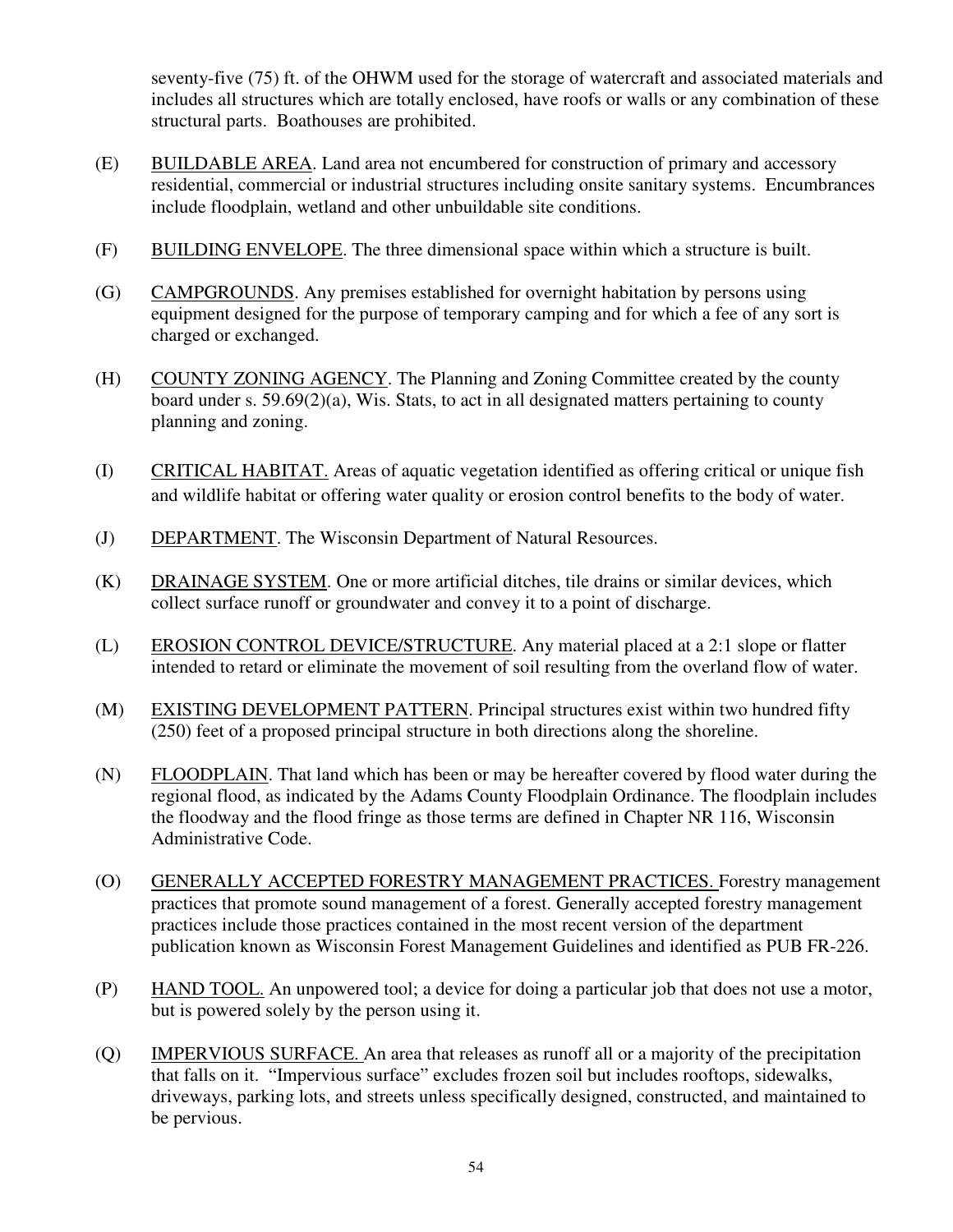seventy-five (75) ft. of the OHWM used for the storage of watercraft and associated materials and includes all structures which are totally enclosed, have roofs or walls or any combination of these structural parts. Boathouses are prohibited.

(E) <u>BUILDABLE AREA</u>. Land area not encumbered for construction of primary and accessory residential, commercial or industrial structures including onsite sanitary systems. Encumbrances include floodplain, wetland and other unbuildable site conditions.

(F) <u>BUILDING ENVELOPE</u>. The three dimensional space within which a structure is built.

(G) <u>CAMPGROUNDS</u>. Any premises established for overnight habitation by persons using equipment designed for the purpose of temporary camping and for which a fee of any sort is charged or exchanged.

(H) <u>COUNTY ZONING AGENCY</u>. The Planning and Zoning Committee created by the county board under s. 59.69(2)(a), Wis. Stats, to act in all designated matters pertaining to county planning and zoning.

(I) <u>CRITICAL HABITAT.</u> Areas of aquatic vegetation identified as offering critical or unique fish and wildlife habitat or offering water quality or erosion control benefits to the body of water.

(J) <u>DEPARTMENT</u>. The Wisconsin Department of Natural Resources.

(K) <u>DRAINAGE SYSTEM</u>. One or more artificial ditches, tile drains or similar devices, which collect surface runoff or groundwater and convey it to a point of discharge.

(L) <u>EROSION CONTROL DEVICE/STRUCTURE</u>. Any material placed at a 2:1 slope or flatter intended to retard or eliminate the movement of soil resulting from the overland flow of water.

(M) <u>EXISTING DEVELOPMENT PATTERN</u>. Principal structures exist within two hundred fifty (250) feet of a proposed principal structure in both directions along the shoreline.

(N) <u>FLOODPLAIN</u>. That land which has been or may be hereafter covered by flood water during the regional flood, as indicated by the Adams County Floodplain Ordinance. The floodplain includes the floodway and the flood fringe as those terms are defined in Chapter NR 116, Wisconsin Administrative Code.

(O) <u>GENERALLY ACCEPTED FORESTRY MANAGEMENT PRACTICES.</u> Forestry management practices that promote sound management of a forest. Generally accepted forestry management practices include those practices contained in the most recent version of the department publication known as Wisconsin Forest Management Guidelines and identified as PUB FR-226.

(P) <u>HAND TOOL.</u> An unpowered tool; a device for doing a particular job that does not use a motor, but is powered solely by the person using it.

(Q) <u>IMPERVIOUS SURFACE.</u> An area that releases as runoff all or a majority of the precipitation that falls on it. "Impervious surface" excludes frozen soil but includes rooftops, sidewalks, driveways, parking lots, and streets unless specifically designed, constructed, and maintained to be pervious.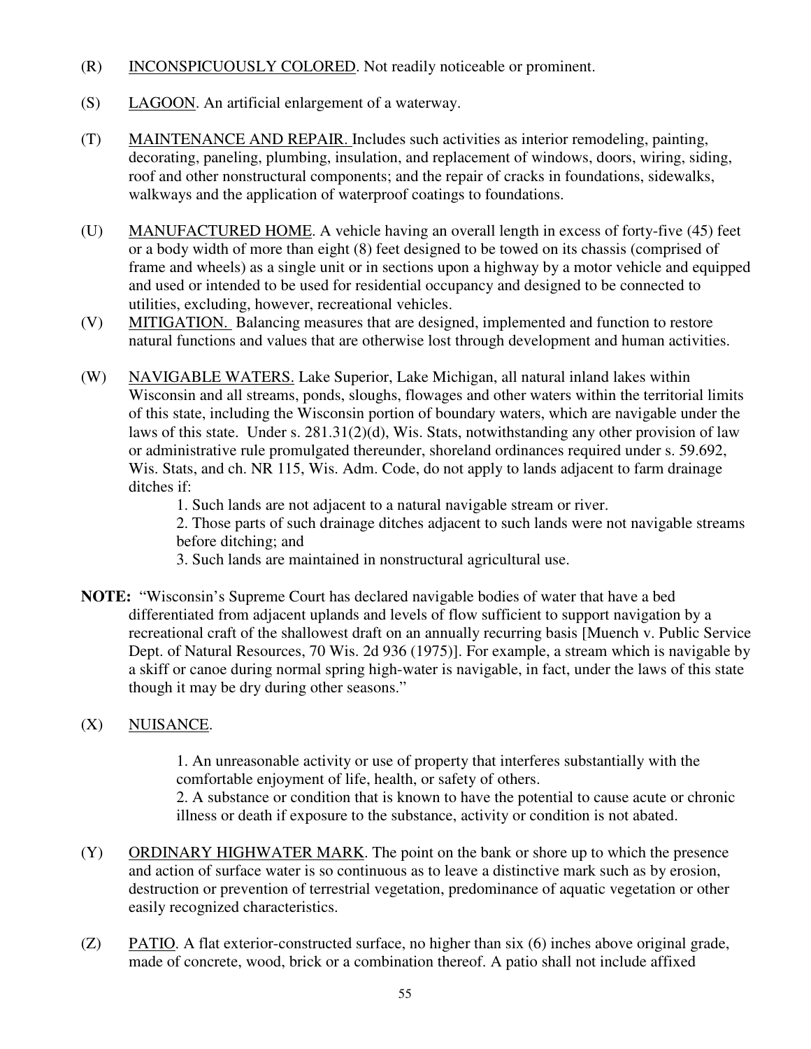(R) INCONSPICUOUSLY COLORED. Not readily noticeable or prominent.

(S) LAGOON. An artificial enlargement of a waterway.

(T) MAINTENANCE AND REPAIR. Includes such activities as interior remodeling, painting, decorating, paneling, plumbing, insulation, and replacement of windows, doors, wiring, siding, roof and other nonstructural components; and the repair of cracks in foundations, sidewalks, walkways and the application of waterproof coatings to foundations.

(U) MANUFACTURED HOME. A vehicle having an overall length in excess of forty-five (45) feet or a body width of more than eight (8) feet designed to be towed on its chassis (comprised of frame and wheels) as a single unit or in sections upon a highway by a motor vehicle and equipped and used or intended to be used for residential occupancy and designed to be connected to utilities, excluding, however, recreational vehicles.

(V) MITIGATION. Balancing measures that are designed, implemented and function to restore natural functions and values that are otherwise lost through development and human activities.

(W) NAVIGABLE WATERS. Lake Superior, Lake Michigan, all natural inland lakes within Wisconsin and all streams, ponds, sloughs, flowages and other waters within the territorial limits of this state, including the Wisconsin portion of boundary waters, which are navigable under the laws of this state. Under s. 281.31(2)(d), Wis. Stats, notwithstanding any other provision of law or administrative rule promulgated thereunder, shoreland ordinances required under s. 59.692, Wis. Stats, and ch. NR 115, Wis. Adm. Code, do not apply to lands adjacent to farm drainage ditches if:

1. Such lands are not adjacent to a natural navigable stream or river.
2. Those parts of such drainage ditches adjacent to such lands were not navigable streams before ditching; and
3. Such lands are maintained in nonstructural agricultural use.

**NOTE:** "Wisconsin's Supreme Court has declared navigable bodies of water that have a bed differentiated from adjacent uplands and levels of flow sufficient to support navigation by a recreational craft of the shallowest draft on an annually recurring basis [Muench v. Public Service Dept. of Natural Resources, 70 Wis. 2d 936 (1975)]. For example, a stream which is navigable by a skiff or canoe during normal spring high-water is navigable, in fact, under the laws of this state though it may be dry during other seasons."

(X) NUISANCE.

1. An unreasonable activity or use of property that interferes substantially with the comfortable enjoyment of life, health, or safety of others.
2. A substance or condition that is known to have the potential to cause acute or chronic illness or death if exposure to the substance, activity or condition is not abated.

(Y) ORDINARY HIGHWATER MARK. The point on the bank or shore up to which the presence and action of surface water is so continuous as to leave a distinctive mark such as by erosion, destruction or prevention of terrestrial vegetation, predominance of aquatic vegetation or other easily recognized characteristics.

(Z) PATIO. A flat exterior-constructed surface, no higher than six (6) inches above original grade, made of concrete, wood, brick or a combination thereof. A patio shall not include affixed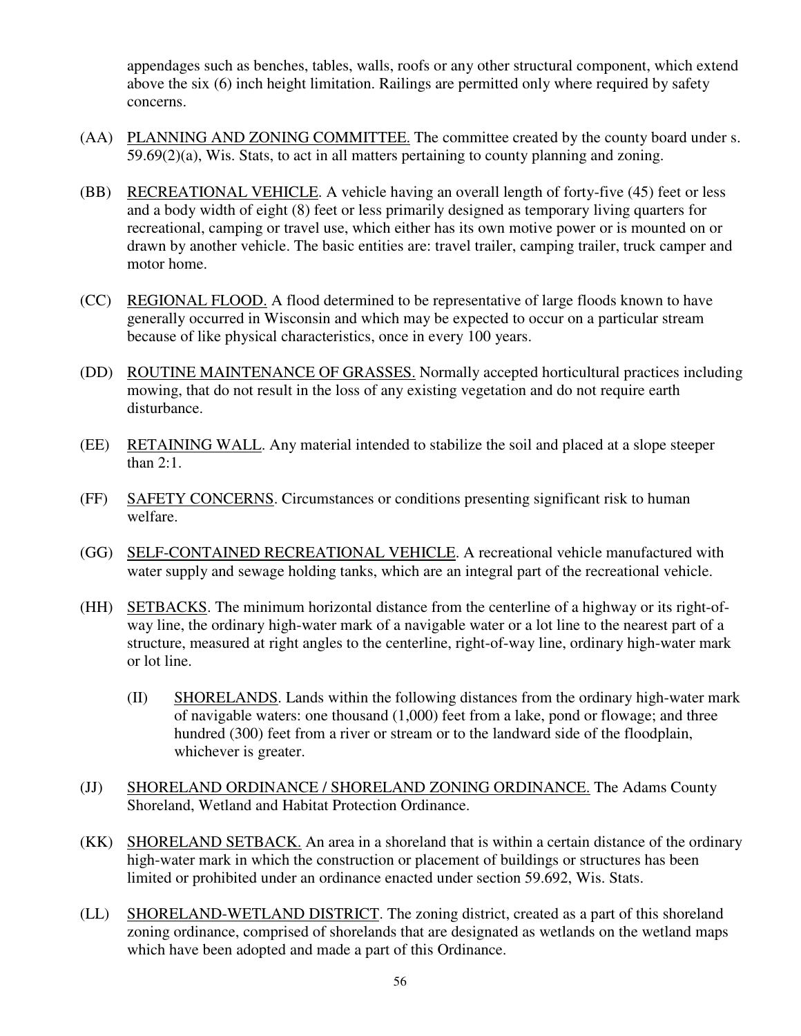appendages such as benches, tables, walls, roofs or any other structural component, which extend above the six (6) inch height limitation. Railings are permitted only where required by safety concerns.

(AA) PLANNING AND ZONING COMMITTEE. The committee created by the county board under s. 59.69(2)(a), Wis. Stats, to act in all matters pertaining to county planning and zoning.

(BB) RECREATIONAL VEHICLE. A vehicle having an overall length of forty-five (45) feet or less and a body width of eight (8) feet or less primarily designed as temporary living quarters for recreational, camping or travel use, which either has its own motive power or is mounted on or drawn by another vehicle. The basic entities are: travel trailer, camping trailer, truck camper and motor home.

(CC) REGIONAL FLOOD. A flood determined to be representative of large floods known to have generally occurred in Wisconsin and which may be expected to occur on a particular stream because of like physical characteristics, once in every 100 years.

(DD) ROUTINE MAINTENANCE OF GRASSES. Normally accepted horticultural practices including mowing, that do not result in the loss of any existing vegetation and do not require earth disturbance.

(EE) RETAINING WALL. Any material intended to stabilize the soil and placed at a slope steeper than 2:1.

(FF) SAFETY CONCERNS. Circumstances or conditions presenting significant risk to human welfare.

(GG) SELF-CONTAINED RECREATIONAL VEHICLE. A recreational vehicle manufactured with water supply and sewage holding tanks, which are an integral part of the recreational vehicle.

(HH) SETBACKS. The minimum horizontal distance from the centerline of a highway or its right-of-way line, the ordinary high-water mark of a navigable water or a lot line to the nearest part of a structure, measured at right angles to the centerline, right-of-way line, ordinary high-water mark or lot line.

(II) SHORELANDS. Lands within the following distances from the ordinary high-water mark of navigable waters: one thousand (1,000) feet from a lake, pond or flowage; and three hundred (300) feet from a river or stream or to the landward side of the floodplain, whichever is greater.

(JJ) SHORELAND ORDINANCE / SHORELAND ZONING ORDINANCE. The Adams County Shoreland, Wetland and Habitat Protection Ordinance.

(KK) SHORELAND SETBACK. An area in a shoreland that is within a certain distance of the ordinary high-water mark in which the construction or placement of buildings or structures has been limited or prohibited under an ordinance enacted under section 59.692, Wis. Stats.

(LL) SHORELAND-WETLAND DISTRICT. The zoning district, created as a part of this shoreland zoning ordinance, comprised of shorelands that are designated as wetlands on the wetland maps which have been adopted and made a part of this Ordinance.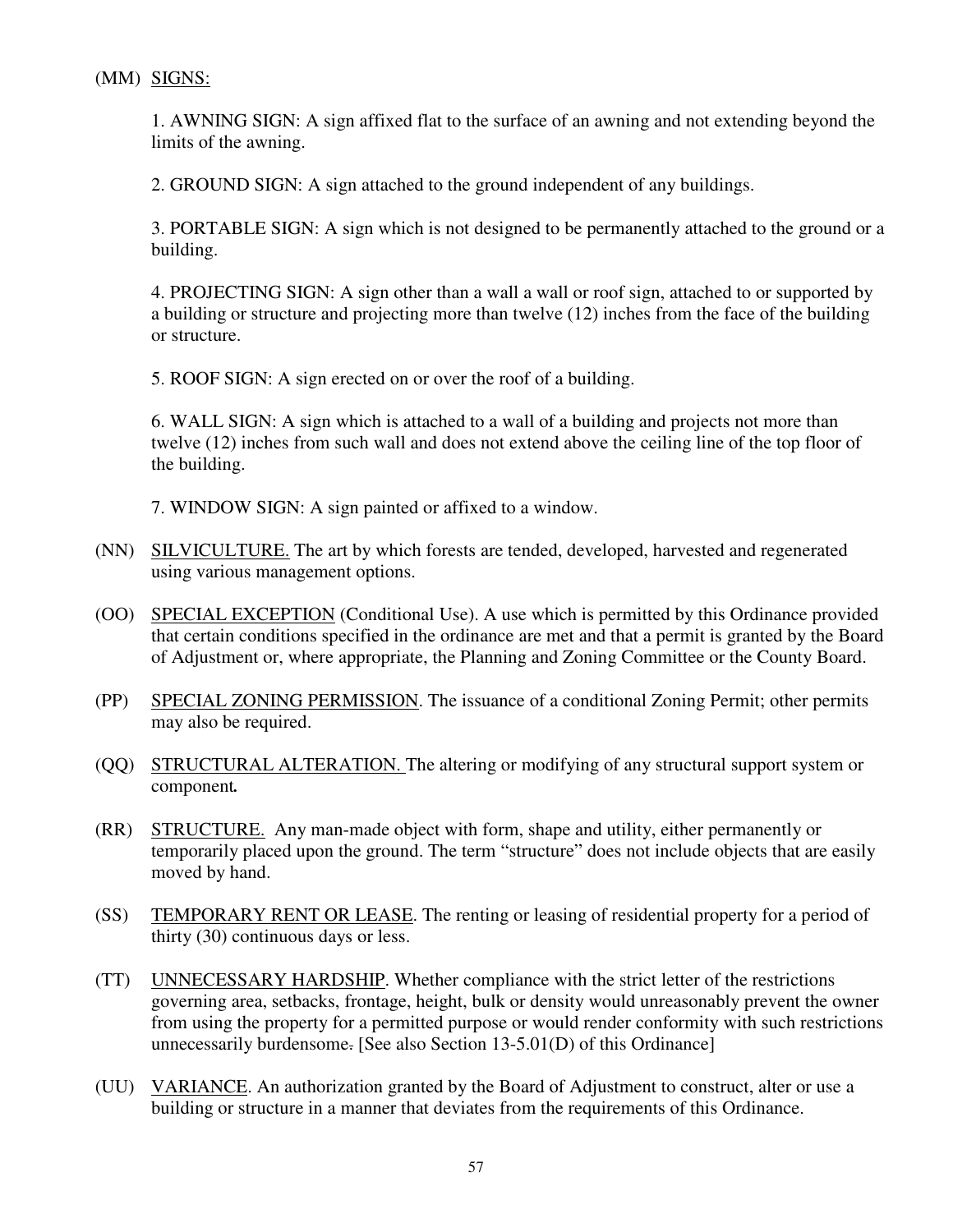(MM) SIGNS:

1. AWNING SIGN: A sign affixed flat to the surface of an awning and not extending beyond the limits of the awning.

2. GROUND SIGN: A sign attached to the ground independent of any buildings.

3. PORTABLE SIGN: A sign which is not designed to be permanently attached to the ground or a building.

4. PROJECTING SIGN: A sign other than a wall a wall or roof sign, attached to or supported by a building or structure and projecting more than twelve (12) inches from the face of the building or structure.

5. ROOF SIGN: A sign erected on or over the roof of a building.

6. WALL SIGN: A sign which is attached to a wall of a building and projects not more than twelve (12) inches from such wall and does not extend above the ceiling line of the top floor of the building.

7. WINDOW SIGN: A sign painted or affixed to a window.

(NN) SILVICULTURE. The art by which forests are tended, developed, harvested and regenerated using various management options.

(OO) SPECIAL EXCEPTION (Conditional Use). A use which is permitted by this Ordinance provided that certain conditions specified in the ordinance are met and that a permit is granted by the Board of Adjustment or, where appropriate, the Planning and Zoning Committee or the County Board.

(PP) SPECIAL ZONING PERMISSION. The issuance of a conditional Zoning Permit; other permits may also be required.

(QQ) STRUCTURAL ALTERATION. The altering or modifying of any structural support system or component**.**

(RR) STRUCTURE. Any man-made object with form, shape and utility, either permanently or temporarily placed upon the ground. The term "structure" does not include objects that are easily moved by hand.

(SS) TEMPORARY RENT OR LEASE. The renting or leasing of residential property for a period of thirty (30) continuous days or less.

(TT) UNNECESSARY HARDSHIP. Whether compliance with the strict letter of the restrictions governing area, setbacks, frontage, height, bulk or density would unreasonably prevent the owner from using the property for a permitted purpose or would render conformity with such restrictions unnecessarily burdensome. [See also Section 13-5.01(D) of this Ordinance]

(UU) VARIANCE. An authorization granted by the Board of Adjustment to construct, alter or use a building or structure in a manner that deviates from the requirements of this Ordinance.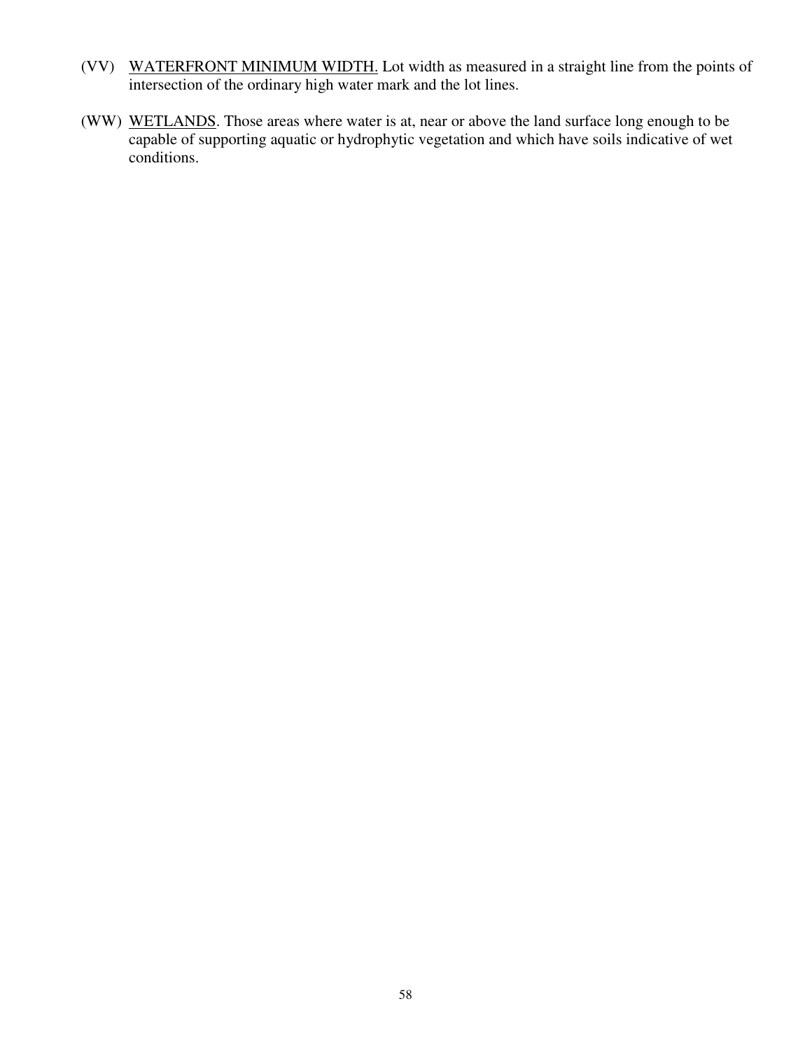(VV) <u>WATERFRONT MINIMUM WIDTH.</u> Lot width as measured in a straight line from the points of intersection of the ordinary high water mark and the lot lines.

(WW) <u>WETLANDS</u>. Those areas where water is at, near or above the land surface long enough to be capable of supporting aquatic or hydrophytic vegetation and which have soils indicative of wet conditions.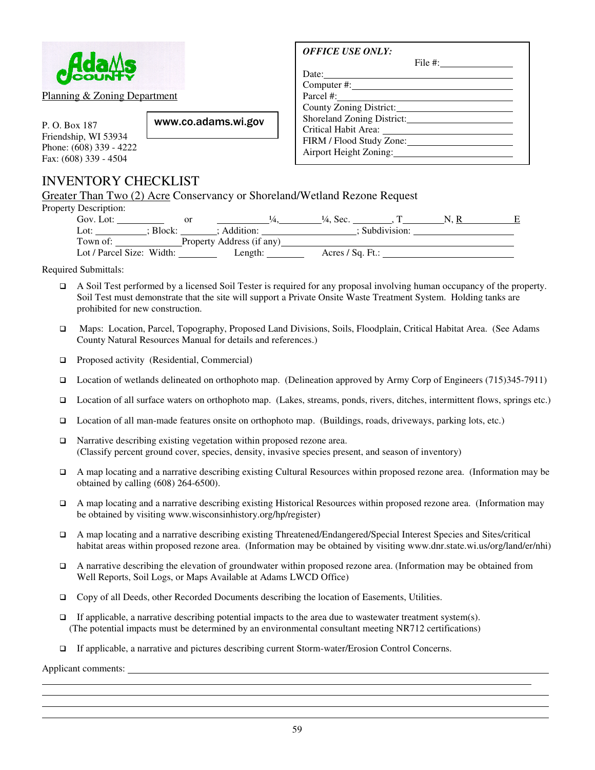Adams County

Planning & Zoning Department

P. O. Box 187
Friendship, WI 53934
Phone: (608) 339 - 4222
Fax: (608) 339 - 4504

www.co.adams.wi.gov

***OFFICE USE ONLY:***

File #: \_\_\_\_\_\_\_\_\_\_
Date: \_\_\_\_\_\_\_\_\_\_
Computer #: \_\_\_\_\_\_\_\_\_\_
Parcel #: \_\_\_\_\_\_\_\_\_\_
County Zoning District: \_\_\_\_\_\_\_\_\_\_
Shoreland Zoning District: \_\_\_\_\_\_\_\_\_\_
Critical Habit Area: \_\_\_\_\_\_\_\_\_\_
FIRM / Flood Study Zone: \_\_\_\_\_\_\_\_\_\_
Airport Height Zoning: \_\_\_\_\_\_\_\_\_\_

# INVENTORY CHECKLIST

Greater Than Two (2) Acre Conservancy or Shoreland/Wetland Rezone Request

Property Description:

Gov. Lot: \_\_\_\_\_\_ or \_\_\_\_\_\_ ¼, \_\_\_\_\_\_ ¼, Sec. \_\_\_\_\_\_, T \_\_\_\_\_\_ N, R \_\_\_\_\_\_ E
Lot: \_\_\_\_\_\_; Block: \_\_\_\_\_\_; Addition: \_\_\_\_\_\_; Subdivision: \_\_\_\_\_\_
Town of: \_\_\_\_\_\_ Property Address (if any) \_\_\_\_\_\_
Lot / Parcel Size: Width: \_\_\_\_\_\_ Length: \_\_\_\_\_\_ Acres / Sq. Ft.: \_\_\_\_\_\_

Required Submittals:

- ☐ A Soil Test performed by a licensed Soil Tester is required for any proposal involving human occupancy of the property. Soil Test must demonstrate that the site will support a Private Onsite Waste Treatment System. Holding tanks are prohibited for new construction.
- ☐ Maps: Location, Parcel, Topography, Proposed Land Divisions, Soils, Floodplain, Critical Habitat Area. (See Adams County Natural Resources Manual for details and references.)
- ☐ Proposed activity (Residential, Commercial)
- ☐ Location of wetlands delineated on orthophoto map. (Delineation approved by Army Corp of Engineers (715)345-7911)
- ☐ Location of all surface waters on orthophoto map. (Lakes, streams, ponds, rivers, ditches, intermittent flows, springs etc.)
- ☐ Location of all man-made features onsite on orthophoto map. (Buildings, roads, driveways, parking lots, etc.)
- ☐ Narrative describing existing vegetation within proposed rezone area. (Classify percent ground cover, species, density, invasive species present, and season of inventory)
- ☐ A map locating and a narrative describing existing Cultural Resources within proposed rezone area. (Information may be obtained by calling (608) 264-6500).
- ☐ A map locating and a narrative describing existing Historical Resources within proposed rezone area. (Information may be obtained by visiting www.wisconsinhistory.org/hp/register)
- ☐ A map locating and a narrative describing existing Threatened/Endangered/Special Interest Species and Sites/critical habitat areas within proposed rezone area. (Information may be obtained by visiting www.dnr.state.wi.us/org/land/er/nhi)
- ☐ A narrative describing the elevation of groundwater within proposed rezone area. (Information may be obtained from Well Reports, Soil Logs, or Maps Available at Adams LWCD Office)
- ☐ Copy of all Deeds, other Recorded Documents describing the location of Easements, Utilities.
- ☐ If applicable, a narrative describing potential impacts to the area due to wastewater treatment system(s). (The potential impacts must be determined by an environmental consultant meeting NR712 certifications)
- ☐ If applicable, a narrative and pictures describing current Storm-water/Erosion Control Concerns.

Applicant comments: \_\_\_\_\_\_\_\_\_\_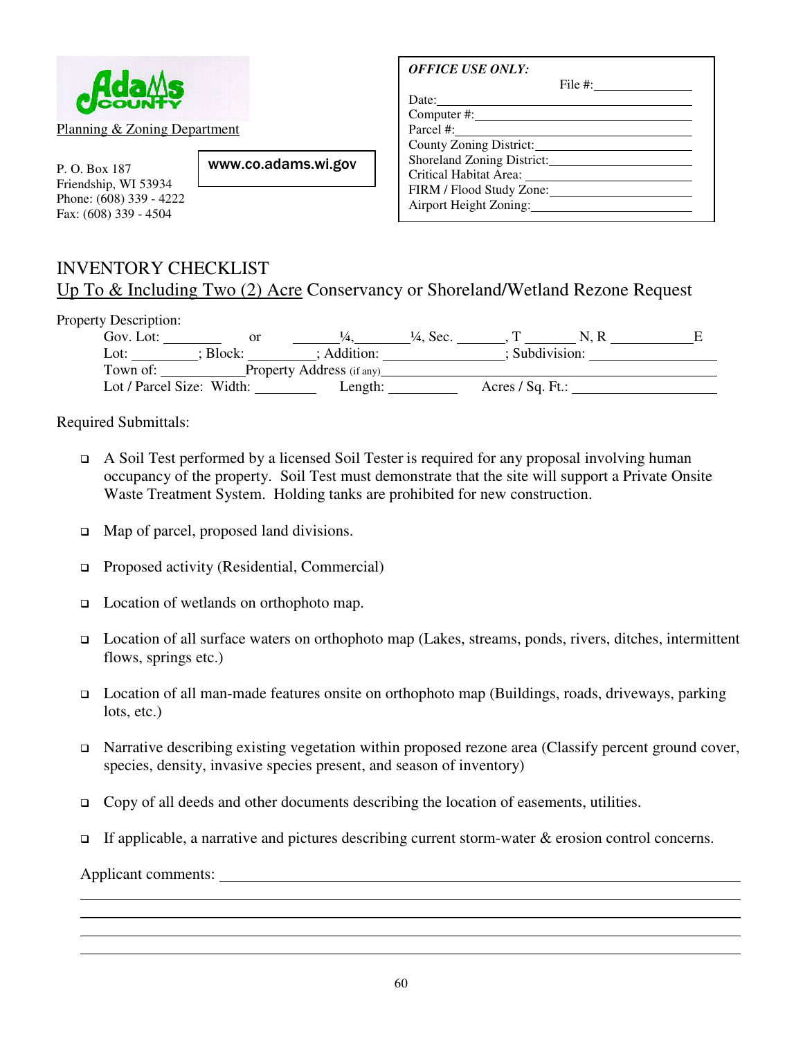Adams County

Planning & Zoning Department

P. O. Box 187
Friendship, WI 53934
Phone: (608) 339 - 4222
Fax: (608) 339 - 4504

www.co.adams.wi.gov

*OFFICE USE ONLY:*

File #: ____________

Date: ____________
Computer #: ____________
Parcel #: ____________
County Zoning District: ____________
Shoreland Zoning District: ____________
Critical Habitat Area: ____________
FIRM / Flood Study Zone: ____________
Airport Height Zoning: ____________

## INVENTORY CHECKLIST

## Up To & Including Two (2) Acre Conservancy or Shoreland/Wetland Rezone Request

Property Description:

Gov. Lot: ________ or ______¼, ______¼, Sec. ______, T ______ N, R __________ E

Lot: ________; Block: ________; Addition: ______________; Subdivision: ______________

Town of: __________ Property Address (if any) ______________________________

Lot / Parcel Size: Width: ________ Length: ________ Acres / Sq. Ft.: ______________

Required Submittals:

- ❑ A Soil Test performed by a licensed Soil Tester is required for any proposal involving human occupancy of the property. Soil Test must demonstrate that the site will support a Private Onsite Waste Treatment System. Holding tanks are prohibited for new construction.
- ❑ Map of parcel, proposed land divisions.
- ❑ Proposed activity (Residential, Commercial)
- ❑ Location of wetlands on orthophoto map.
- ❑ Location of all surface waters on orthophoto map (Lakes, streams, ponds, rivers, ditches, intermittent flows, springs etc.)
- ❑ Location of all man-made features onsite on orthophoto map (Buildings, roads, driveways, parking lots, etc.)
- ❑ Narrative describing existing vegetation within proposed rezone area (Classify percent ground cover, species, density, invasive species present, and season of inventory)
- ❑ Copy of all deeds and other documents describing the location of easements, utilities.
- ❑ If applicable, a narrative and pictures describing current storm-water & erosion control concerns.

Applicant comments: ______________________________________________